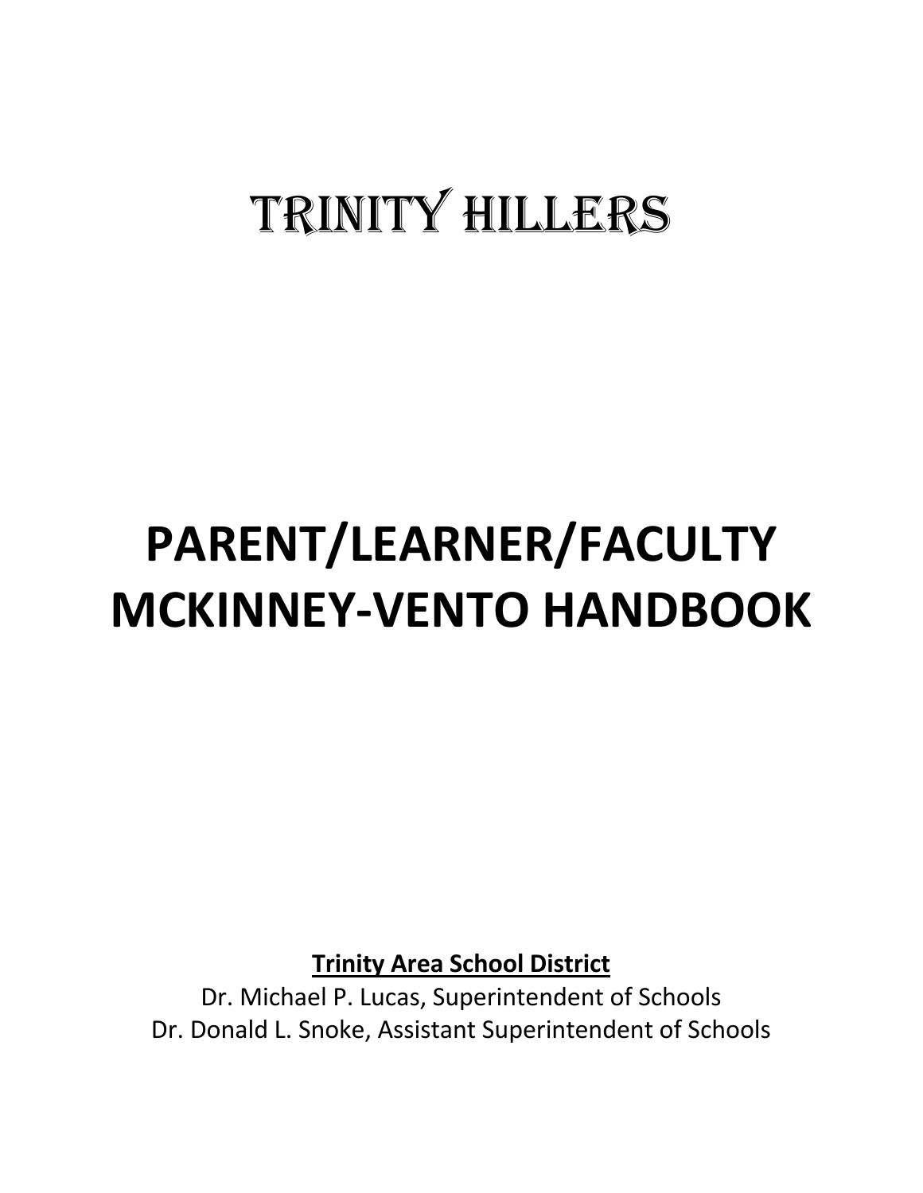# TRINITY HILLERS

# PARENT/LEARNER/FACULTY MCKINNEY-VENTO HANDBOOK

**Trinity Area School District**

Dr. Michael P. Lucas, Superintendent of Schools

Dr. Donald L. Snoke, Assistant Superintendent of Schools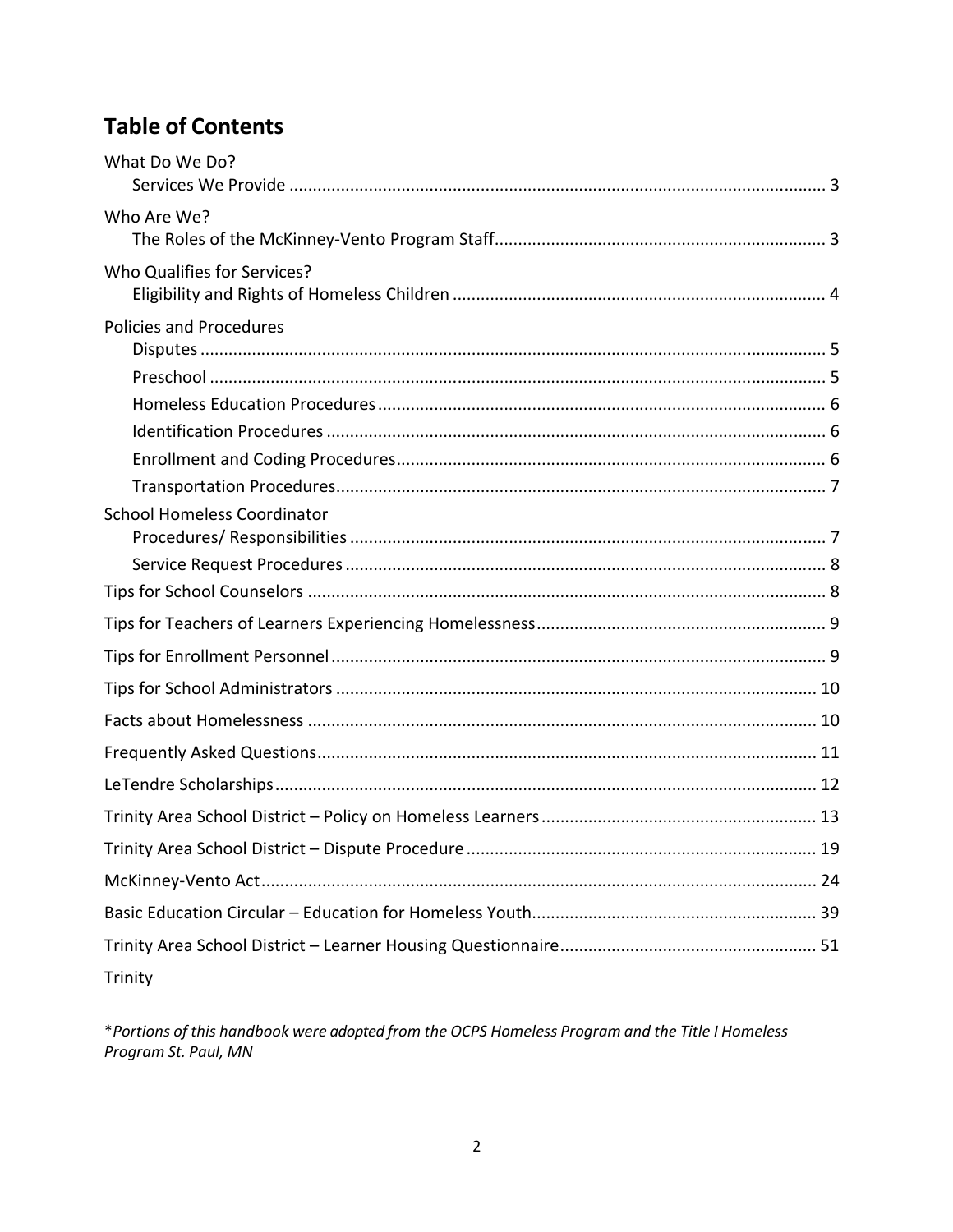# Table of Contents

What Do We Do?
- Services We Provide ..... 3

Who Are We?
- The Roles of the McKinney-Vento Program Staff ..... 3

Who Qualifies for Services?
- Eligibility and Rights of Homeless Children ..... 4

Policies and Procedures
- Disputes ..... 5
- Preschool ..... 5
- Homeless Education Procedures ..... 6
- Identification Procedures ..... 6
- Enrollment and Coding Procedures ..... 6
- Transportation Procedures ..... 7

School Homeless Coordinator
- Procedures/ Responsibilities ..... 7
- Service Request Procedures ..... 8

Tips for School Counselors ..... 8

Tips for Teachers of Learners Experiencing Homelessness ..... 9

Tips for Enrollment Personnel ..... 9

Tips for School Administrators ..... 10

Facts about Homelessness ..... 10

Frequently Asked Questions ..... 11

LeTendre Scholarships ..... 12

Trinity Area School District – Policy on Homeless Learners ..... 13

Trinity Area School District – Dispute Procedure ..... 19

McKinney-Vento Act ..... 24

Basic Education Circular – Education for Homeless Youth ..... 39

Trinity Area School District – Learner Housing Questionnaire ..... 51

Trinity

*\*Portions of this handbook were adopted from the OCPS Homeless Program and the Title I Homeless Program St. Paul, MN*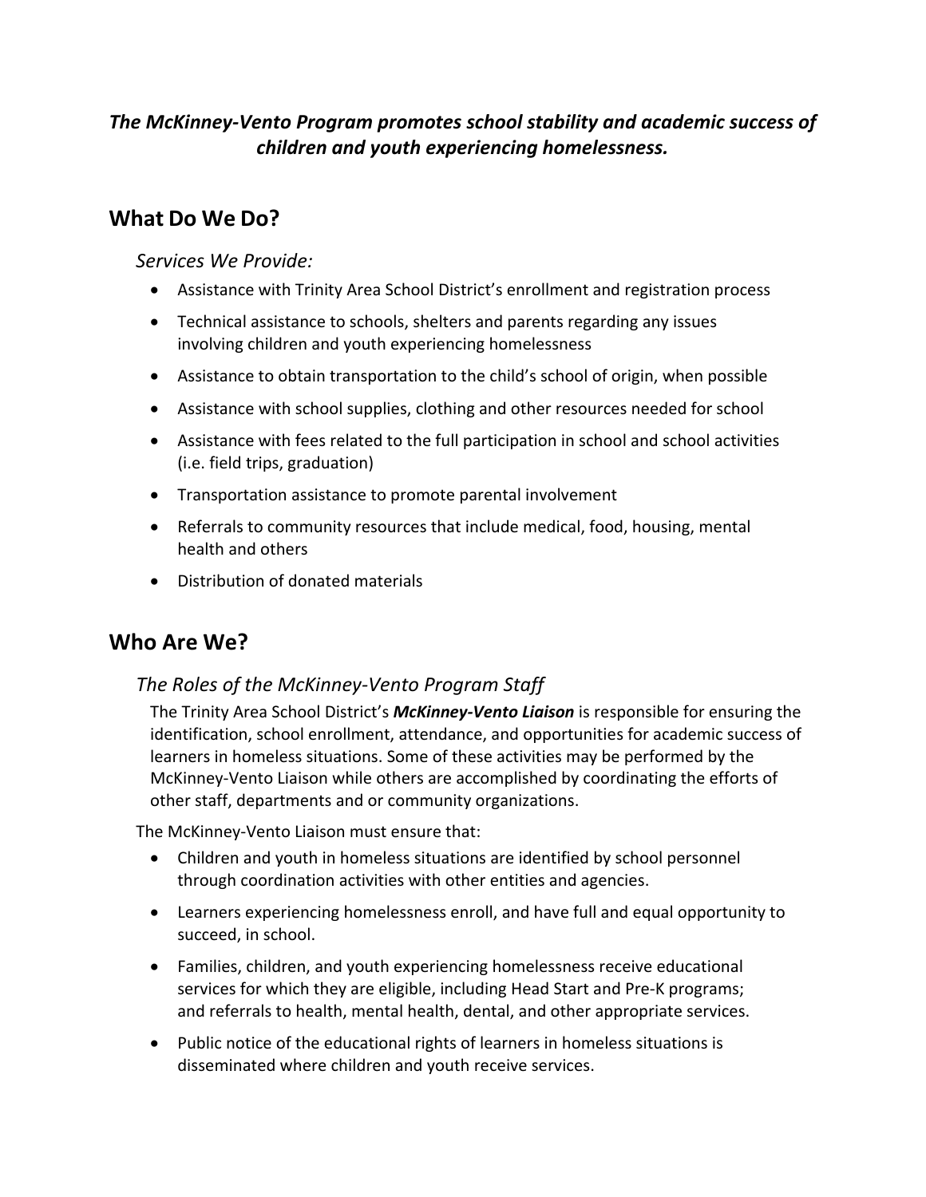***The McKinney-Vento Program promotes school stability and academic success of children and youth experiencing homelessness.***

## What Do We Do?

### *Services We Provide:*

- Assistance with Trinity Area School District's enrollment and registration process
- Technical assistance to schools, shelters and parents regarding any issues involving children and youth experiencing homelessness
- Assistance to obtain transportation to the child's school of origin, when possible
- Assistance with school supplies, clothing and other resources needed for school
- Assistance with fees related to the full participation in school and school activities (i.e. field trips, graduation)
- Transportation assistance to promote parental involvement
- Referrals to community resources that include medical, food, housing, mental health and others
- Distribution of donated materials

## Who Are We?

### *The Roles of the McKinney-Vento Program Staff*

The Trinity Area School District's ***McKinney-Vento Liaison*** is responsible for ensuring the identification, school enrollment, attendance, and opportunities for academic success of learners in homeless situations. Some of these activities may be performed by the McKinney-Vento Liaison while others are accomplished by coordinating the efforts of other staff, departments and or community organizations.

The McKinney-Vento Liaison must ensure that:

- Children and youth in homeless situations are identified by school personnel through coordination activities with other entities and agencies.
- Learners experiencing homelessness enroll, and have full and equal opportunity to succeed, in school.
- Families, children, and youth experiencing homelessness receive educational services for which they are eligible, including Head Start and Pre-K programs; and referrals to health, mental health, dental, and other appropriate services.
- Public notice of the educational rights of learners in homeless situations is disseminated where children and youth receive services.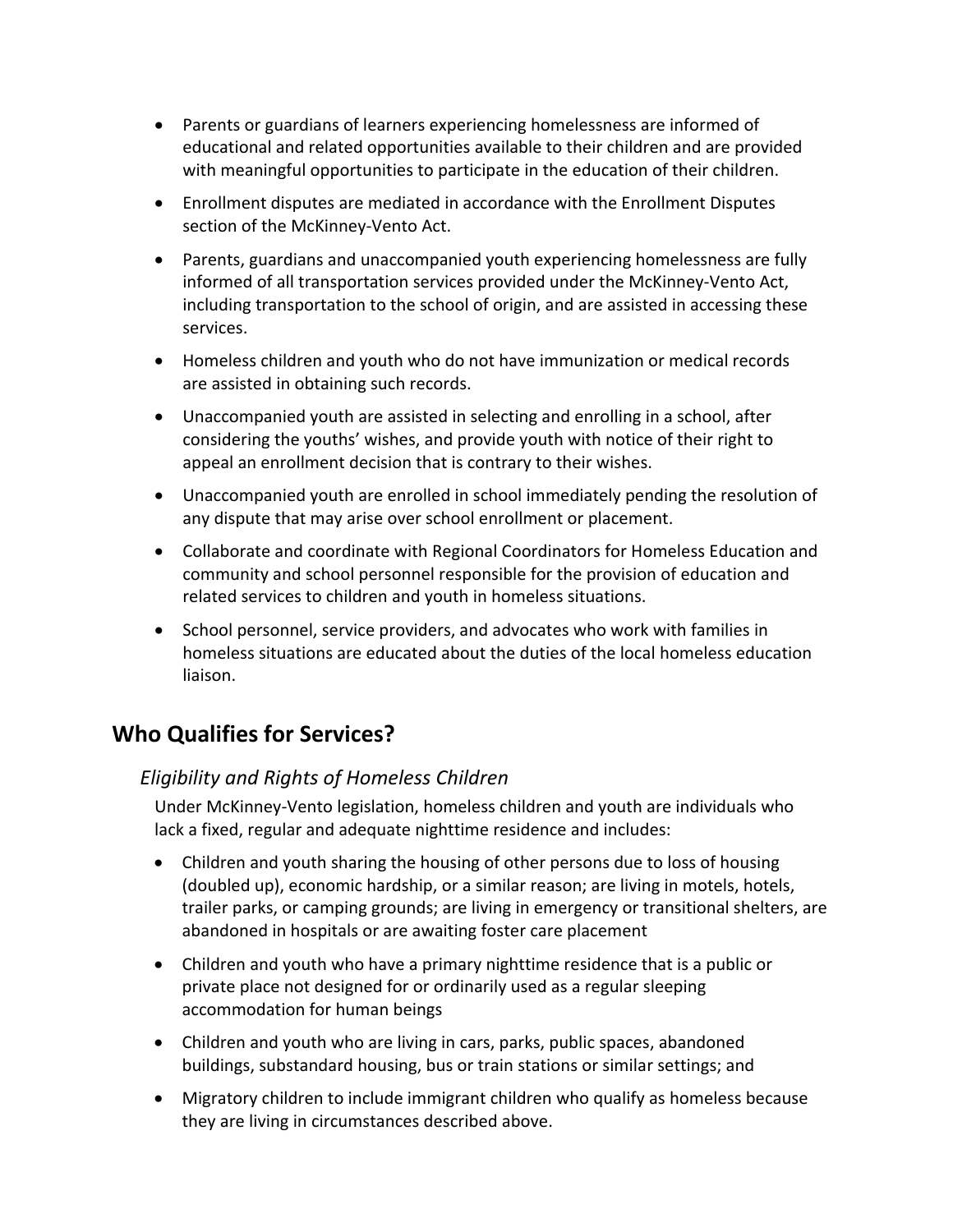- Parents or guardians of learners experiencing homelessness are informed of educational and related opportunities available to their children and are provided with meaningful opportunities to participate in the education of their children.
- Enrollment disputes are mediated in accordance with the Enrollment Disputes section of the McKinney-Vento Act.
- Parents, guardians and unaccompanied youth experiencing homelessness are fully informed of all transportation services provided under the McKinney-Vento Act, including transportation to the school of origin, and are assisted in accessing these services.
- Homeless children and youth who do not have immunization or medical records are assisted in obtaining such records.
- Unaccompanied youth are assisted in selecting and enrolling in a school, after considering the youths' wishes, and provide youth with notice of their right to appeal an enrollment decision that is contrary to their wishes.
- Unaccompanied youth are enrolled in school immediately pending the resolution of any dispute that may arise over school enrollment or placement.
- Collaborate and coordinate with Regional Coordinators for Homeless Education and community and school personnel responsible for the provision of education and related services to children and youth in homeless situations.
- School personnel, service providers, and advocates who work with families in homeless situations are educated about the duties of the local homeless education liaison.

## Who Qualifies for Services?

### *Eligibility and Rights of Homeless Children*

Under McKinney-Vento legislation, homeless children and youth are individuals who lack a fixed, regular and adequate nighttime residence and includes:

- Children and youth sharing the housing of other persons due to loss of housing (doubled up), economic hardship, or a similar reason; are living in motels, hotels, trailer parks, or camping grounds; are living in emergency or transitional shelters, are abandoned in hospitals or are awaiting foster care placement
- Children and youth who have a primary nighttime residence that is a public or private place not designed for or ordinarily used as a regular sleeping accommodation for human beings
- Children and youth who are living in cars, parks, public spaces, abandoned buildings, substandard housing, bus or train stations or similar settings; and
- Migratory children to include immigrant children who qualify as homeless because they are living in circumstances described above.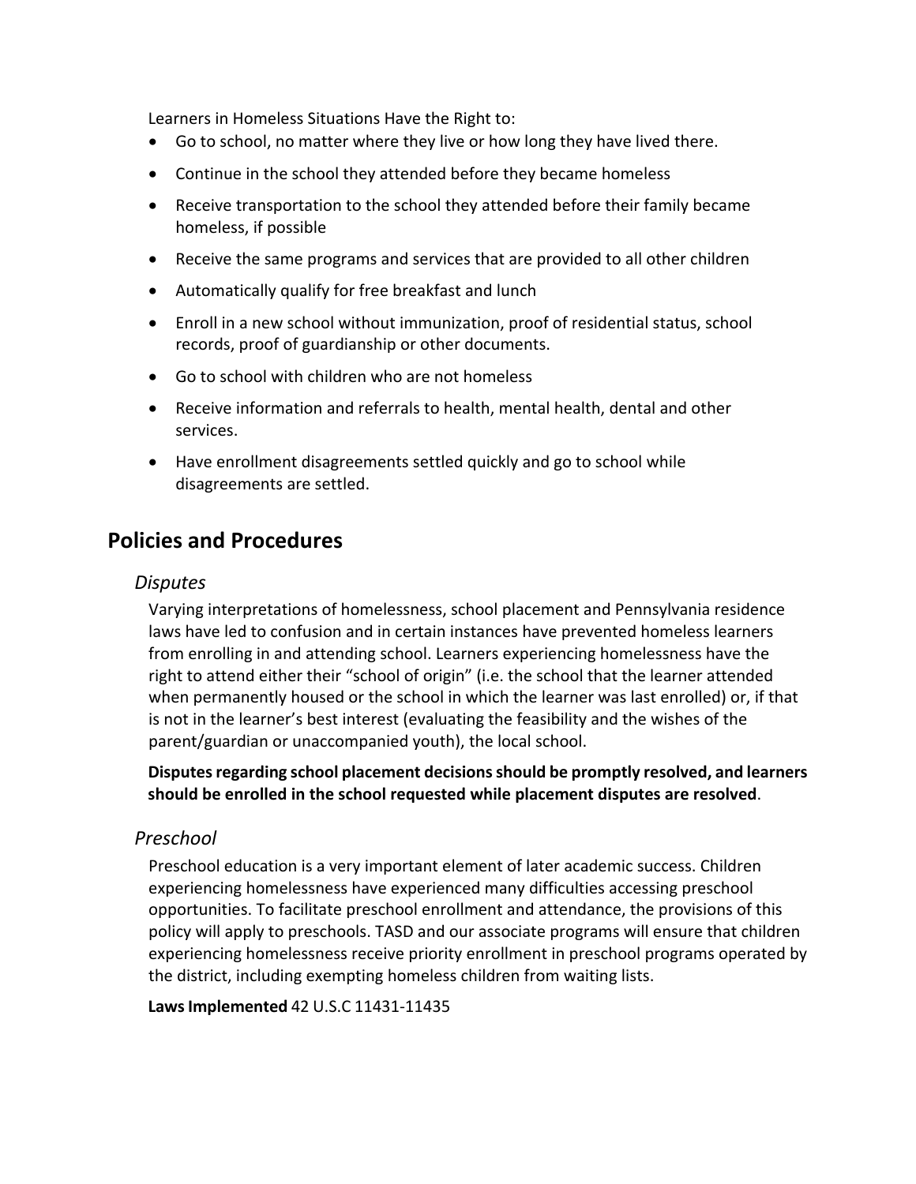Learners in Homeless Situations Have the Right to:

- Go to school, no matter where they live or how long they have lived there.
- Continue in the school they attended before they became homeless
- Receive transportation to the school they attended before their family became homeless, if possible
- Receive the same programs and services that are provided to all other children
- Automatically qualify for free breakfast and lunch
- Enroll in a new school without immunization, proof of residential status, school records, proof of guardianship or other documents.
- Go to school with children who are not homeless
- Receive information and referrals to health, mental health, dental and other services.
- Have enrollment disagreements settled quickly and go to school while disagreements are settled.

## Policies and Procedures

### *Disputes*

Varying interpretations of homelessness, school placement and Pennsylvania residence laws have led to confusion and in certain instances have prevented homeless learners from enrolling in and attending school. Learners experiencing homelessness have the right to attend either their "school of origin" (i.e. the school that the learner attended when permanently housed or the school in which the learner was last enrolled) or, if that is not in the learner's best interest (evaluating the feasibility and the wishes of the parent/guardian or unaccompanied youth), the local school.

**Disputes regarding school placement decisions should be promptly resolved, and learners should be enrolled in the school requested while placement disputes are resolved**.

### *Preschool*

Preschool education is a very important element of later academic success. Children experiencing homelessness have experienced many difficulties accessing preschool opportunities. To facilitate preschool enrollment and attendance, the provisions of this policy will apply to preschools. TASD and our associate programs will ensure that children experiencing homelessness receive priority enrollment in preschool programs operated by the district, including exempting homeless children from waiting lists.

**Laws Implemented** 42 U.S.C 11431-11435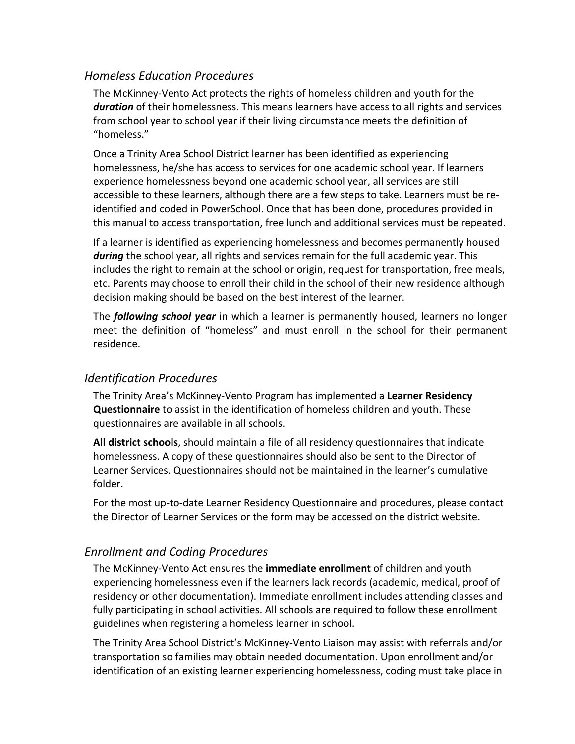## *Homeless Education Procedures*

The McKinney-Vento Act protects the rights of homeless children and youth for the ***duration*** of their homelessness. This means learners have access to all rights and services from school year to school year if their living circumstance meets the definition of "homeless."

Once a Trinity Area School District learner has been identified as experiencing homelessness, he/she has access to services for one academic school year. If learners experience homelessness beyond one academic school year, all services are still accessible to these learners, although there are a few steps to take. Learners must be re-identified and coded in PowerSchool. Once that has been done, procedures provided in this manual to access transportation, free lunch and additional services must be repeated.

If a learner is identified as experiencing homelessness and becomes permanently housed ***during*** the school year, all rights and services remain for the full academic year. This includes the right to remain at the school or origin, request for transportation, free meals, etc. Parents may choose to enroll their child in the school of their new residence although decision making should be based on the best interest of the learner.

The ***following school year*** in which a learner is permanently housed, learners no longer meet the definition of "homeless" and must enroll in the school for their permanent residence.

## *Identification Procedures*

The Trinity Area's McKinney-Vento Program has implemented a **Learner Residency Questionnaire** to assist in the identification of homeless children and youth. These questionnaires are available in all schools.

**All district schools**, should maintain a file of all residency questionnaires that indicate homelessness. A copy of these questionnaires should also be sent to the Director of Learner Services. Questionnaires should not be maintained in the learner's cumulative folder.

For the most up-to-date Learner Residency Questionnaire and procedures, please contact the Director of Learner Services or the form may be accessed on the district website.

## *Enrollment and Coding Procedures*

The McKinney-Vento Act ensures the **immediate enrollment** of children and youth experiencing homelessness even if the learners lack records (academic, medical, proof of residency or other documentation). Immediate enrollment includes attending classes and fully participating in school activities. All schools are required to follow these enrollment guidelines when registering a homeless learner in school.

The Trinity Area School District's McKinney-Vento Liaison may assist with referrals and/or transportation so families may obtain needed documentation. Upon enrollment and/or identification of an existing learner experiencing homelessness, coding must take place in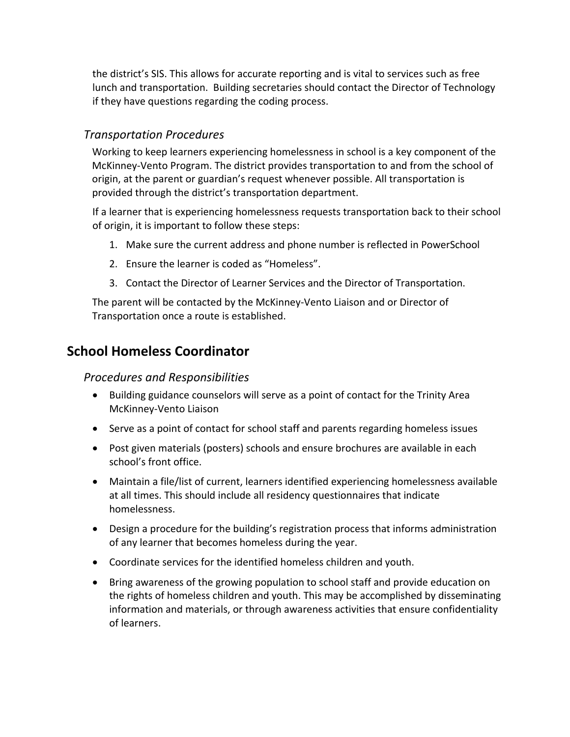the district's SIS. This allows for accurate reporting and is vital to services such as free lunch and transportation. Building secretaries should contact the Director of Technology if they have questions regarding the coding process.

### *Transportation Procedures*

Working to keep learners experiencing homelessness in school is a key component of the McKinney-Vento Program. The district provides transportation to and from the school of origin, at the parent or guardian's request whenever possible. All transportation is provided through the district's transportation department.

If a learner that is experiencing homelessness requests transportation back to their school of origin, it is important to follow these steps:

1. Make sure the current address and phone number is reflected in PowerSchool
2. Ensure the learner is coded as "Homeless".
3. Contact the Director of Learner Services and the Director of Transportation.

The parent will be contacted by the McKinney-Vento Liaison and or Director of Transportation once a route is established.

## School Homeless Coordinator

### *Procedures and Responsibilities*

- Building guidance counselors will serve as a point of contact for the Trinity Area McKinney-Vento Liaison
- Serve as a point of contact for school staff and parents regarding homeless issues
- Post given materials (posters) schools and ensure brochures are available in each school's front office.
- Maintain a file/list of current, learners identified experiencing homelessness available at all times. This should include all residency questionnaires that indicate homelessness.
- Design a procedure for the building's registration process that informs administration of any learner that becomes homeless during the year.
- Coordinate services for the identified homeless children and youth.
- Bring awareness of the growing population to school staff and provide education on the rights of homeless children and youth. This may be accomplished by disseminating information and materials, or through awareness activities that ensure confidentiality of learners.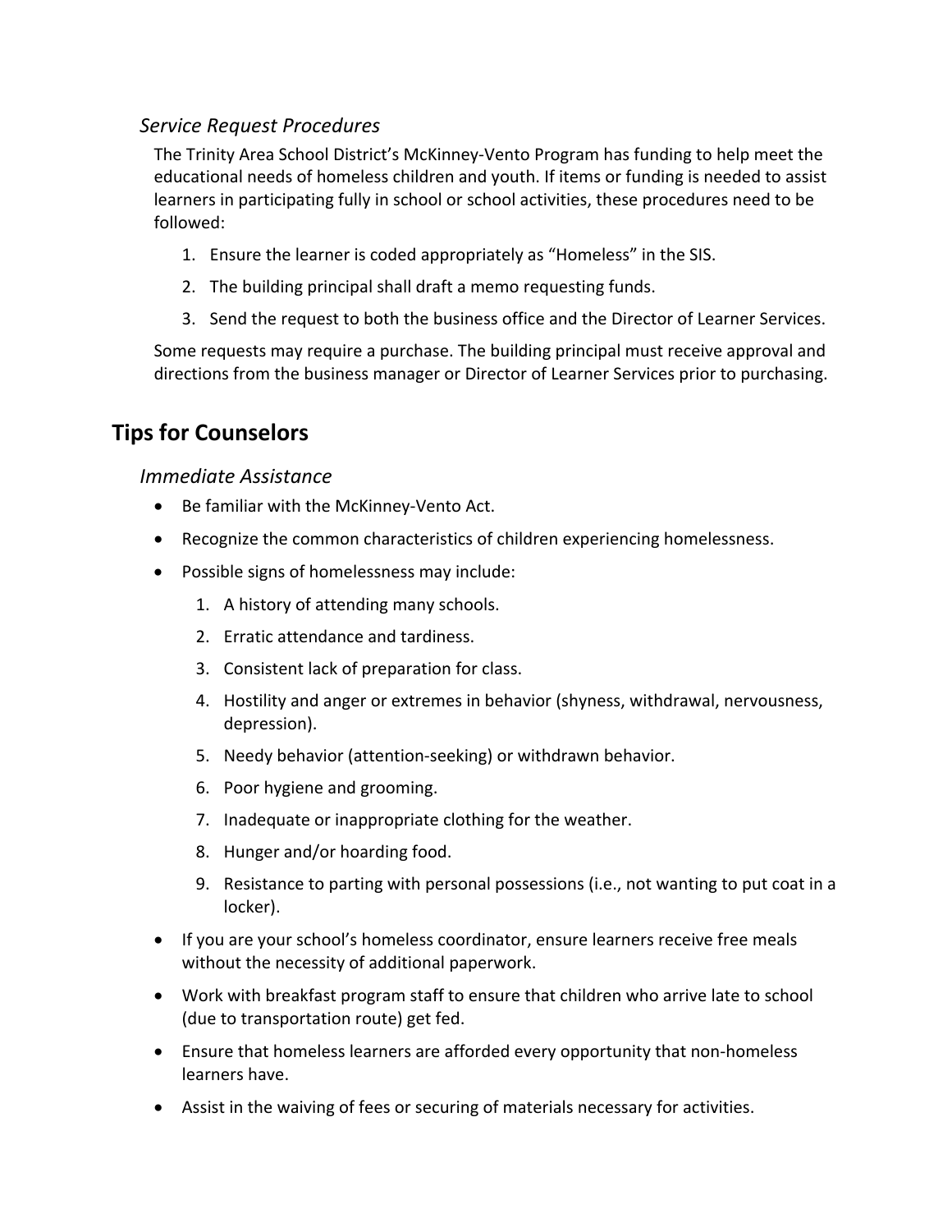### *Service Request Procedures*

The Trinity Area School District's McKinney-Vento Program has funding to help meet the educational needs of homeless children and youth. If items or funding is needed to assist learners in participating fully in school or school activities, these procedures need to be followed:

1. Ensure the learner is coded appropriately as "Homeless" in the SIS.
2. The building principal shall draft a memo requesting funds.
3. Send the request to both the business office and the Director of Learner Services.

Some requests may require a purchase. The building principal must receive approval and directions from the business manager or Director of Learner Services prior to purchasing.

## Tips for Counselors

### *Immediate Assistance*

- Be familiar with the McKinney-Vento Act.
- Recognize the common characteristics of children experiencing homelessness.
- Possible signs of homelessness may include:
    1. A history of attending many schools.
    2. Erratic attendance and tardiness.
    3. Consistent lack of preparation for class.
    4. Hostility and anger or extremes in behavior (shyness, withdrawal, nervousness, depression).
    5. Needy behavior (attention-seeking) or withdrawn behavior.
    6. Poor hygiene and grooming.
    7. Inadequate or inappropriate clothing for the weather.
    8. Hunger and/or hoarding food.
    9. Resistance to parting with personal possessions (i.e., not wanting to put coat in a locker).
- If you are your school's homeless coordinator, ensure learners receive free meals without the necessity of additional paperwork.
- Work with breakfast program staff to ensure that children who arrive late to school (due to transportation route) get fed.
- Ensure that homeless learners are afforded every opportunity that non-homeless learners have.
- Assist in the waiving of fees or securing of materials necessary for activities.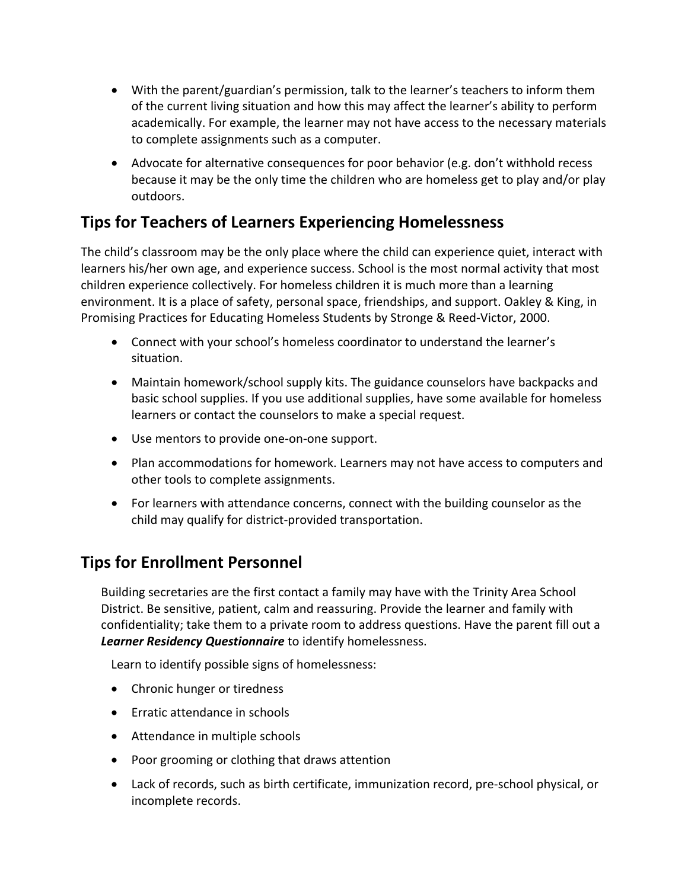- With the parent/guardian's permission, talk to the learner's teachers to inform them of the current living situation and how this may affect the learner's ability to perform academically. For example, the learner may not have access to the necessary materials to complete assignments such as a computer.
- Advocate for alternative consequences for poor behavior (e.g. don't withhold recess because it may be the only time the children who are homeless get to play and/or play outdoors.

## Tips for Teachers of Learners Experiencing Homelessness

The child's classroom may be the only place where the child can experience quiet, interact with learners his/her own age, and experience success. School is the most normal activity that most children experience collectively. For homeless children it is much more than a learning environment. It is a place of safety, personal space, friendships, and support. Oakley & King, in Promising Practices for Educating Homeless Students by Stronge & Reed-Victor, 2000.

- Connect with your school's homeless coordinator to understand the learner's situation.
- Maintain homework/school supply kits. The guidance counselors have backpacks and basic school supplies. If you use additional supplies, have some available for homeless learners or contact the counselors to make a special request.
- Use mentors to provide one-on-one support.
- Plan accommodations for homework. Learners may not have access to computers and other tools to complete assignments.
- For learners with attendance concerns, connect with the building counselor as the child may qualify for district-provided transportation.

## Tips for Enrollment Personnel

Building secretaries are the first contact a family may have with the Trinity Area School District. Be sensitive, patient, calm and reassuring. Provide the learner and family with confidentiality; take them to a private room to address questions. Have the parent fill out a ***Learner Residency Questionnaire*** to identify homelessness.

Learn to identify possible signs of homelessness:

- Chronic hunger or tiredness
- Erratic attendance in schools
- Attendance in multiple schools
- Poor grooming or clothing that draws attention
- Lack of records, such as birth certificate, immunization record, pre-school physical, or incomplete records.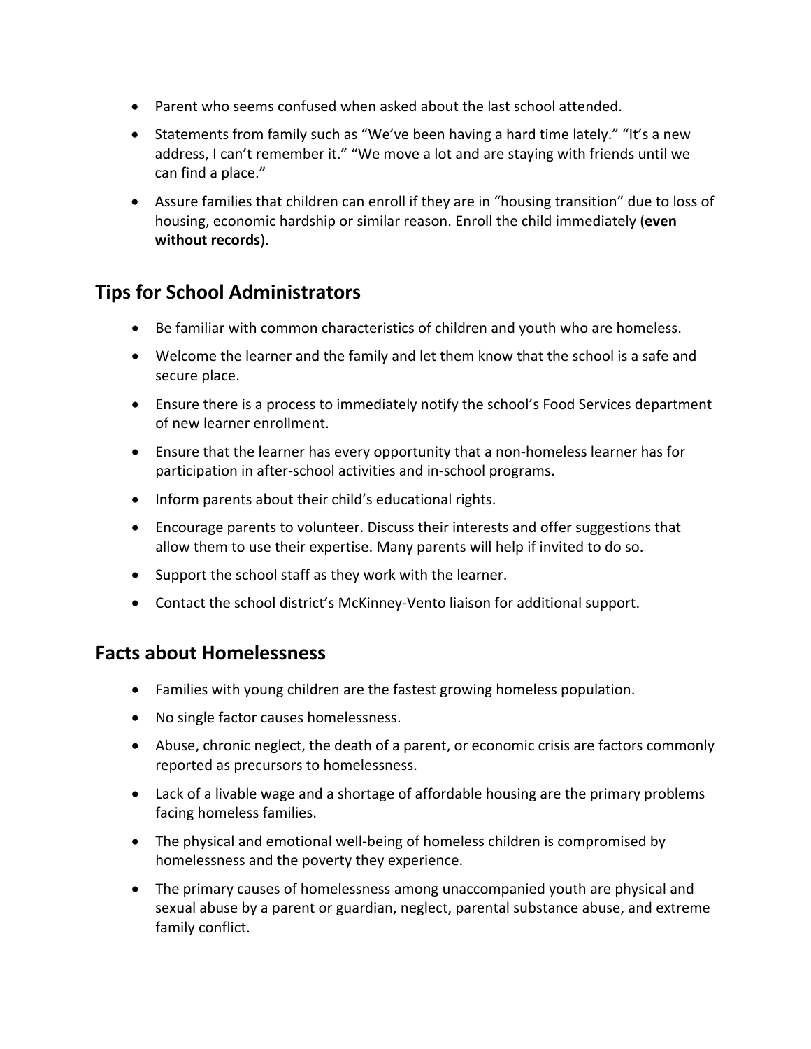- Parent who seems confused when asked about the last school attended.
- Statements from family such as "We've been having a hard time lately." "It's a new address, I can't remember it." "We move a lot and are staying with friends until we can find a place."
- Assure families that children can enroll if they are in "housing transition" due to loss of housing, economic hardship or similar reason. Enroll the child immediately (**even without records**).

## Tips for School Administrators

- Be familiar with common characteristics of children and youth who are homeless.
- Welcome the learner and the family and let them know that the school is a safe and secure place.
- Ensure there is a process to immediately notify the school's Food Services department of new learner enrollment.
- Ensure that the learner has every opportunity that a non-homeless learner has for participation in after-school activities and in-school programs.
- Inform parents about their child's educational rights.
- Encourage parents to volunteer. Discuss their interests and offer suggestions that allow them to use their expertise. Many parents will help if invited to do so.
- Support the school staff as they work with the learner.
- Contact the school district's McKinney-Vento liaison for additional support.

## Facts about Homelessness

- Families with young children are the fastest growing homeless population.
- No single factor causes homelessness.
- Abuse, chronic neglect, the death of a parent, or economic crisis are factors commonly reported as precursors to homelessness.
- Lack of a livable wage and a shortage of affordable housing are the primary problems facing homeless families.
- The physical and emotional well-being of homeless children is compromised by homelessness and the poverty they experience.
- The primary causes of homelessness among unaccompanied youth are physical and sexual abuse by a parent or guardian, neglect, parental substance abuse, and extreme family conflict.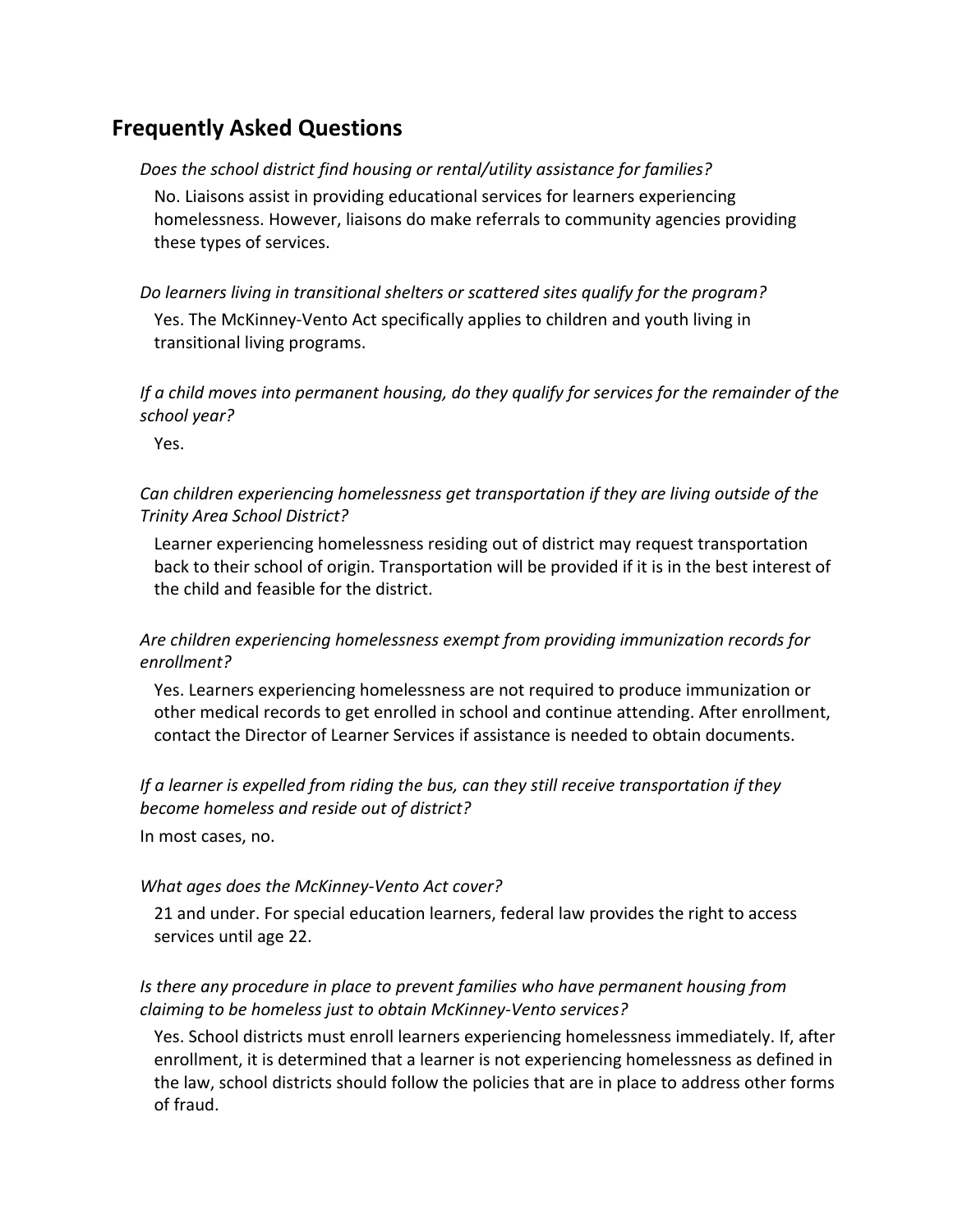## Frequently Asked Questions

*Does the school district find housing or rental/utility assistance for families?*

No. Liaisons assist in providing educational services for learners experiencing homelessness. However, liaisons do make referrals to community agencies providing these types of services.

*Do learners living in transitional shelters or scattered sites qualify for the program?*

Yes. The McKinney-Vento Act specifically applies to children and youth living in transitional living programs.

*If a child moves into permanent housing, do they qualify for services for the remainder of the school year?*

Yes.

*Can children experiencing homelessness get transportation if they are living outside of the Trinity Area School District?*

Learner experiencing homelessness residing out of district may request transportation back to their school of origin. Transportation will be provided if it is in the best interest of the child and feasible for the district.

*Are children experiencing homelessness exempt from providing immunization records for enrollment?*

Yes. Learners experiencing homelessness are not required to produce immunization or other medical records to get enrolled in school and continue attending. After enrollment, contact the Director of Learner Services if assistance is needed to obtain documents.

*If a learner is expelled from riding the bus, can they still receive transportation if they become homeless and reside out of district?*

In most cases, no.

*What ages does the McKinney-Vento Act cover?*

21 and under. For special education learners, federal law provides the right to access services until age 22.

*Is there any procedure in place to prevent families who have permanent housing from claiming to be homeless just to obtain McKinney-Vento services?*

Yes. School districts must enroll learners experiencing homelessness immediately. If, after enrollment, it is determined that a learner is not experiencing homelessness as defined in the law, school districts should follow the policies that are in place to address other forms of fraud.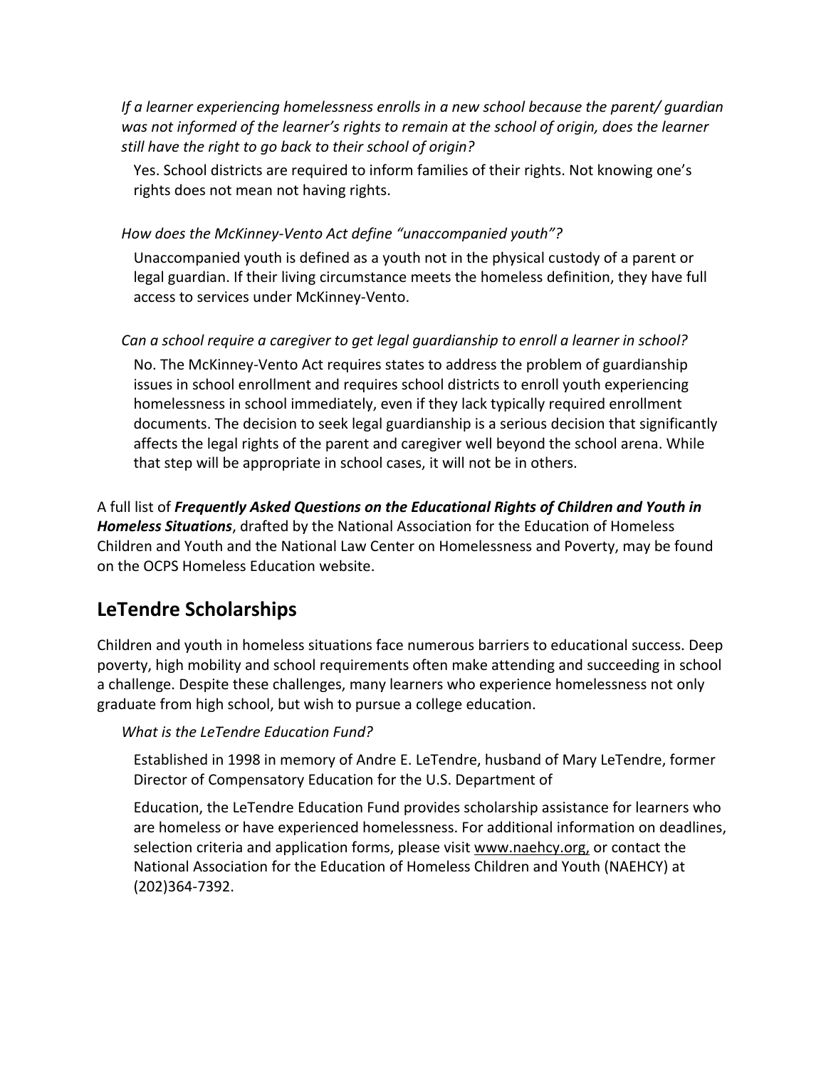*If a learner experiencing homelessness enrolls in a new school because the parent/ guardian was not informed of the learner's rights to remain at the school of origin, does the learner still have the right to go back to their school of origin?*

Yes. School districts are required to inform families of their rights. Not knowing one's rights does not mean not having rights.

*How does the McKinney-Vento Act define "unaccompanied youth"?*

Unaccompanied youth is defined as a youth not in the physical custody of a parent or legal guardian. If their living circumstance meets the homeless definition, they have full access to services under McKinney-Vento.

*Can a school require a caregiver to get legal guardianship to enroll a learner in school?*

No. The McKinney-Vento Act requires states to address the problem of guardianship issues in school enrollment and requires school districts to enroll youth experiencing homelessness in school immediately, even if they lack typically required enrollment documents. The decision to seek legal guardianship is a serious decision that significantly affects the legal rights of the parent and caregiver well beyond the school arena. While that step will be appropriate in school cases, it will not be in others.

A full list of ***Frequently Asked Questions on the Educational Rights of Children and Youth in Homeless Situations***, drafted by the National Association for the Education of Homeless Children and Youth and the National Law Center on Homelessness and Poverty, may be found on the OCPS Homeless Education website.

## LeTendre Scholarships

Children and youth in homeless situations face numerous barriers to educational success. Deep poverty, high mobility and school requirements often make attending and succeeding in school a challenge. Despite these challenges, many learners who experience homelessness not only graduate from high school, but wish to pursue a college education.

*What is the LeTendre Education Fund?*

Established in 1998 in memory of Andre E. LeTendre, husband of Mary LeTendre, former Director of Compensatory Education for the U.S. Department of

Education, the LeTendre Education Fund provides scholarship assistance for learners who are homeless or have experienced homelessness. For additional information on deadlines, selection criteria and application forms, please visit www.naehcy.org, or contact the National Association for the Education of Homeless Children and Youth (NAEHCY) at (202)364-7392.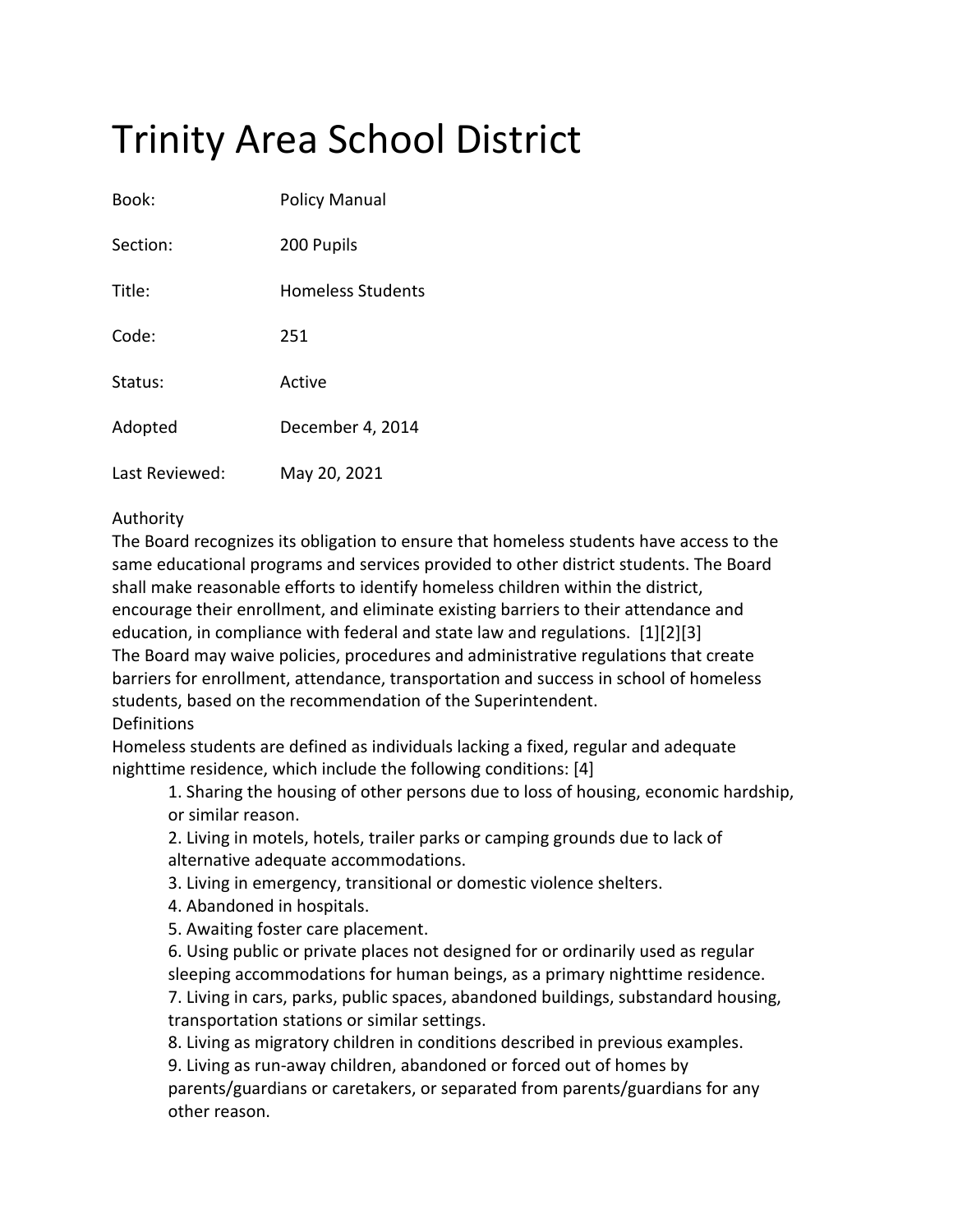# Trinity Area School District

Book: Policy Manual

Section: 200 Pupils

Title: Homeless Students

Code: 251

Status: Active

Adopted December 4, 2014

Last Reviewed: May 20, 2021

Authority

The Board recognizes its obligation to ensure that homeless students have access to the same educational programs and services provided to other district students. The Board shall make reasonable efforts to identify homeless children within the district, encourage their enrollment, and eliminate existing barriers to their attendance and education, in compliance with federal and state law and regulations. [1][2][3]

The Board may waive policies, procedures and administrative regulations that create barriers for enrollment, attendance, transportation and success in school of homeless students, based on the recommendation of the Superintendent.

Definitions

Homeless students are defined as individuals lacking a fixed, regular and adequate nighttime residence, which include the following conditions: [4]

1. Sharing the housing of other persons due to loss of housing, economic hardship, or similar reason.
2. Living in motels, hotels, trailer parks or camping grounds due to lack of alternative adequate accommodations.
3. Living in emergency, transitional or domestic violence shelters.
4. Abandoned in hospitals.
5. Awaiting foster care placement.
6. Using public or private places not designed for or ordinarily used as regular sleeping accommodations for human beings, as a primary nighttime residence.
7. Living in cars, parks, public spaces, abandoned buildings, substandard housing, transportation stations or similar settings.
8. Living as migratory children in conditions described in previous examples.
9. Living as run-away children, abandoned or forced out of homes by parents/guardians or caretakers, or separated from parents/guardians for any other reason.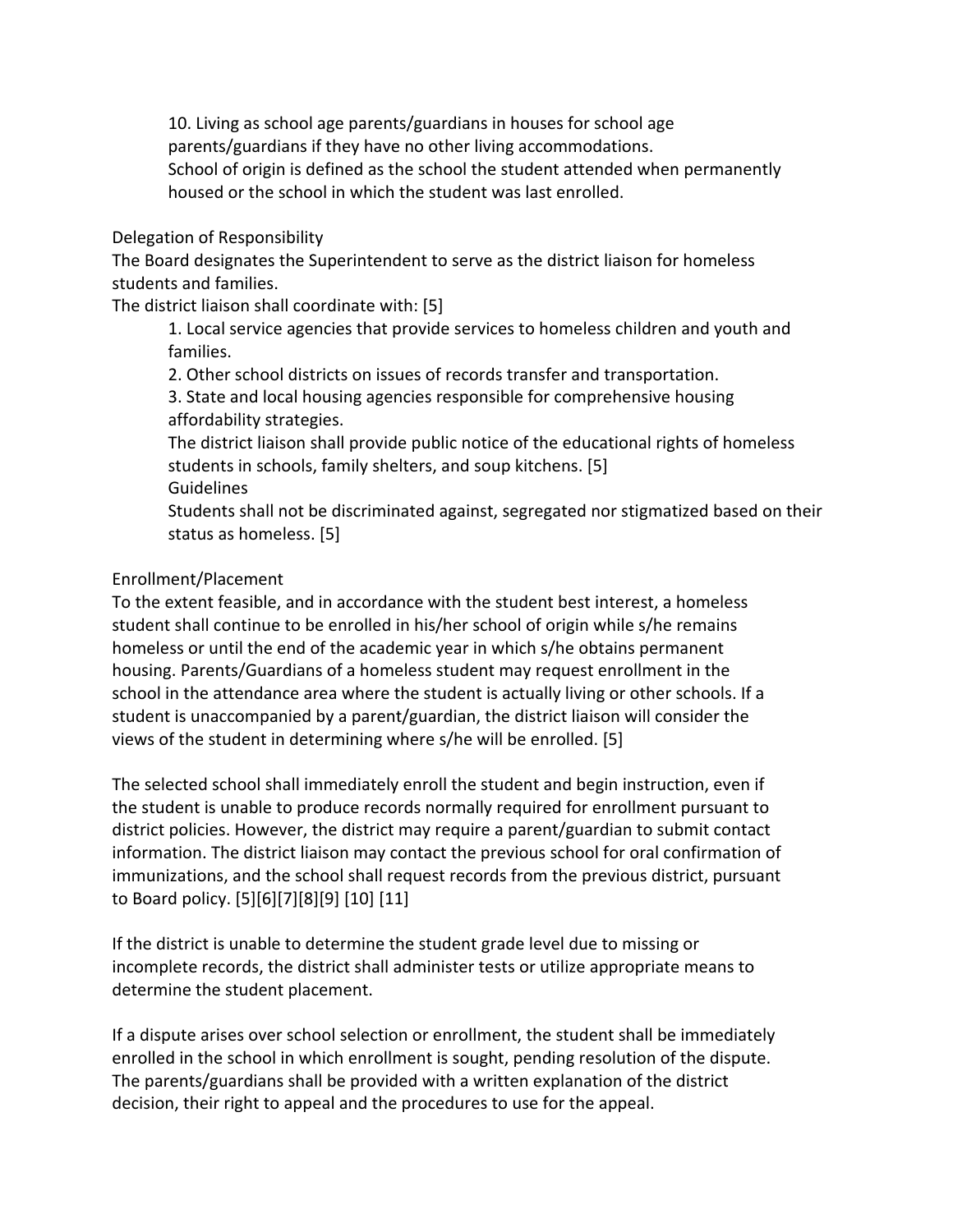10. Living as school age parents/guardians in houses for school age parents/guardians if they have no other living accommodations.

School of origin is defined as the school the student attended when permanently housed or the school in which the student was last enrolled.

Delegation of Responsibility

The Board designates the Superintendent to serve as the district liaison for homeless students and families.

The district liaison shall coordinate with: [5]

1. Local service agencies that provide services to homeless children and youth and families.
2. Other school districts on issues of records transfer and transportation.
3. State and local housing agencies responsible for comprehensive housing affordability strategies.

The district liaison shall provide public notice of the educational rights of homeless students in schools, family shelters, and soup kitchens. [5]

Guidelines

Students shall not be discriminated against, segregated nor stigmatized based on their status as homeless. [5]

Enrollment/Placement

To the extent feasible, and in accordance with the student best interest, a homeless student shall continue to be enrolled in his/her school of origin while s/he remains homeless or until the end of the academic year in which s/he obtains permanent housing. Parents/Guardians of a homeless student may request enrollment in the school in the attendance area where the student is actually living or other schools. If a student is unaccompanied by a parent/guardian, the district liaison will consider the views of the student in determining where s/he will be enrolled. [5]

The selected school shall immediately enroll the student and begin instruction, even if the student is unable to produce records normally required for enrollment pursuant to district policies. However, the district may require a parent/guardian to submit contact information. The district liaison may contact the previous school for oral confirmation of immunizations, and the school shall request records from the previous district, pursuant to Board policy. [5][6][7][8][9] [10] [11]

If the district is unable to determine the student grade level due to missing or incomplete records, the district shall administer tests or utilize appropriate means to determine the student placement.

If a dispute arises over school selection or enrollment, the student shall be immediately enrolled in the school in which enrollment is sought, pending resolution of the dispute. The parents/guardians shall be provided with a written explanation of the district decision, their right to appeal and the procedures to use for the appeal.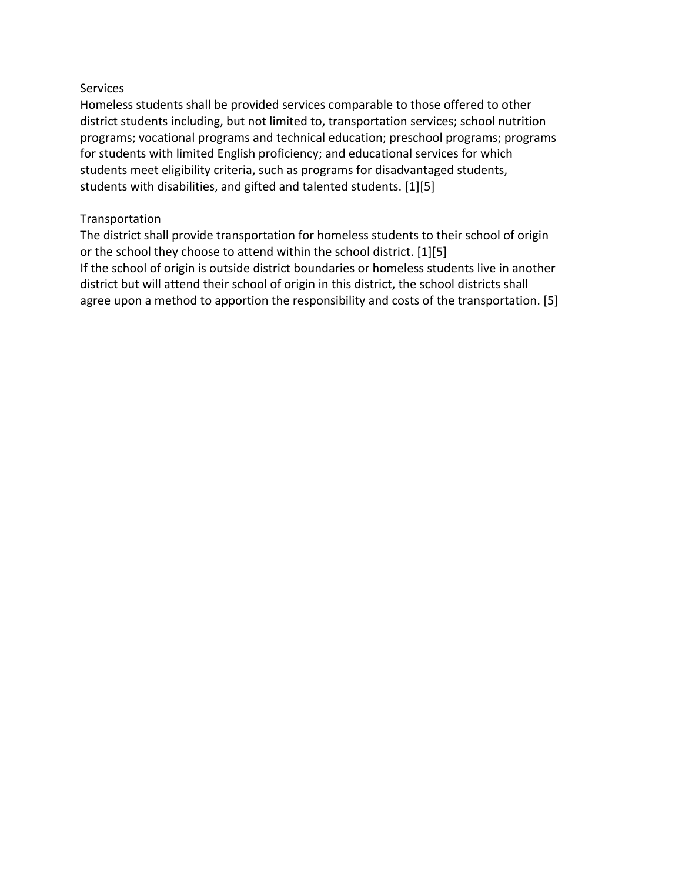## Services

Homeless students shall be provided services comparable to those offered to other district students including, but not limited to, transportation services; school nutrition programs; vocational programs and technical education; preschool programs; programs for students with limited English proficiency; and educational services for which students meet eligibility criteria, such as programs for disadvantaged students, students with disabilities, and gifted and talented students. [1][5]

## Transportation

The district shall provide transportation for homeless students to their school of origin or the school they choose to attend within the school district. [1][5]

If the school of origin is outside district boundaries or homeless students live in another district but will attend their school of origin in this district, the school districts shall agree upon a method to apportion the responsibility and costs of the transportation. [5]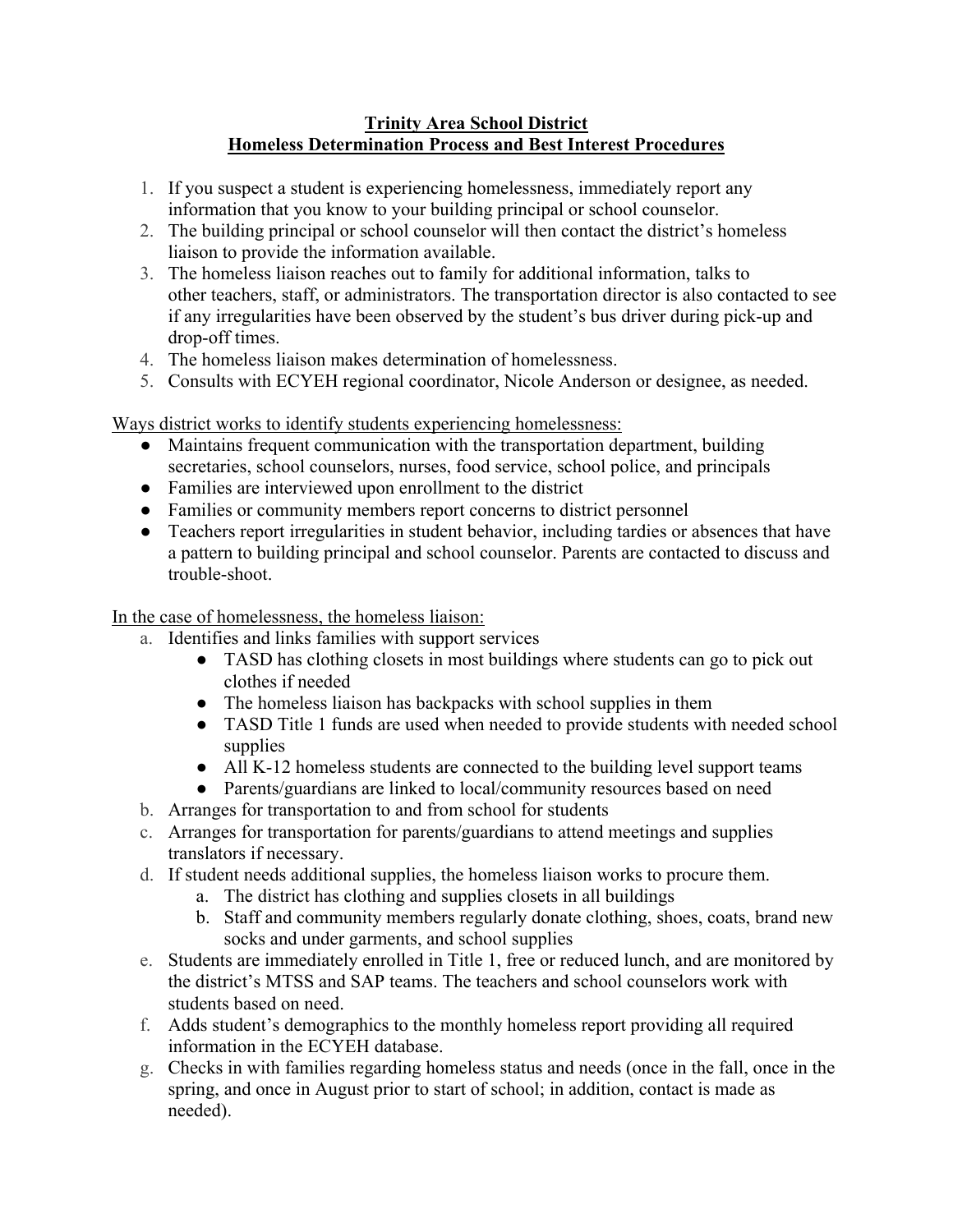**Trinity Area School District**
**Homeless Determination Process and Best Interest Procedures**

1. If you suspect a student is experiencing homelessness, immediately report any information that you know to your building principal or school counselor.
2. The building principal or school counselor will then contact the district's homeless liaison to provide the information available.
3. The homeless liaison reaches out to family for additional information, talks to other teachers, staff, or administrators. The transportation director is also contacted to see if any irregularities have been observed by the student's bus driver during pick-up and drop-off times.
4. The homeless liaison makes determination of homelessness.
5. Consults with ECYEH regional coordinator, Nicole Anderson or designee, as needed.

Ways district works to identify students experiencing homelessness:

- Maintains frequent communication with the transportation department, building secretaries, school counselors, nurses, food service, school police, and principals
- Families are interviewed upon enrollment to the district
- Families or community members report concerns to district personnel
- Teachers report irregularities in student behavior, including tardies or absences that have a pattern to building principal and school counselor. Parents are contacted to discuss and trouble-shoot.

In the case of homelessness, the homeless liaison:

a. Identifies and links families with support services
    - TASD has clothing closets in most buildings where students can go to pick out clothes if needed
    - The homeless liaison has backpacks with school supplies in them
    - TASD Title 1 funds are used when needed to provide students with needed school supplies
    - All K-12 homeless students are connected to the building level support teams
    - Parents/guardians are linked to local/community resources based on need

b. Arranges for transportation to and from school for students

c. Arranges for transportation for parents/guardians to attend meetings and supplies translators if necessary.

d. If student needs additional supplies, the homeless liaison works to procure them.
    a. The district has clothing and supplies closets in all buildings
    b. Staff and community members regularly donate clothing, shoes, coats, brand new socks and under garments, and school supplies

e. Students are immediately enrolled in Title 1, free or reduced lunch, and are monitored by the district's MTSS and SAP teams. The teachers and school counselors work with students based on need.

f. Adds student's demographics to the monthly homeless report providing all required information in the ECYEH database.

g. Checks in with families regarding homeless status and needs (once in the fall, once in the spring, and once in August prior to start of school; in addition, contact is made as needed).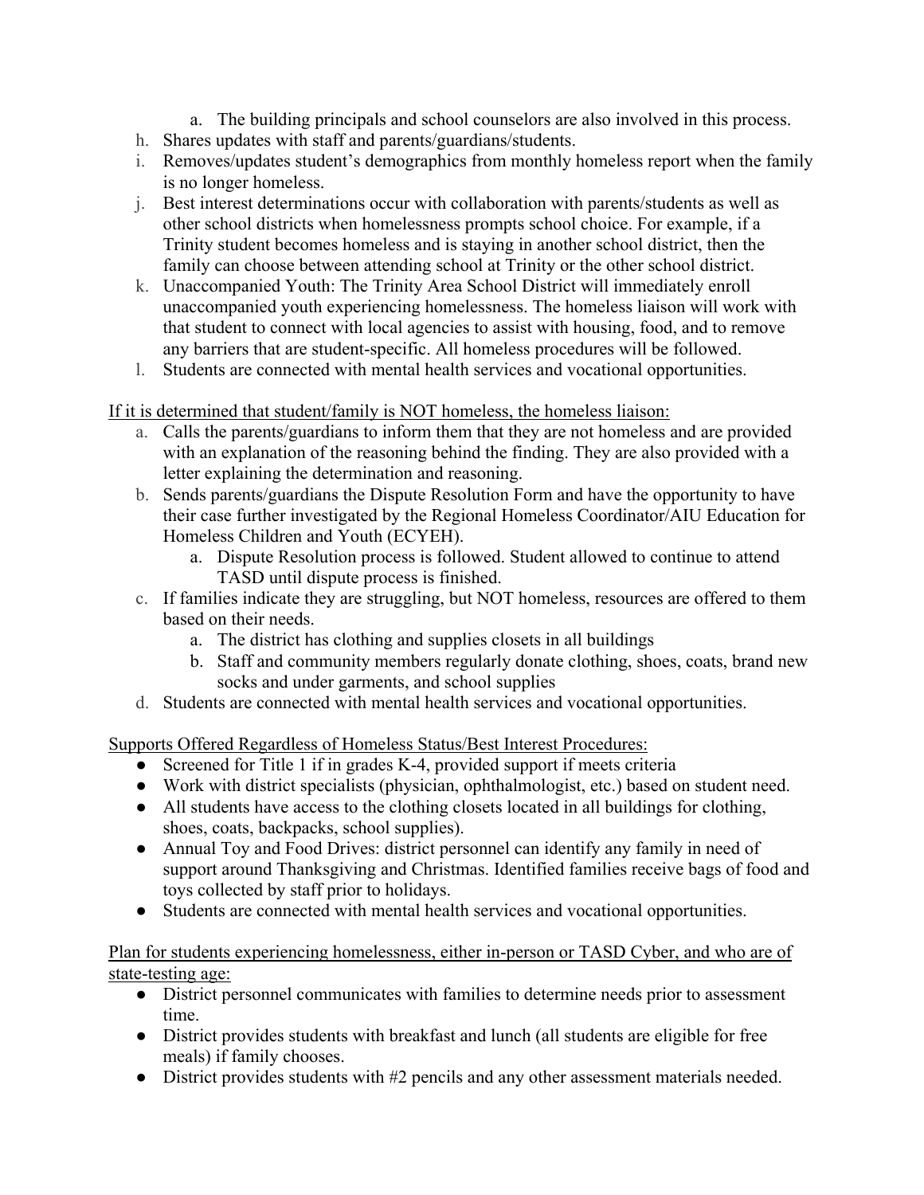a. The building principals and school counselors are also involved in this process.

h. Shares updates with staff and parents/guardians/students.

i. Removes/updates student's demographics from monthly homeless report when the family is no longer homeless.

j. Best interest determinations occur with collaboration with parents/students as well as other school districts when homelessness prompts school choice. For example, if a Trinity student becomes homeless and is staying in another school district, then the family can choose between attending school at Trinity or the other school district.

k. Unaccompanied Youth: The Trinity Area School District will immediately enroll unaccompanied youth experiencing homelessness. The homeless liaison will work with that student to connect with local agencies to assist with housing, food, and to remove any barriers that are student-specific. All homeless procedures will be followed.

l. Students are connected with mental health services and vocational opportunities.

<u>If it is determined that student/family is NOT homeless, the homeless liaison:</u>

a. Calls the parents/guardians to inform them that they are not homeless and are provided with an explanation of the reasoning behind the finding. They are also provided with a letter explaining the determination and reasoning.

b. Sends parents/guardians the Dispute Resolution Form and have the opportunity to have their case further investigated by the Regional Homeless Coordinator/AIU Education for Homeless Children and Youth (ECYEH).
   a. Dispute Resolution process is followed. Student allowed to continue to attend TASD until dispute process is finished.

c. If families indicate they are struggling, but NOT homeless, resources are offered to them based on their needs.
   a. The district has clothing and supplies closets in all buildings
   b. Staff and community members regularly donate clothing, shoes, coats, brand new socks and under garments, and school supplies

d. Students are connected with mental health services and vocational opportunities.

<u>Supports Offered Regardless of Homeless Status/Best Interest Procedures:</u>

- Screened for Title 1 if in grades K-4, provided support if meets criteria
- Work with district specialists (physician, ophthalmologist, etc.) based on student need.
- All students have access to the clothing closets located in all buildings for clothing, shoes, coats, backpacks, school supplies).
- Annual Toy and Food Drives: district personnel can identify any family in need of support around Thanksgiving and Christmas. Identified families receive bags of food and toys collected by staff prior to holidays.
- Students are connected with mental health services and vocational opportunities.

<u>Plan for students experiencing homelessness, either in-person or TASD Cyber, and who are of state-testing age:</u>

- District personnel communicates with families to determine needs prior to assessment time.
- District provides students with breakfast and lunch (all students are eligible for free meals) if family chooses.
- District provides students with #2 pencils and any other assessment materials needed.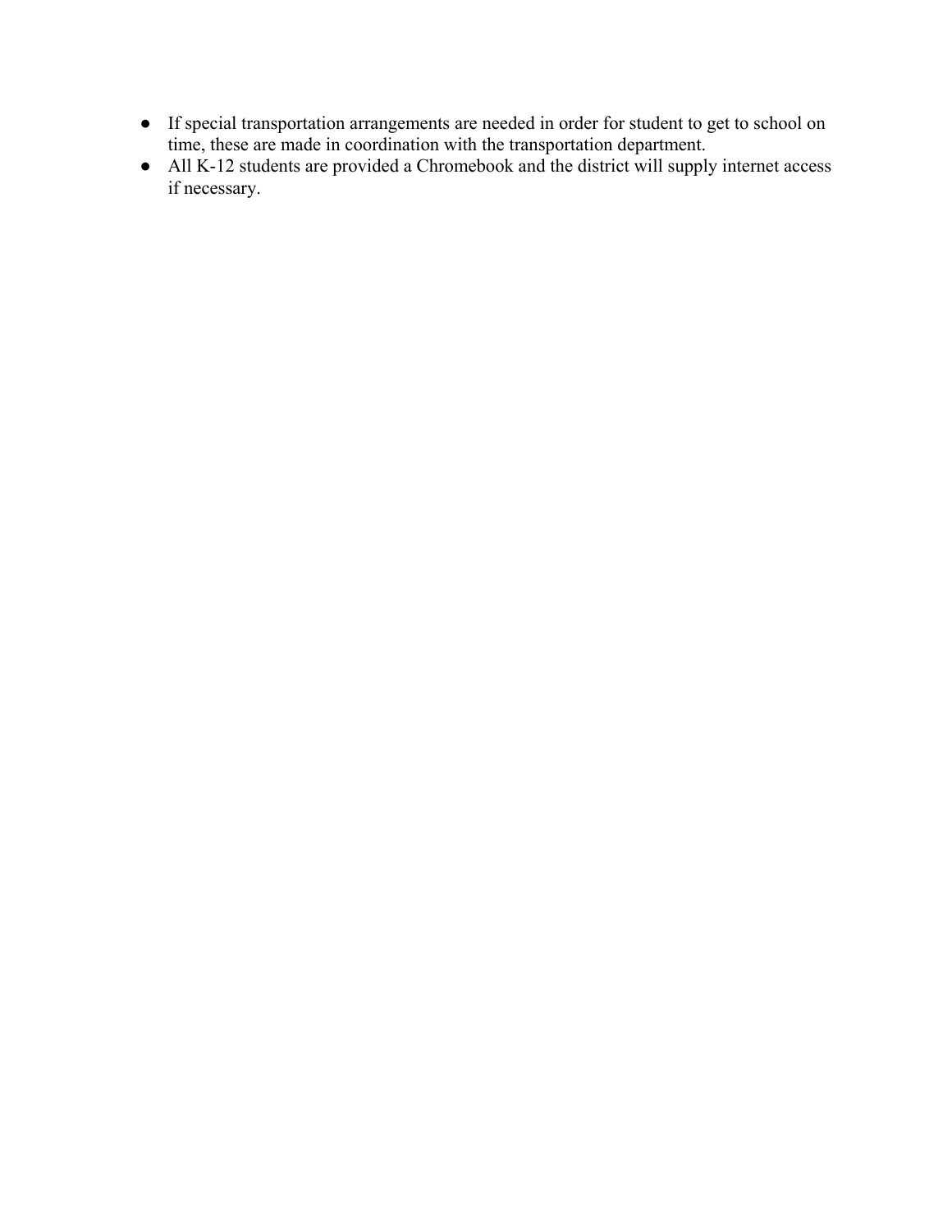- If special transportation arrangements are needed in order for student to get to school on time, these are made in coordination with the transportation department.
- All K-12 students are provided a Chromebook and the district will supply internet access if necessary.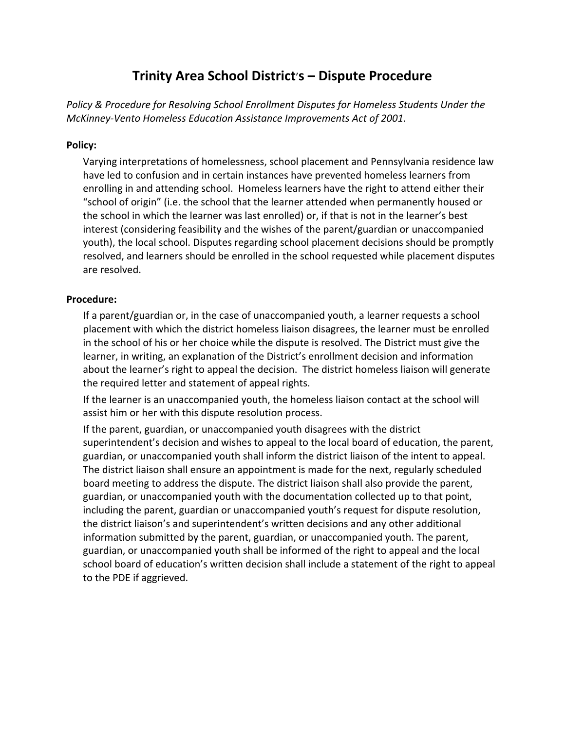# Trinity Area School District's – Dispute Procedure

*Policy & Procedure for Resolving School Enrollment Disputes for Homeless Students Under the McKinney-Vento Homeless Education Assistance Improvements Act of 2001.*

**Policy:**

Varying interpretations of homelessness, school placement and Pennsylvania residence law have led to confusion and in certain instances have prevented homeless learners from enrolling in and attending school. Homeless learners have the right to attend either their "school of origin" (i.e. the school that the learner attended when permanently housed or the school in which the learner was last enrolled) or, if that is not in the learner's best interest (considering feasibility and the wishes of the parent/guardian or unaccompanied youth), the local school. Disputes regarding school placement decisions should be promptly resolved, and learners should be enrolled in the school requested while placement disputes are resolved.

**Procedure:**

If a parent/guardian or, in the case of unaccompanied youth, a learner requests a school placement with which the district homeless liaison disagrees, the learner must be enrolled in the school of his or her choice while the dispute is resolved. The District must give the learner, in writing, an explanation of the District's enrollment decision and information about the learner's right to appeal the decision. The district homeless liaison will generate the required letter and statement of appeal rights.

If the learner is an unaccompanied youth, the homeless liaison contact at the school will assist him or her with this dispute resolution process.

If the parent, guardian, or unaccompanied youth disagrees with the district superintendent's decision and wishes to appeal to the local board of education, the parent, guardian, or unaccompanied youth shall inform the district liaison of the intent to appeal. The district liaison shall ensure an appointment is made for the next, regularly scheduled board meeting to address the dispute. The district liaison shall also provide the parent, guardian, or unaccompanied youth with the documentation collected up to that point, including the parent, guardian or unaccompanied youth's request for dispute resolution, the district liaison's and superintendent's written decisions and any other additional information submitted by the parent, guardian, or unaccompanied youth. The parent, guardian, or unaccompanied youth shall be informed of the right to appeal and the local school board of education's written decision shall include a statement of the right to appeal to the PDE if aggrieved.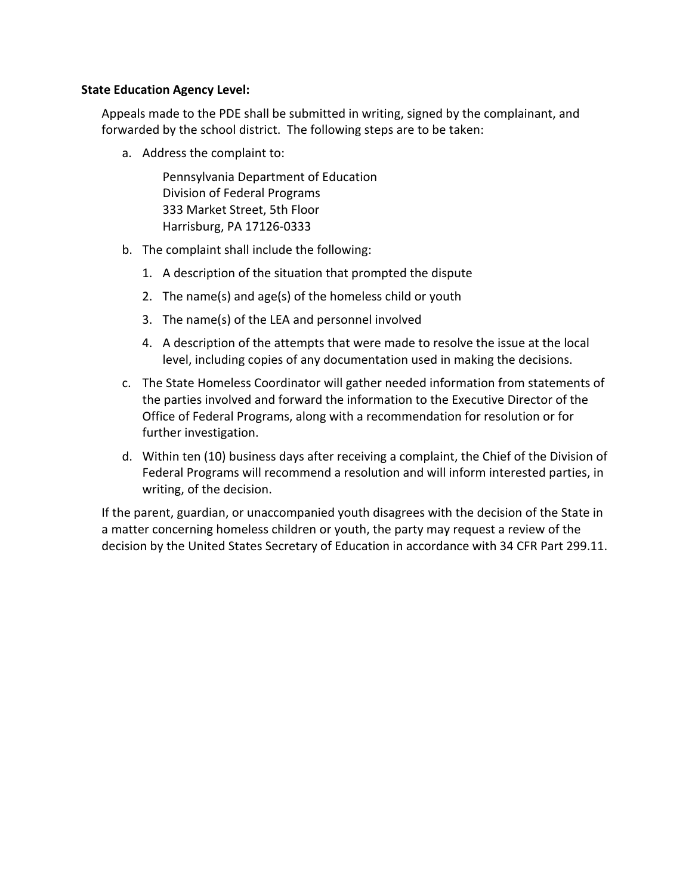**State Education Agency Level:**

Appeals made to the PDE shall be submitted in writing, signed by the complainant, and forwarded by the school district. The following steps are to be taken:

a. Address the complaint to:

   Pennsylvania Department of Education
   Division of Federal Programs
   333 Market Street, 5th Floor
   Harrisburg, PA 17126-0333

b. The complaint shall include the following:

   1. A description of the situation that prompted the dispute
   2. The name(s) and age(s) of the homeless child or youth
   3. The name(s) of the LEA and personnel involved
   4. A description of the attempts that were made to resolve the issue at the local level, including copies of any documentation used in making the decisions.

c. The State Homeless Coordinator will gather needed information from statements of the parties involved and forward the information to the Executive Director of the Office of Federal Programs, along with a recommendation for resolution or for further investigation.

d. Within ten (10) business days after receiving a complaint, the Chief of the Division of Federal Programs will recommend a resolution and will inform interested parties, in writing, of the decision.

If the parent, guardian, or unaccompanied youth disagrees with the decision of the State in a matter concerning homeless children or youth, the party may request a review of the decision by the United States Secretary of Education in accordance with 34 CFR Part 299.11.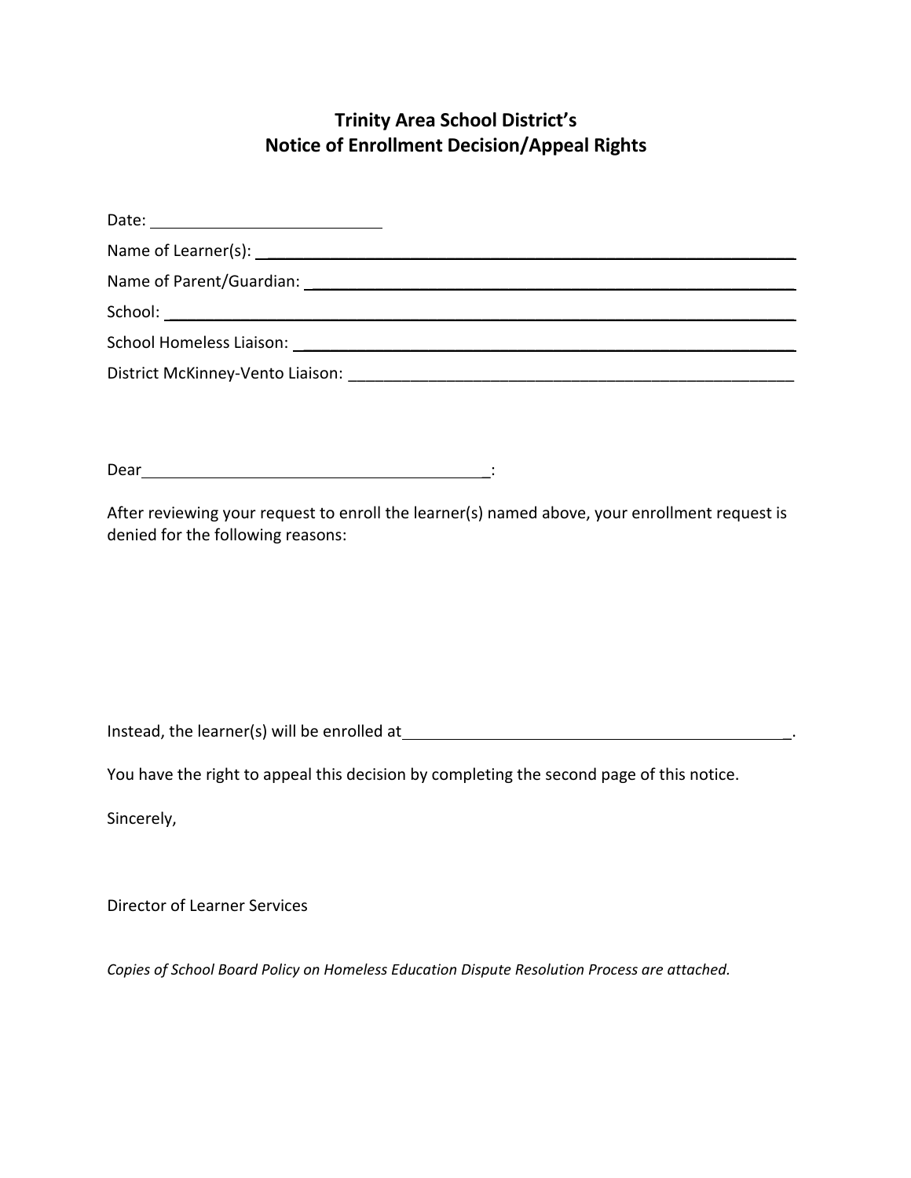# Trinity Area School District's
# Notice of Enrollment Decision/Appeal Rights

Date: ___________________________

Name of Learner(s): ___________________________________________________________

Name of Parent/Guardian: ______________________________________________________

School: _______________________________________________________________________

School Homeless Liaison: _______________________________________________________

District McKinney-Vento Liaison: _________________________________________________

Dear _________________________________________:

After reviewing your request to enroll the learner(s) named above, your enrollment request is denied for the following reasons:

Instead, the learner(s) will be enrolled at _______________________________________________.

You have the right to appeal this decision by completing the second page of this notice.

Sincerely,

Director of Learner Services

*Copies of School Board Policy on Homeless Education Dispute Resolution Process are attached.*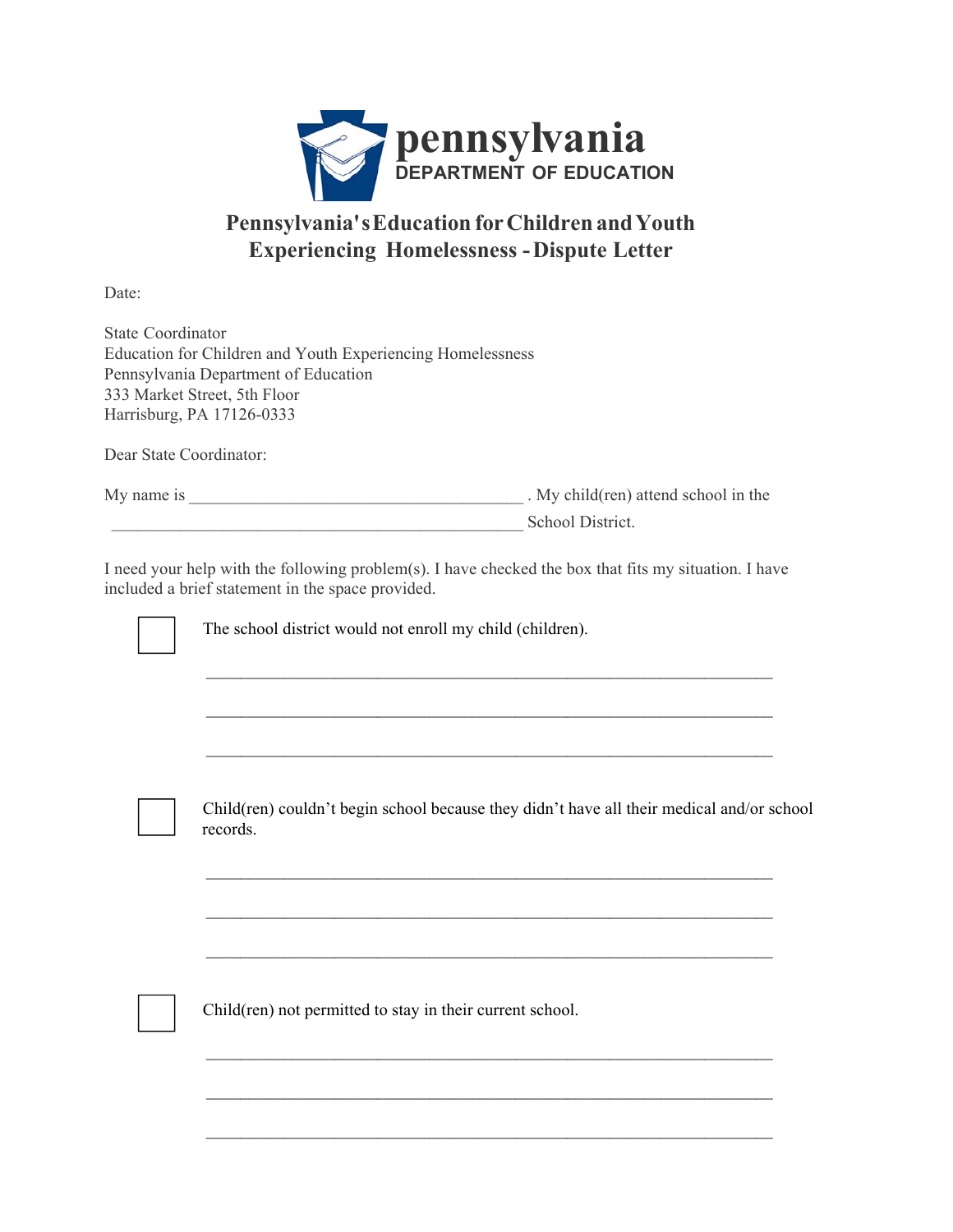**pennsylvania**
**DEPARTMENT OF EDUCATION**

# Pennsylvania's Education for Children and Youth Experiencing Homelessness - Dispute Letter

Date:

State Coordinator
Education for Children and Youth Experiencing Homelessness
Pennsylvania Department of Education
333 Market Street, 5th Floor
Harrisburg, PA 17126-0333

Dear State Coordinator:

My name is ______________________________________ . My child(ren) attend school in the ______________________________________________ School District.

I need your help with the following problem(s). I have checked the box that fits my situation. I have included a brief statement in the space provided.

☐ The school district would not enroll my child (children).

_______________________________________________________________

_______________________________________________________________

_______________________________________________________________

☐ Child(ren) couldn't begin school because they didn't have all their medical and/or school records.

_______________________________________________________________

_______________________________________________________________

_______________________________________________________________

☐ Child(ren) not permitted to stay in their current school.

_______________________________________________________________

_______________________________________________________________

_______________________________________________________________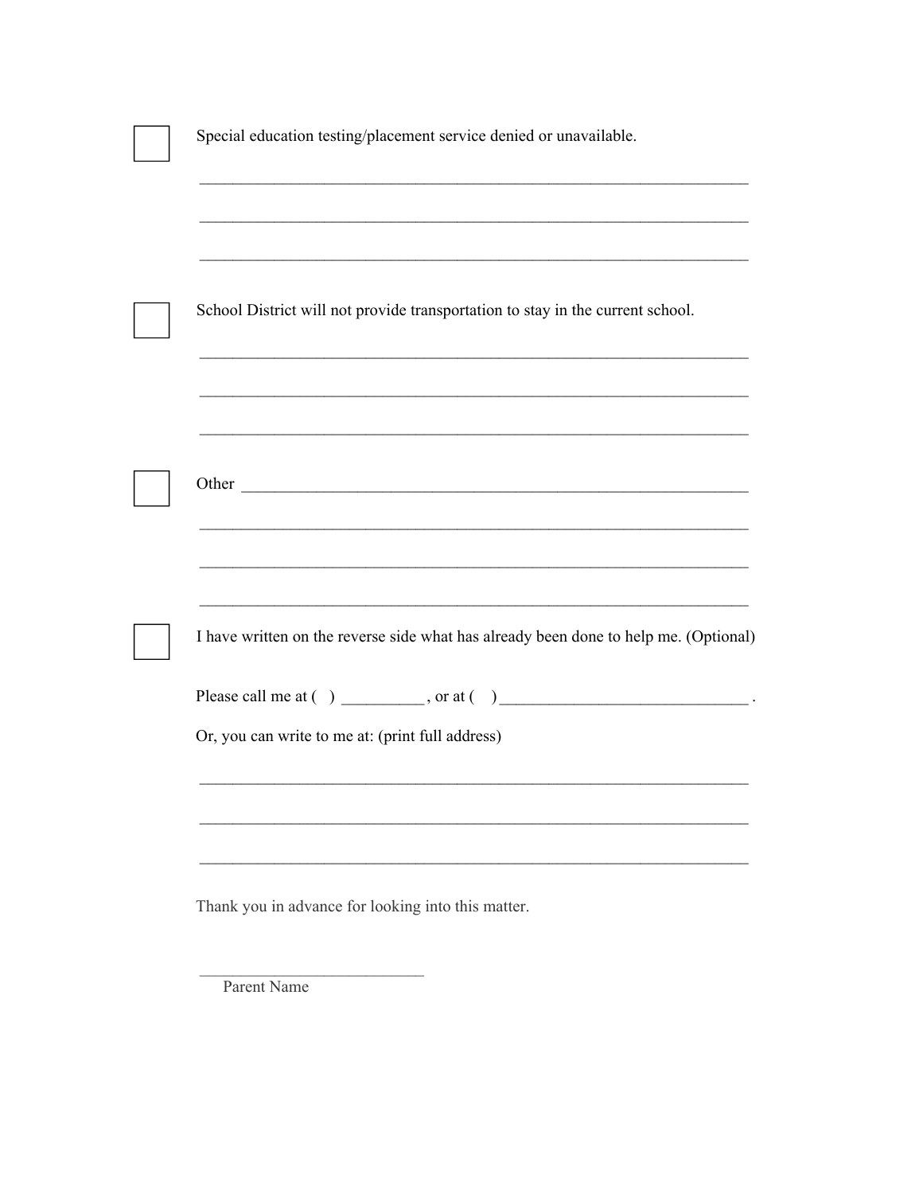☐ Special education testing/placement service denied or unavailable.

_____________________________________________________________________

_____________________________________________________________________

_____________________________________________________________________

☐ School District will not provide transportation to stay in the current school.

_____________________________________________________________________

_____________________________________________________________________

_____________________________________________________________________

☐ Other _______________________________________________________________

_____________________________________________________________________

_____________________________________________________________________

_____________________________________________________________________

☐ I have written on the reverse side what has already been done to help me. (Optional)

Please call me at (   ) __________ , or at (   )______________________________ .

Or, you can write to me at: (print full address)

_____________________________________________________________________

_____________________________________________________________________

_____________________________________________________________________

Thank you in advance for looking into this matter.

____________________________
Parent Name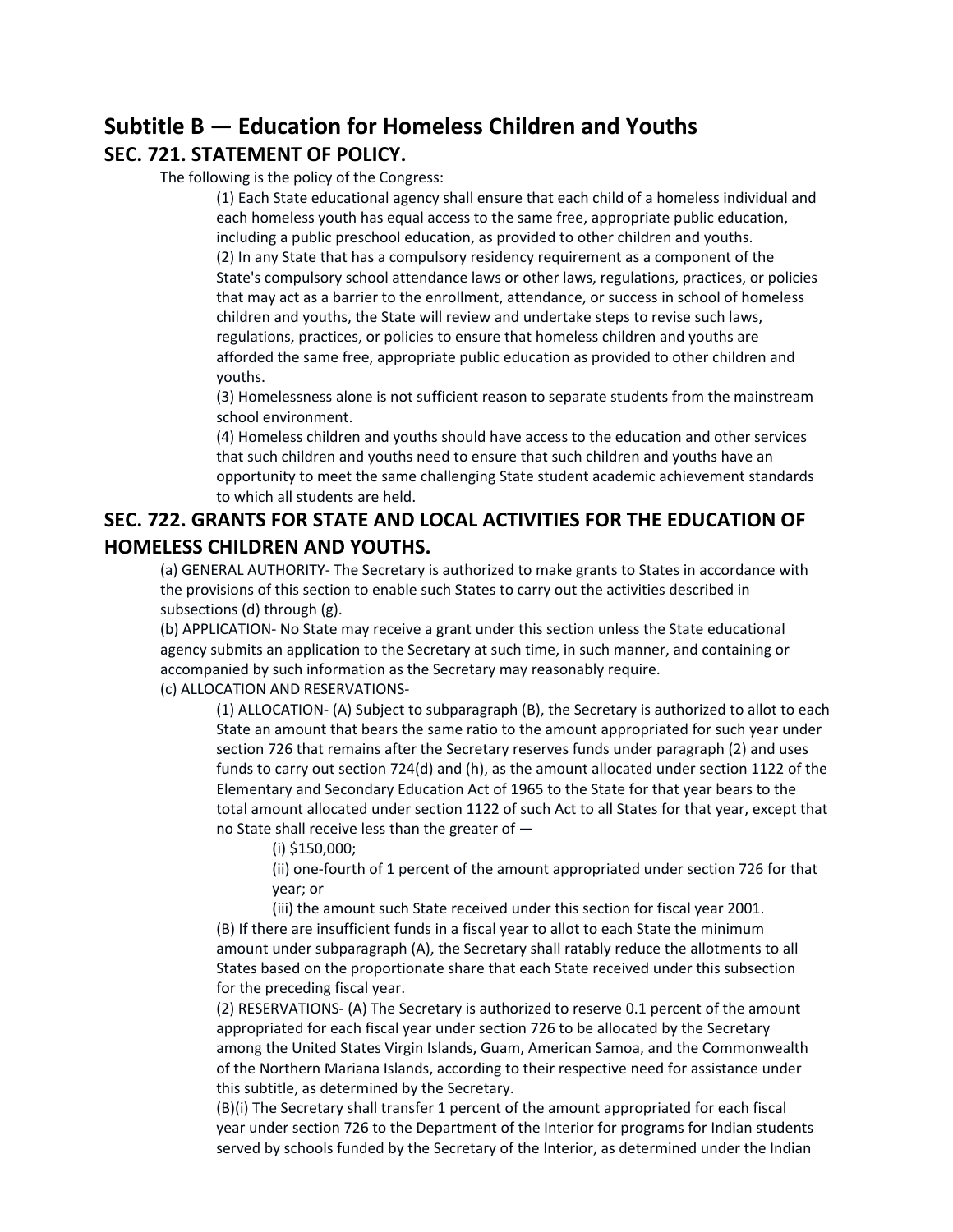# Subtitle B — Education for Homeless Children and Youths

## SEC. 721. STATEMENT OF POLICY.

The following is the policy of the Congress:

(1) Each State educational agency shall ensure that each child of a homeless individual and each homeless youth has equal access to the same free, appropriate public education, including a public preschool education, as provided to other children and youths.

(2) In any State that has a compulsory residency requirement as a component of the State's compulsory school attendance laws or other laws, regulations, practices, or policies that may act as a barrier to the enrollment, attendance, or success in school of homeless children and youths, the State will review and undertake steps to revise such laws, regulations, practices, or policies to ensure that homeless children and youths are afforded the same free, appropriate public education as provided to other children and youths.

(3) Homelessness alone is not sufficient reason to separate students from the mainstream school environment.

(4) Homeless children and youths should have access to the education and other services that such children and youths need to ensure that such children and youths have an opportunity to meet the same challenging State student academic achievement standards to which all students are held.

## SEC. 722. GRANTS FOR STATE AND LOCAL ACTIVITIES FOR THE EDUCATION OF HOMELESS CHILDREN AND YOUTHS.

(a) GENERAL AUTHORITY- The Secretary is authorized to make grants to States in accordance with the provisions of this section to enable such States to carry out the activities described in subsections (d) through (g).

(b) APPLICATION- No State may receive a grant under this section unless the State educational agency submits an application to the Secretary at such time, in such manner, and containing or accompanied by such information as the Secretary may reasonably require.

(c) ALLOCATION AND RESERVATIONS-

(1) ALLOCATION- (A) Subject to subparagraph (B), the Secretary is authorized to allot to each State an amount that bears the same ratio to the amount appropriated for such year under section 726 that remains after the Secretary reserves funds under paragraph (2) and uses funds to carry out section 724(d) and (h), as the amount allocated under section 1122 of the Elementary and Secondary Education Act of 1965 to the State for that year bears to the total amount allocated under section 1122 of such Act to all States for that year, except that no State shall receive less than the greater of —

(i) $150,000;

(ii) one-fourth of 1 percent of the amount appropriated under section 726 for that year; or

(iii) the amount such State received under this section for fiscal year 2001.

(B) If there are insufficient funds in a fiscal year to allot to each State the minimum amount under subparagraph (A), the Secretary shall ratably reduce the allotments to all States based on the proportionate share that each State received under this subsection for the preceding fiscal year.

(2) RESERVATIONS- (A) The Secretary is authorized to reserve 0.1 percent of the amount appropriated for each fiscal year under section 726 to be allocated by the Secretary among the United States Virgin Islands, Guam, American Samoa, and the Commonwealth of the Northern Mariana Islands, according to their respective need for assistance under this subtitle, as determined by the Secretary.

(B)(i) The Secretary shall transfer 1 percent of the amount appropriated for each fiscal year under section 726 to the Department of the Interior for programs for Indian students served by schools funded by the Secretary of the Interior, as determined under the Indian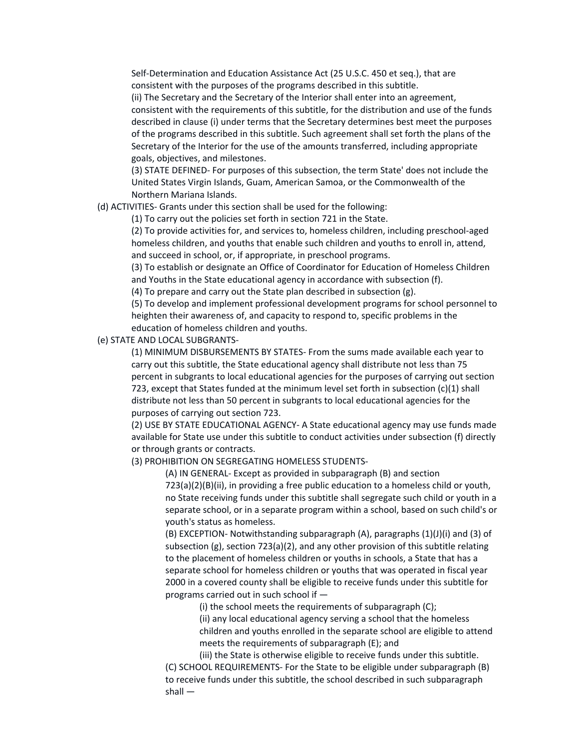Self-Determination and Education Assistance Act (25 U.S.C. 450 et seq.), that are consistent with the purposes of the programs described in this subtitle.

(ii) The Secretary and the Secretary of the Interior shall enter into an agreement, consistent with the requirements of this subtitle, for the distribution and use of the funds described in clause (i) under terms that the Secretary determines best meet the purposes of the programs described in this subtitle. Such agreement shall set forth the plans of the Secretary of the Interior for the use of the amounts transferred, including appropriate goals, objectives, and milestones.

(3) STATE DEFINED- For purposes of this subsection, the term State' does not include the United States Virgin Islands, Guam, American Samoa, or the Commonwealth of the Northern Mariana Islands.

(d) ACTIVITIES- Grants under this section shall be used for the following:

(1) To carry out the policies set forth in section 721 in the State.

(2) To provide activities for, and services to, homeless children, including preschool-aged homeless children, and youths that enable such children and youths to enroll in, attend, and succeed in school, or, if appropriate, in preschool programs.

(3) To establish or designate an Office of Coordinator for Education of Homeless Children and Youths in the State educational agency in accordance with subsection (f).

(4) To prepare and carry out the State plan described in subsection (g).

(5) To develop and implement professional development programs for school personnel to heighten their awareness of, and capacity to respond to, specific problems in the education of homeless children and youths.

(e) STATE AND LOCAL SUBGRANTS-

(1) MINIMUM DISBURSEMENTS BY STATES- From the sums made available each year to carry out this subtitle, the State educational agency shall distribute not less than 75 percent in subgrants to local educational agencies for the purposes of carrying out section 723, except that States funded at the minimum level set forth in subsection (c)(1) shall distribute not less than 50 percent in subgrants to local educational agencies for the purposes of carrying out section 723.

(2) USE BY STATE EDUCATIONAL AGENCY- A State educational agency may use funds made available for State use under this subtitle to conduct activities under subsection (f) directly or through grants or contracts.

(3) PROHIBITION ON SEGREGATING HOMELESS STUDENTS-

(A) IN GENERAL- Except as provided in subparagraph (B) and section 723(a)(2)(B)(ii), in providing a free public education to a homeless child or youth, no State receiving funds under this subtitle shall segregate such child or youth in a separate school, or in a separate program within a school, based on such child's or youth's status as homeless.

(B) EXCEPTION- Notwithstanding subparagraph (A), paragraphs (1)(J)(i) and (3) of subsection (g), section 723(a)(2), and any other provision of this subtitle relating to the placement of homeless children or youths in schools, a State that has a separate school for homeless children or youths that was operated in fiscal year 2000 in a covered county shall be eligible to receive funds under this subtitle for programs carried out in such school if —

(i) the school meets the requirements of subparagraph (C);

(ii) any local educational agency serving a school that the homeless children and youths enrolled in the separate school are eligible to attend meets the requirements of subparagraph (E); and

(iii) the State is otherwise eligible to receive funds under this subtitle.

(C) SCHOOL REQUIREMENTS- For the State to be eligible under subparagraph (B) to receive funds under this subtitle, the school described in such subparagraph shall —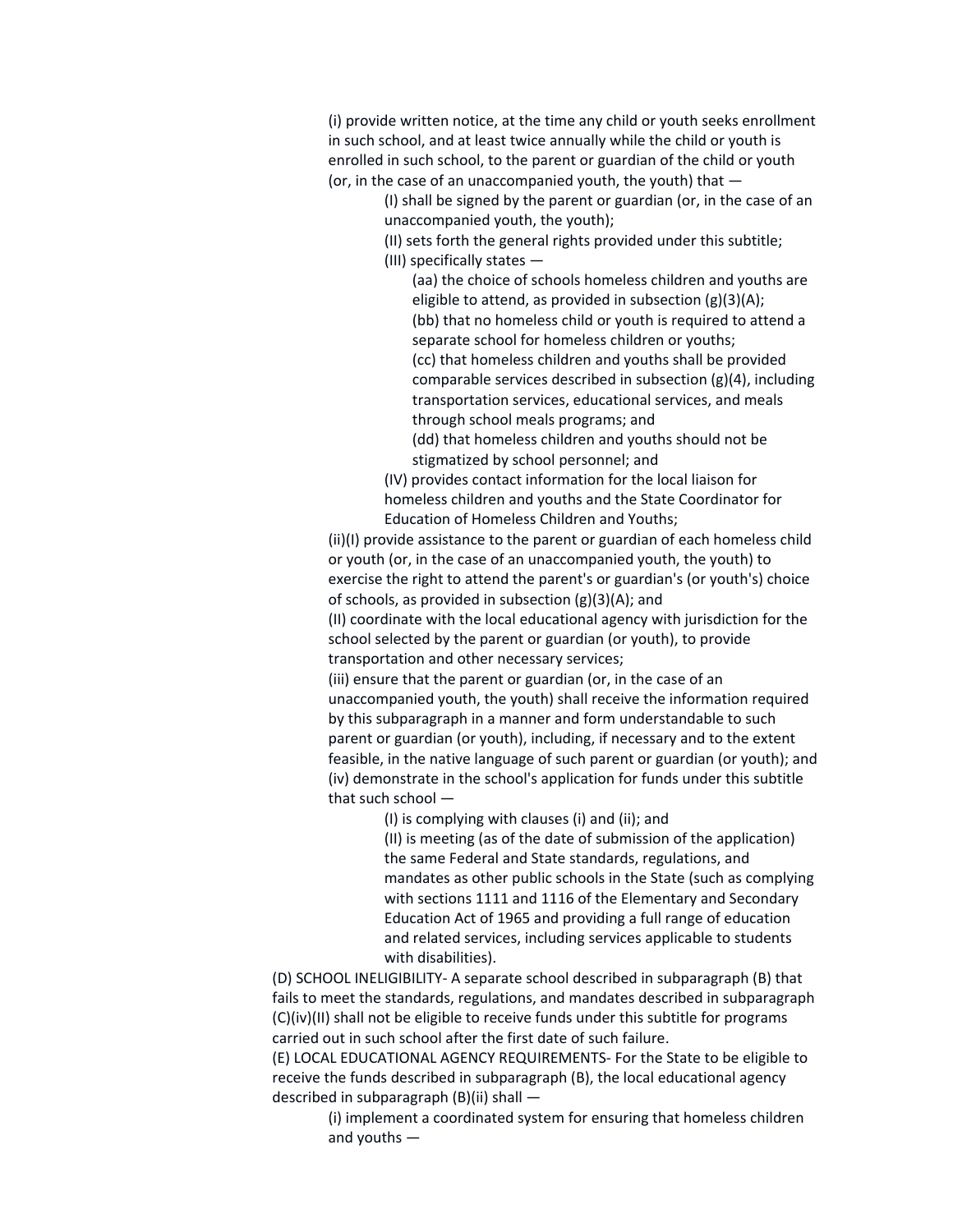(i) provide written notice, at the time any child or youth seeks enrollment in such school, and at least twice annually while the child or youth is enrolled in such school, to the parent or guardian of the child or youth (or, in the case of an unaccompanied youth, the youth) that —

(I) shall be signed by the parent or guardian (or, in the case of an unaccompanied youth, the youth);

(II) sets forth the general rights provided under this subtitle;

(III) specifically states —

(aa) the choice of schools homeless children and youths are eligible to attend, as provided in subsection (g)(3)(A);

(bb) that no homeless child or youth is required to attend a separate school for homeless children or youths;

(cc) that homeless children and youths shall be provided comparable services described in subsection (g)(4), including transportation services, educational services, and meals through school meals programs; and

(dd) that homeless children and youths should not be stigmatized by school personnel; and

(IV) provides contact information for the local liaison for homeless children and youths and the State Coordinator for Education of Homeless Children and Youths;

(ii)(I) provide assistance to the parent or guardian of each homeless child or youth (or, in the case of an unaccompanied youth, the youth) to exercise the right to attend the parent's or guardian's (or youth's) choice of schools, as provided in subsection (g)(3)(A); and

(II) coordinate with the local educational agency with jurisdiction for the school selected by the parent or guardian (or youth), to provide transportation and other necessary services;

(iii) ensure that the parent or guardian (or, in the case of an unaccompanied youth, the youth) shall receive the information required by this subparagraph in a manner and form understandable to such parent or guardian (or youth), including, if necessary and to the extent feasible, in the native language of such parent or guardian (or youth); and

(iv) demonstrate in the school's application for funds under this subtitle that such school —

(I) is complying with clauses (i) and (ii); and

(II) is meeting (as of the date of submission of the application) the same Federal and State standards, regulations, and mandates as other public schools in the State (such as complying with sections 1111 and 1116 of the Elementary and Secondary Education Act of 1965 and providing a full range of education and related services, including services applicable to students with disabilities).

(D) SCHOOL INELIGIBILITY- A separate school described in subparagraph (B) that fails to meet the standards, regulations, and mandates described in subparagraph (C)(iv)(II) shall not be eligible to receive funds under this subtitle for programs carried out in such school after the first date of such failure.

(E) LOCAL EDUCATIONAL AGENCY REQUIREMENTS- For the State to be eligible to receive the funds described in subparagraph (B), the local educational agency described in subparagraph (B)(ii) shall —

(i) implement a coordinated system for ensuring that homeless children and youths —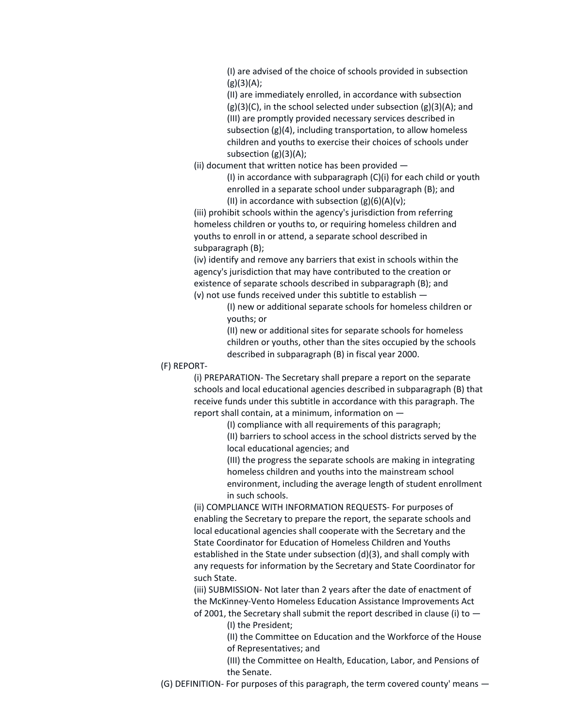(I) are advised of the choice of schools provided in subsection (g)(3)(A);

(II) are immediately enrolled, in accordance with subsection (g)(3)(C), in the school selected under subsection (g)(3)(A); and

(III) are promptly provided necessary services described in subsection (g)(4), including transportation, to allow homeless children and youths to exercise their choices of schools under subsection (g)(3)(A);

(ii) document that written notice has been provided —

(I) in accordance with subparagraph (C)(i) for each child or youth enrolled in a separate school under subparagraph (B); and

(II) in accordance with subsection (g)(6)(A)(v);

(iii) prohibit schools within the agency's jurisdiction from referring homeless children or youths to, or requiring homeless children and youths to enroll in or attend, a separate school described in subparagraph (B);

(iv) identify and remove any barriers that exist in schools within the agency's jurisdiction that may have contributed to the creation or existence of separate schools described in subparagraph (B); and

(v) not use funds received under this subtitle to establish —

(I) new or additional separate schools for homeless children or youths; or

(II) new or additional sites for separate schools for homeless children or youths, other than the sites occupied by the schools described in subparagraph (B) in fiscal year 2000.

(F) REPORT-

(i) PREPARATION- The Secretary shall prepare a report on the separate schools and local educational agencies described in subparagraph (B) that receive funds under this subtitle in accordance with this paragraph. The report shall contain, at a minimum, information on —

(I) compliance with all requirements of this paragraph;

(II) barriers to school access in the school districts served by the local educational agencies; and

(III) the progress the separate schools are making in integrating homeless children and youths into the mainstream school environment, including the average length of student enrollment in such schools.

(ii) COMPLIANCE WITH INFORMATION REQUESTS- For purposes of enabling the Secretary to prepare the report, the separate schools and local educational agencies shall cooperate with the Secretary and the State Coordinator for Education of Homeless Children and Youths established in the State under subsection (d)(3), and shall comply with any requests for information by the Secretary and State Coordinator for such State.

(iii) SUBMISSION- Not later than 2 years after the date of enactment of the McKinney-Vento Homeless Education Assistance Improvements Act of 2001, the Secretary shall submit the report described in clause (i) to —

(I) the President;

(II) the Committee on Education and the Workforce of the House of Representatives; and

(III) the Committee on Health, Education, Labor, and Pensions of the Senate.

(G) DEFINITION- For purposes of this paragraph, the term covered county' means —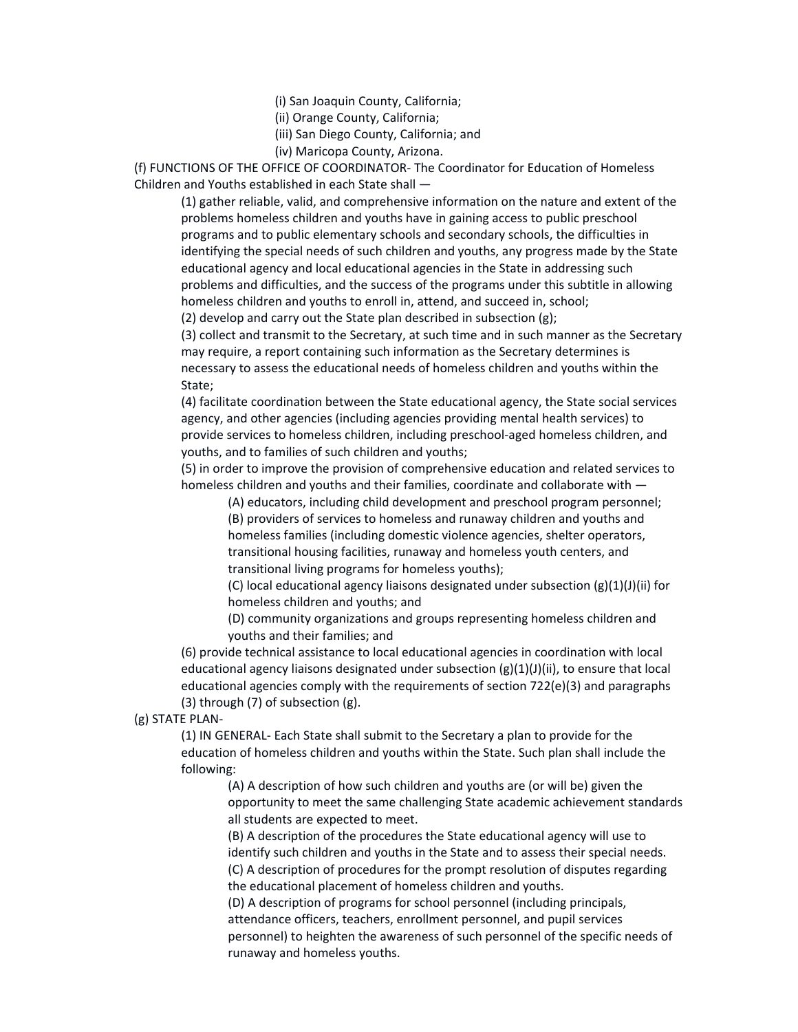(i) San Joaquin County, California;

(ii) Orange County, California;

(iii) San Diego County, California; and

(iv) Maricopa County, Arizona.

(f) FUNCTIONS OF THE OFFICE OF COORDINATOR- The Coordinator for Education of Homeless Children and Youths established in each State shall —

(1) gather reliable, valid, and comprehensive information on the nature and extent of the problems homeless children and youths have in gaining access to public preschool programs and to public elementary schools and secondary schools, the difficulties in identifying the special needs of such children and youths, any progress made by the State educational agency and local educational agencies in the State in addressing such problems and difficulties, and the success of the programs under this subtitle in allowing homeless children and youths to enroll in, attend, and succeed in, school;

(2) develop and carry out the State plan described in subsection (g);

(3) collect and transmit to the Secretary, at such time and in such manner as the Secretary may require, a report containing such information as the Secretary determines is necessary to assess the educational needs of homeless children and youths within the State;

(4) facilitate coordination between the State educational agency, the State social services agency, and other agencies (including agencies providing mental health services) to provide services to homeless children, including preschool-aged homeless children, and youths, and to families of such children and youths;

(5) in order to improve the provision of comprehensive education and related services to homeless children and youths and their families, coordinate and collaborate with —

(A) educators, including child development and preschool program personnel;

(B) providers of services to homeless and runaway children and youths and homeless families (including domestic violence agencies, shelter operators, transitional housing facilities, runaway and homeless youth centers, and transitional living programs for homeless youths);

(C) local educational agency liaisons designated under subsection (g)(1)(J)(ii) for homeless children and youths; and

(D) community organizations and groups representing homeless children and youths and their families; and

(6) provide technical assistance to local educational agencies in coordination with local educational agency liaisons designated under subsection (g)(1)(J)(ii), to ensure that local educational agencies comply with the requirements of section 722(e)(3) and paragraphs (3) through (7) of subsection (g).

(g) STATE PLAN-

(1) IN GENERAL- Each State shall submit to the Secretary a plan to provide for the education of homeless children and youths within the State. Such plan shall include the following:

(A) A description of how such children and youths are (or will be) given the opportunity to meet the same challenging State academic achievement standards all students are expected to meet.

(B) A description of the procedures the State educational agency will use to identify such children and youths in the State and to assess their special needs.

(C) A description of procedures for the prompt resolution of disputes regarding the educational placement of homeless children and youths.

(D) A description of programs for school personnel (including principals, attendance officers, teachers, enrollment personnel, and pupil services personnel) to heighten the awareness of such personnel of the specific needs of runaway and homeless youths.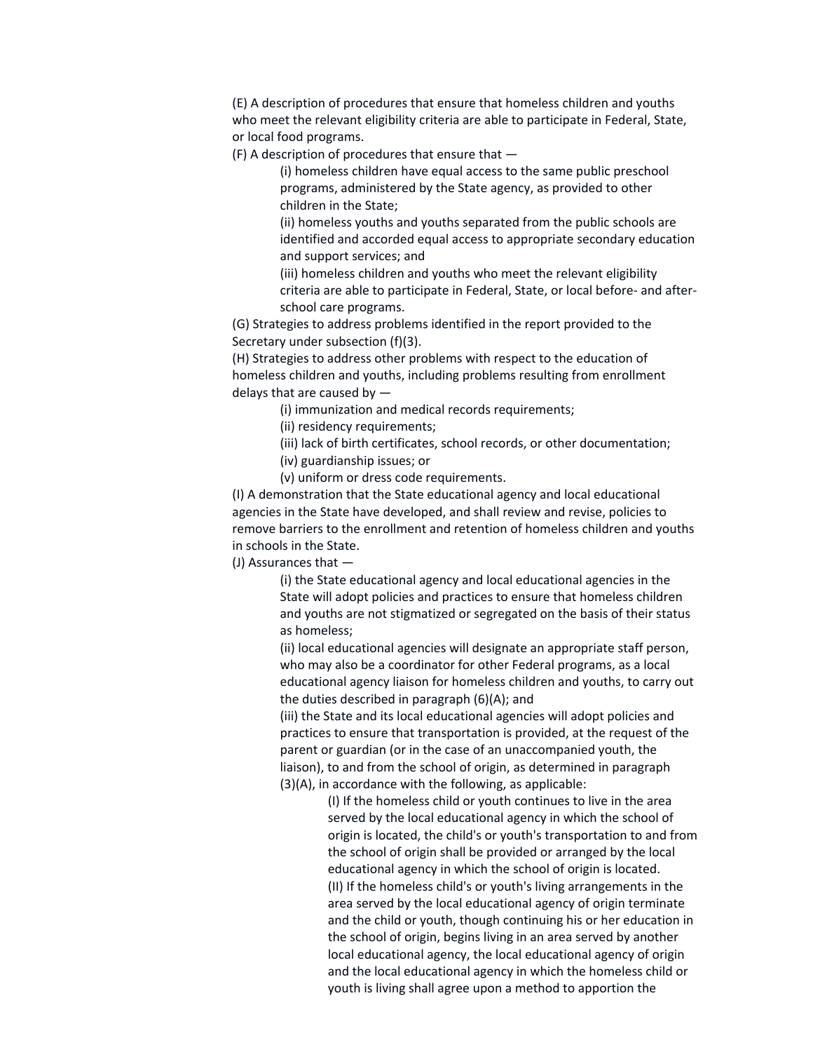(E) A description of procedures that ensure that homeless children and youths who meet the relevant eligibility criteria are able to participate in Federal, State, or local food programs.

(F) A description of procedures that ensure that —

> (i) homeless children have equal access to the same public preschool programs, administered by the State agency, as provided to other children in the State;
>
> (ii) homeless youths and youths separated from the public schools are identified and accorded equal access to appropriate secondary education and support services; and
>
> (iii) homeless children and youths who meet the relevant eligibility criteria are able to participate in Federal, State, or local before- and after-school care programs.

(G) Strategies to address problems identified in the report provided to the Secretary under subsection (f)(3).

(H) Strategies to address other problems with respect to the education of homeless children and youths, including problems resulting from enrollment delays that are caused by —

> (i) immunization and medical records requirements;
>
> (ii) residency requirements;
>
> (iii) lack of birth certificates, school records, or other documentation;
>
> (iv) guardianship issues; or
>
> (v) uniform or dress code requirements.

(I) A demonstration that the State educational agency and local educational agencies in the State have developed, and shall review and revise, policies to remove barriers to the enrollment and retention of homeless children and youths in schools in the State.

(J) Assurances that —

> (i) the State educational agency and local educational agencies in the State will adopt policies and practices to ensure that homeless children and youths are not stigmatized or segregated on the basis of their status as homeless;
>
> (ii) local educational agencies will designate an appropriate staff person, who may also be a coordinator for other Federal programs, as a local educational agency liaison for homeless children and youths, to carry out the duties described in paragraph (6)(A); and
>
> (iii) the State and its local educational agencies will adopt policies and practices to ensure that transportation is provided, at the request of the parent or guardian (or in the case of an unaccompanied youth, the liaison), to and from the school of origin, as determined in paragraph (3)(A), in accordance with the following, as applicable:
>
> > (I) If the homeless child or youth continues to live in the area served by the local educational agency in which the school of origin is located, the child's or youth's transportation to and from the school of origin shall be provided or arranged by the local educational agency in which the school of origin is located.
> >
> > (II) If the homeless child's or youth's living arrangements in the area served by the local educational agency of origin terminate and the child or youth, though continuing his or her education in the school of origin, begins living in an area served by another local educational agency, the local educational agency of origin and the local educational agency in which the homeless child or youth is living shall agree upon a method to apportion the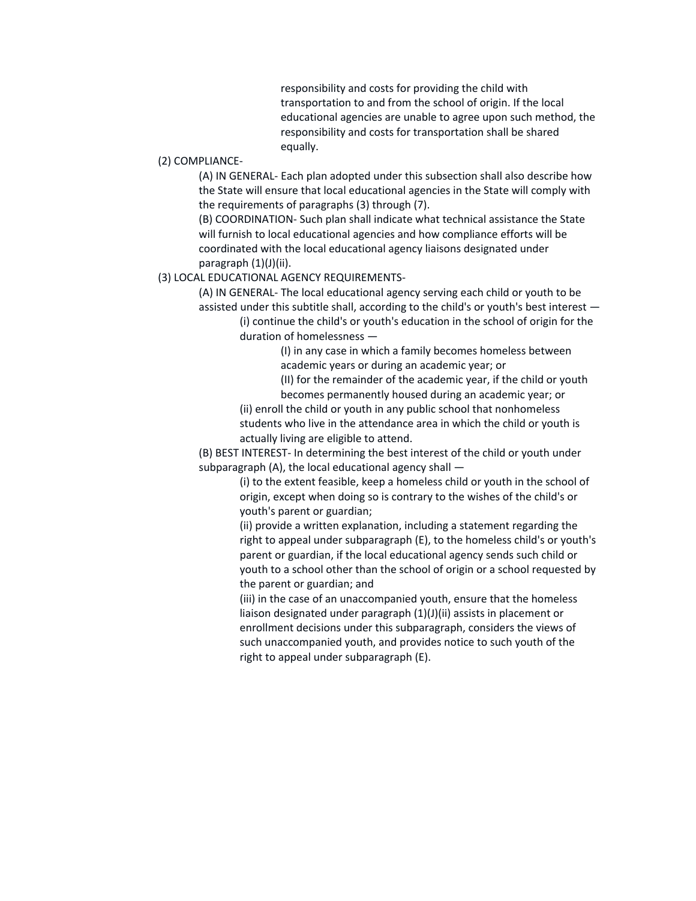responsibility and costs for providing the child with transportation to and from the school of origin. If the local educational agencies are unable to agree upon such method, the responsibility and costs for transportation shall be shared equally.

(2) COMPLIANCE-

(A) IN GENERAL- Each plan adopted under this subsection shall also describe how the State will ensure that local educational agencies in the State will comply with the requirements of paragraphs (3) through (7).

(B) COORDINATION- Such plan shall indicate what technical assistance the State will furnish to local educational agencies and how compliance efforts will be coordinated with the local educational agency liaisons designated under paragraph (1)(J)(ii).

(3) LOCAL EDUCATIONAL AGENCY REQUIREMENTS-

(A) IN GENERAL- The local educational agency serving each child or youth to be assisted under this subtitle shall, according to the child's or youth's best interest —

(i) continue the child's or youth's education in the school of origin for the duration of homelessness —

(I) in any case in which a family becomes homeless between academic years or during an academic year; or

(II) for the remainder of the academic year, if the child or youth becomes permanently housed during an academic year; or

(ii) enroll the child or youth in any public school that nonhomeless students who live in the attendance area in which the child or youth is actually living are eligible to attend.

(B) BEST INTEREST- In determining the best interest of the child or youth under subparagraph (A), the local educational agency shall —

(i) to the extent feasible, keep a homeless child or youth in the school of origin, except when doing so is contrary to the wishes of the child's or youth's parent or guardian;

(ii) provide a written explanation, including a statement regarding the right to appeal under subparagraph (E), to the homeless child's or youth's parent or guardian, if the local educational agency sends such child or youth to a school other than the school of origin or a school requested by the parent or guardian; and

(iii) in the case of an unaccompanied youth, ensure that the homeless liaison designated under paragraph (1)(J)(ii) assists in placement or enrollment decisions under this subparagraph, considers the views of such unaccompanied youth, and provides notice to such youth of the right to appeal under subparagraph (E).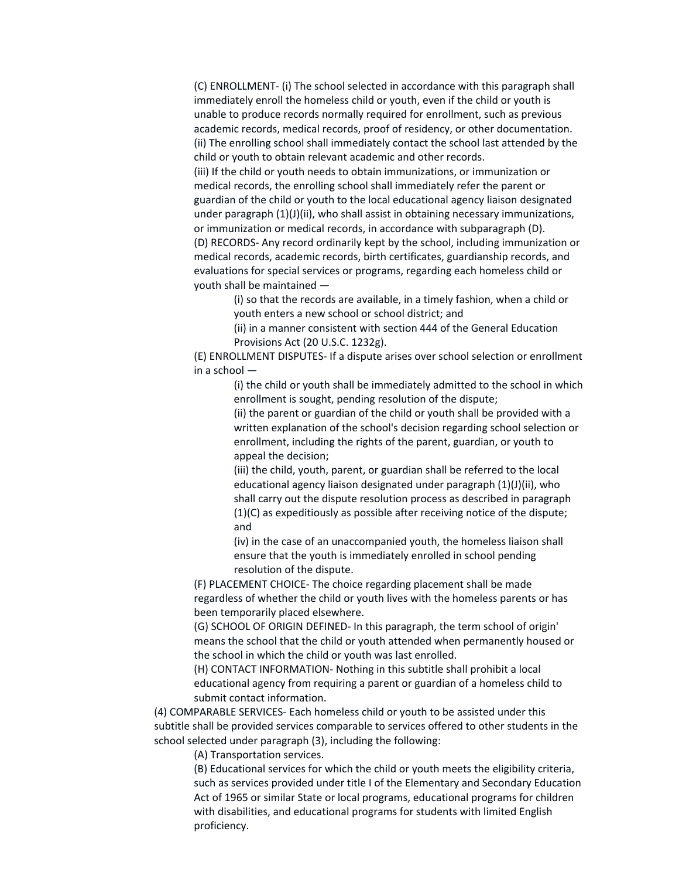(C) ENROLLMENT- (i) The school selected in accordance with this paragraph shall immediately enroll the homeless child or youth, even if the child or youth is unable to produce records normally required for enrollment, such as previous academic records, medical records, proof of residency, or other documentation.

(ii) The enrolling school shall immediately contact the school last attended by the child or youth to obtain relevant academic and other records.

(iii) If the child or youth needs to obtain immunizations, or immunization or medical records, the enrolling school shall immediately refer the parent or guardian of the child or youth to the local educational agency liaison designated under paragraph (1)(J)(ii), who shall assist in obtaining necessary immunizations, or immunization or medical records, in accordance with subparagraph (D).

(D) RECORDS- Any record ordinarily kept by the school, including immunization or medical records, academic records, birth certificates, guardianship records, and evaluations for special services or programs, regarding each homeless child or youth shall be maintained —

> (i) so that the records are available, in a timely fashion, when a child or youth enters a new school or school district; and
>
> (ii) in a manner consistent with section 444 of the General Education Provisions Act (20 U.S.C. 1232g).

(E) ENROLLMENT DISPUTES- If a dispute arises over school selection or enrollment in a school —

> (i) the child or youth shall be immediately admitted to the school in which enrollment is sought, pending resolution of the dispute;
>
> (ii) the parent or guardian of the child or youth shall be provided with a written explanation of the school's decision regarding school selection or enrollment, including the rights of the parent, guardian, or youth to appeal the decision;
>
> (iii) the child, youth, parent, or guardian shall be referred to the local educational agency liaison designated under paragraph (1)(J)(ii), who shall carry out the dispute resolution process as described in paragraph (1)(C) as expeditiously as possible after receiving notice of the dispute; and
>
> (iv) in the case of an unaccompanied youth, the homeless liaison shall ensure that the youth is immediately enrolled in school pending resolution of the dispute.

(F) PLACEMENT CHOICE- The choice regarding placement shall be made regardless of whether the child or youth lives with the homeless parents or has been temporarily placed elsewhere.

(G) SCHOOL OF ORIGIN DEFINED- In this paragraph, the term school of origin' means the school that the child or youth attended when permanently housed or the school in which the child or youth was last enrolled.

(H) CONTACT INFORMATION- Nothing in this subtitle shall prohibit a local educational agency from requiring a parent or guardian of a homeless child to submit contact information.

(4) COMPARABLE SERVICES- Each homeless child or youth to be assisted under this subtitle shall be provided services comparable to services offered to other students in the school selected under paragraph (3), including the following:

> (A) Transportation services.
>
> (B) Educational services for which the child or youth meets the eligibility criteria, such as services provided under title I of the Elementary and Secondary Education Act of 1965 or similar State or local programs, educational programs for children with disabilities, and educational programs for students with limited English proficiency.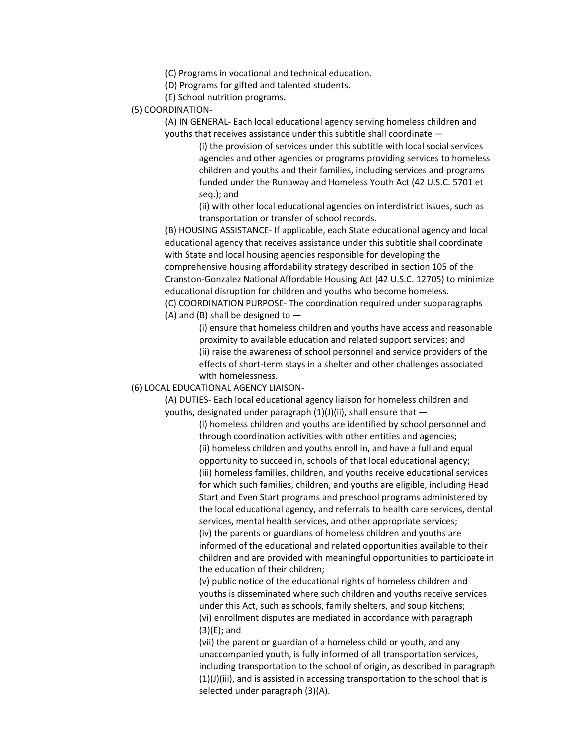(C) Programs in vocational and technical education.

(D) Programs for gifted and talented students.

(E) School nutrition programs.

(5) COORDINATION-

(A) IN GENERAL- Each local educational agency serving homeless children and youths that receives assistance under this subtitle shall coordinate —

(i) the provision of services under this subtitle with local social services agencies and other agencies or programs providing services to homeless children and youths and their families, including services and programs funded under the Runaway and Homeless Youth Act (42 U.S.C. 5701 et seq.); and

(ii) with other local educational agencies on interdistrict issues, such as transportation or transfer of school records.

(B) HOUSING ASSISTANCE- If applicable, each State educational agency and local educational agency that receives assistance under this subtitle shall coordinate with State and local housing agencies responsible for developing the comprehensive housing affordability strategy described in section 105 of the Cranston-Gonzalez National Affordable Housing Act (42 U.S.C. 12705) to minimize educational disruption for children and youths who become homeless.

(C) COORDINATION PURPOSE- The coordination required under subparagraphs (A) and (B) shall be designed to —

(i) ensure that homeless children and youths have access and reasonable proximity to available education and related support services; and

(ii) raise the awareness of school personnel and service providers of the effects of short-term stays in a shelter and other challenges associated with homelessness.

(6) LOCAL EDUCATIONAL AGENCY LIAISON-

(A) DUTIES- Each local educational agency liaison for homeless children and youths, designated under paragraph (1)(J)(ii), shall ensure that —

(i) homeless children and youths are identified by school personnel and through coordination activities with other entities and agencies;

(ii) homeless children and youths enroll in, and have a full and equal opportunity to succeed in, schools of that local educational agency;

(iii) homeless families, children, and youths receive educational services for which such families, children, and youths are eligible, including Head Start and Even Start programs and preschool programs administered by the local educational agency, and referrals to health care services, dental services, mental health services, and other appropriate services;

(iv) the parents or guardians of homeless children and youths are informed of the educational and related opportunities available to their children and are provided with meaningful opportunities to participate in the education of their children;

(v) public notice of the educational rights of homeless children and youths is disseminated where such children and youths receive services under this Act, such as schools, family shelters, and soup kitchens;

(vi) enrollment disputes are mediated in accordance with paragraph (3)(E); and

(vii) the parent or guardian of a homeless child or youth, and any unaccompanied youth, is fully informed of all transportation services, including transportation to the school of origin, as described in paragraph (1)(J)(iii), and is assisted in accessing transportation to the school that is selected under paragraph (3)(A).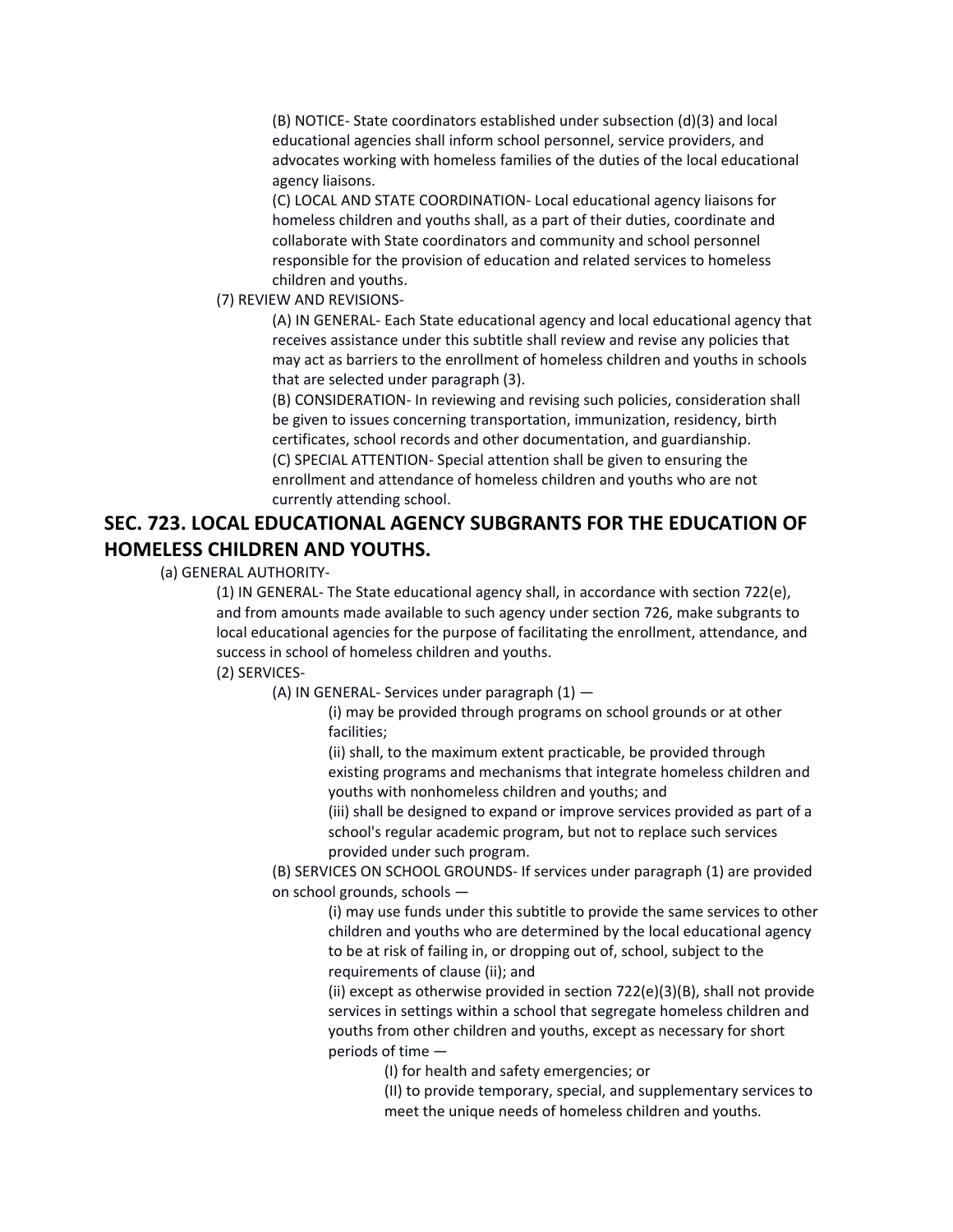(B) NOTICE- State coordinators established under subsection (d)(3) and local educational agencies shall inform school personnel, service providers, and advocates working with homeless families of the duties of the local educational agency liaisons.

(C) LOCAL AND STATE COORDINATION- Local educational agency liaisons for homeless children and youths shall, as a part of their duties, coordinate and collaborate with State coordinators and community and school personnel responsible for the provision of education and related services to homeless children and youths.

(7) REVIEW AND REVISIONS-

(A) IN GENERAL- Each State educational agency and local educational agency that receives assistance under this subtitle shall review and revise any policies that may act as barriers to the enrollment of homeless children and youths in schools that are selected under paragraph (3).

(B) CONSIDERATION- In reviewing and revising such policies, consideration shall be given to issues concerning transportation, immunization, residency, birth certificates, school records and other documentation, and guardianship.

(C) SPECIAL ATTENTION- Special attention shall be given to ensuring the enrollment and attendance of homeless children and youths who are not currently attending school.

## SEC. 723. LOCAL EDUCATIONAL AGENCY SUBGRANTS FOR THE EDUCATION OF HOMELESS CHILDREN AND YOUTHS.

(a) GENERAL AUTHORITY-

(1) IN GENERAL- The State educational agency shall, in accordance with section 722(e), and from amounts made available to such agency under section 726, make subgrants to local educational agencies for the purpose of facilitating the enrollment, attendance, and success in school of homeless children and youths.

(2) SERVICES-

(A) IN GENERAL- Services under paragraph (1) —

(i) may be provided through programs on school grounds or at other facilities;

(ii) shall, to the maximum extent practicable, be provided through existing programs and mechanisms that integrate homeless children and youths with nonhomeless children and youths; and

(iii) shall be designed to expand or improve services provided as part of a school's regular academic program, but not to replace such services provided under such program.

(B) SERVICES ON SCHOOL GROUNDS- If services under paragraph (1) are provided on school grounds, schools —

(i) may use funds under this subtitle to provide the same services to other children and youths who are determined by the local educational agency to be at risk of failing in, or dropping out of, school, subject to the requirements of clause (ii); and

(ii) except as otherwise provided in section 722(e)(3)(B), shall not provide services in settings within a school that segregate homeless children and youths from other children and youths, except as necessary for short periods of time —

(I) for health and safety emergencies; or

(II) to provide temporary, special, and supplementary services to meet the unique needs of homeless children and youths.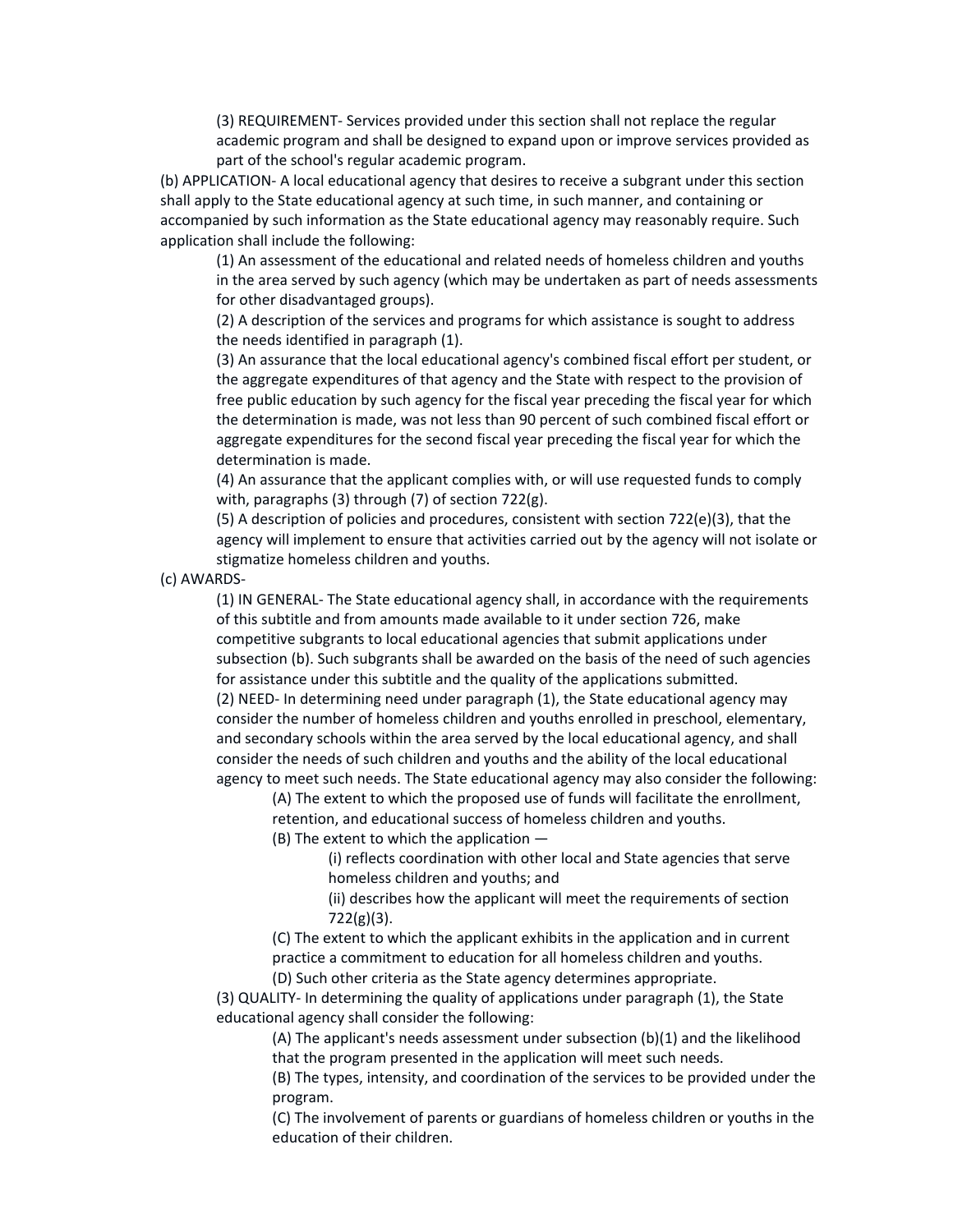(3) REQUIREMENT- Services provided under this section shall not replace the regular academic program and shall be designed to expand upon or improve services provided as part of the school's regular academic program.

(b) APPLICATION- A local educational agency that desires to receive a subgrant under this section shall apply to the State educational agency at such time, in such manner, and containing or accompanied by such information as the State educational agency may reasonably require. Such application shall include the following:

(1) An assessment of the educational and related needs of homeless children and youths in the area served by such agency (which may be undertaken as part of needs assessments for other disadvantaged groups).

(2) A description of the services and programs for which assistance is sought to address the needs identified in paragraph (1).

(3) An assurance that the local educational agency's combined fiscal effort per student, or the aggregate expenditures of that agency and the State with respect to the provision of free public education by such agency for the fiscal year preceding the fiscal year for which the determination is made, was not less than 90 percent of such combined fiscal effort or aggregate expenditures for the second fiscal year preceding the fiscal year for which the determination is made.

(4) An assurance that the applicant complies with, or will use requested funds to comply with, paragraphs (3) through (7) of section 722(g).

(5) A description of policies and procedures, consistent with section 722(e)(3), that the agency will implement to ensure that activities carried out by the agency will not isolate or stigmatize homeless children and youths.

(c) AWARDS-

(1) IN GENERAL- The State educational agency shall, in accordance with the requirements of this subtitle and from amounts made available to it under section 726, make competitive subgrants to local educational agencies that submit applications under subsection (b). Such subgrants shall be awarded on the basis of the need of such agencies for assistance under this subtitle and the quality of the applications submitted.

(2) NEED- In determining need under paragraph (1), the State educational agency may consider the number of homeless children and youths enrolled in preschool, elementary, and secondary schools within the area served by the local educational agency, and shall consider the needs of such children and youths and the ability of the local educational agency to meet such needs. The State educational agency may also consider the following:

(A) The extent to which the proposed use of funds will facilitate the enrollment, retention, and educational success of homeless children and youths.

(B) The extent to which the application —

(i) reflects coordination with other local and State agencies that serve homeless children and youths; and

(ii) describes how the applicant will meet the requirements of section 722(g)(3).

(C) The extent to which the applicant exhibits in the application and in current practice a commitment to education for all homeless children and youths.

(D) Such other criteria as the State agency determines appropriate.

(3) QUALITY- In determining the quality of applications under paragraph (1), the State educational agency shall consider the following:

(A) The applicant's needs assessment under subsection (b)(1) and the likelihood that the program presented in the application will meet such needs.

(B) The types, intensity, and coordination of the services to be provided under the program.

(C) The involvement of parents or guardians of homeless children or youths in the education of their children.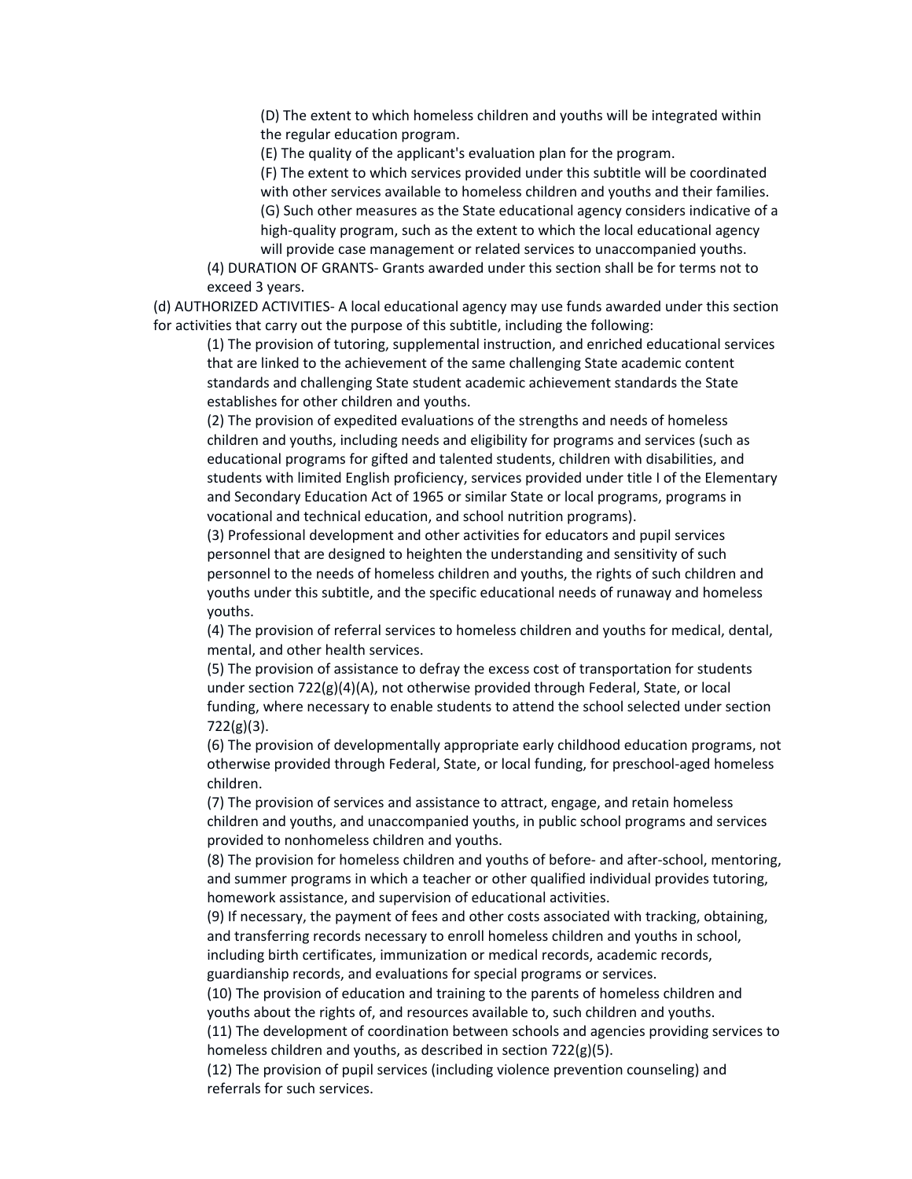(D) The extent to which homeless children and youths will be integrated within the regular education program.

(E) The quality of the applicant's evaluation plan for the program.

(F) The extent to which services provided under this subtitle will be coordinated with other services available to homeless children and youths and their families.

(G) Such other measures as the State educational agency considers indicative of a high-quality program, such as the extent to which the local educational agency will provide case management or related services to unaccompanied youths.

(4) DURATION OF GRANTS- Grants awarded under this section shall be for terms not to exceed 3 years.

(d) AUTHORIZED ACTIVITIES- A local educational agency may use funds awarded under this section for activities that carry out the purpose of this subtitle, including the following:

(1) The provision of tutoring, supplemental instruction, and enriched educational services that are linked to the achievement of the same challenging State academic content standards and challenging State student academic achievement standards the State establishes for other children and youths.

(2) The provision of expedited evaluations of the strengths and needs of homeless children and youths, including needs and eligibility for programs and services (such as educational programs for gifted and talented students, children with disabilities, and students with limited English proficiency, services provided under title I of the Elementary and Secondary Education Act of 1965 or similar State or local programs, programs in vocational and technical education, and school nutrition programs).

(3) Professional development and other activities for educators and pupil services personnel that are designed to heighten the understanding and sensitivity of such personnel to the needs of homeless children and youths, the rights of such children and youths under this subtitle, and the specific educational needs of runaway and homeless youths.

(4) The provision of referral services to homeless children and youths for medical, dental, mental, and other health services.

(5) The provision of assistance to defray the excess cost of transportation for students under section 722(g)(4)(A), not otherwise provided through Federal, State, or local funding, where necessary to enable students to attend the school selected under section 722(g)(3).

(6) The provision of developmentally appropriate early childhood education programs, not otherwise provided through Federal, State, or local funding, for preschool-aged homeless children.

(7) The provision of services and assistance to attract, engage, and retain homeless children and youths, and unaccompanied youths, in public school programs and services provided to nonhomeless children and youths.

(8) The provision for homeless children and youths of before- and after-school, mentoring, and summer programs in which a teacher or other qualified individual provides tutoring, homework assistance, and supervision of educational activities.

(9) If necessary, the payment of fees and other costs associated with tracking, obtaining, and transferring records necessary to enroll homeless children and youths in school, including birth certificates, immunization or medical records, academic records, guardianship records, and evaluations for special programs or services.

(10) The provision of education and training to the parents of homeless children and youths about the rights of, and resources available to, such children and youths.

(11) The development of coordination between schools and agencies providing services to homeless children and youths, as described in section 722(g)(5).

(12) The provision of pupil services (including violence prevention counseling) and referrals for such services.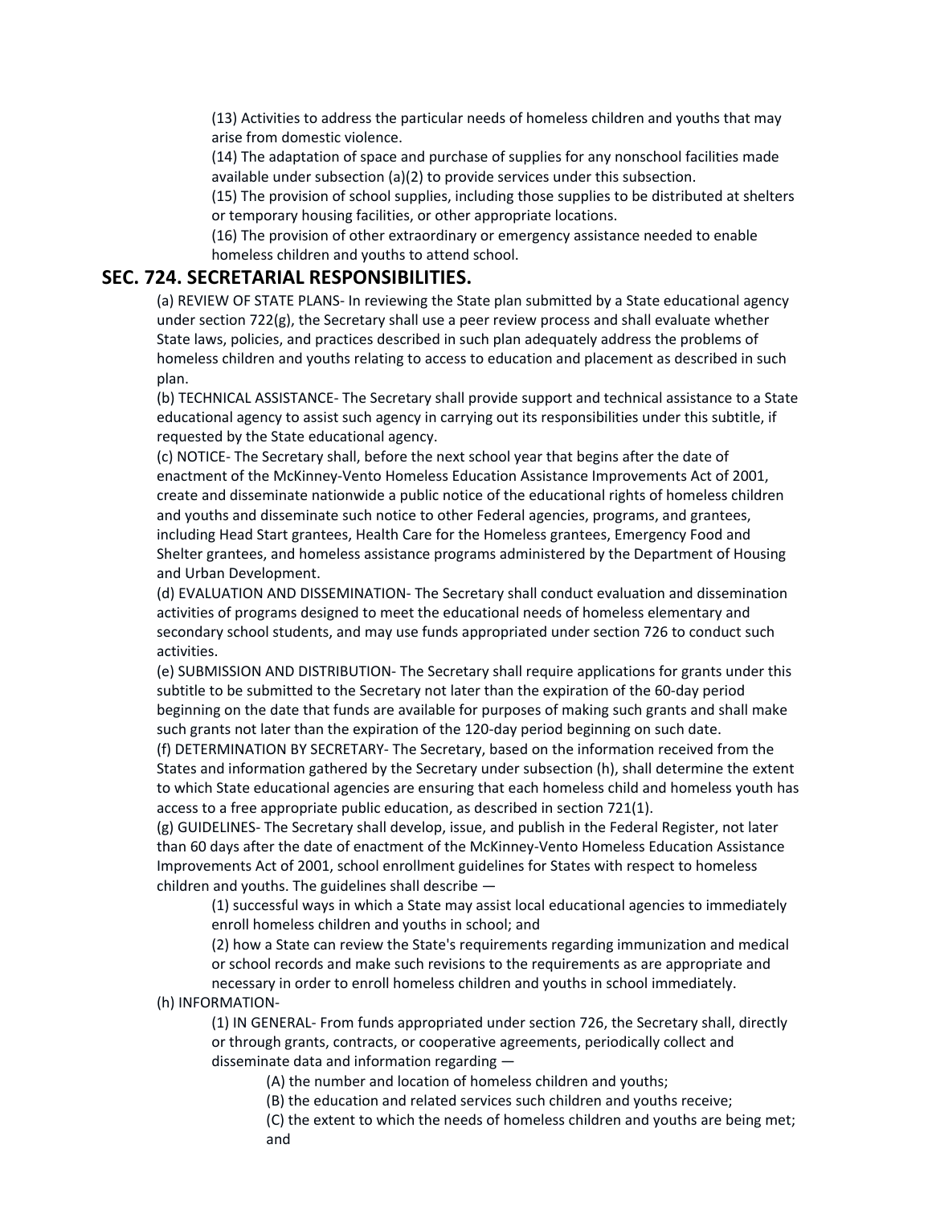(13) Activities to address the particular needs of homeless children and youths that may arise from domestic violence.

(14) The adaptation of space and purchase of supplies for any nonschool facilities made available under subsection (a)(2) to provide services under this subsection.

(15) The provision of school supplies, including those supplies to be distributed at shelters or temporary housing facilities, or other appropriate locations.

(16) The provision of other extraordinary or emergency assistance needed to enable homeless children and youths to attend school.

## SEC. 724. SECRETARIAL RESPONSIBILITIES.

(a) REVIEW OF STATE PLANS- In reviewing the State plan submitted by a State educational agency under section 722(g), the Secretary shall use a peer review process and shall evaluate whether State laws, policies, and practices described in such plan adequately address the problems of homeless children and youths relating to access to education and placement as described in such plan.

(b) TECHNICAL ASSISTANCE- The Secretary shall provide support and technical assistance to a State educational agency to assist such agency in carrying out its responsibilities under this subtitle, if requested by the State educational agency.

(c) NOTICE- The Secretary shall, before the next school year that begins after the date of enactment of the McKinney-Vento Homeless Education Assistance Improvements Act of 2001, create and disseminate nationwide a public notice of the educational rights of homeless children and youths and disseminate such notice to other Federal agencies, programs, and grantees, including Head Start grantees, Health Care for the Homeless grantees, Emergency Food and Shelter grantees, and homeless assistance programs administered by the Department of Housing and Urban Development.

(d) EVALUATION AND DISSEMINATION- The Secretary shall conduct evaluation and dissemination activities of programs designed to meet the educational needs of homeless elementary and secondary school students, and may use funds appropriated under section 726 to conduct such activities.

(e) SUBMISSION AND DISTRIBUTION- The Secretary shall require applications for grants under this subtitle to be submitted to the Secretary not later than the expiration of the 60-day period beginning on the date that funds are available for purposes of making such grants and shall make such grants not later than the expiration of the 120-day period beginning on such date.

(f) DETERMINATION BY SECRETARY- The Secretary, based on the information received from the States and information gathered by the Secretary under subsection (h), shall determine the extent to which State educational agencies are ensuring that each homeless child and homeless youth has access to a free appropriate public education, as described in section 721(1).

(g) GUIDELINES- The Secretary shall develop, issue, and publish in the Federal Register, not later than 60 days after the date of enactment of the McKinney-Vento Homeless Education Assistance Improvements Act of 2001, school enrollment guidelines for States with respect to homeless children and youths. The guidelines shall describe —

(1) successful ways in which a State may assist local educational agencies to immediately enroll homeless children and youths in school; and

(2) how a State can review the State's requirements regarding immunization and medical or school records and make such revisions to the requirements as are appropriate and necessary in order to enroll homeless children and youths in school immediately.

(h) INFORMATION-

(1) IN GENERAL- From funds appropriated under section 726, the Secretary shall, directly or through grants, contracts, or cooperative agreements, periodically collect and disseminate data and information regarding —

(A) the number and location of homeless children and youths;

(B) the education and related services such children and youths receive;

(C) the extent to which the needs of homeless children and youths are being met; and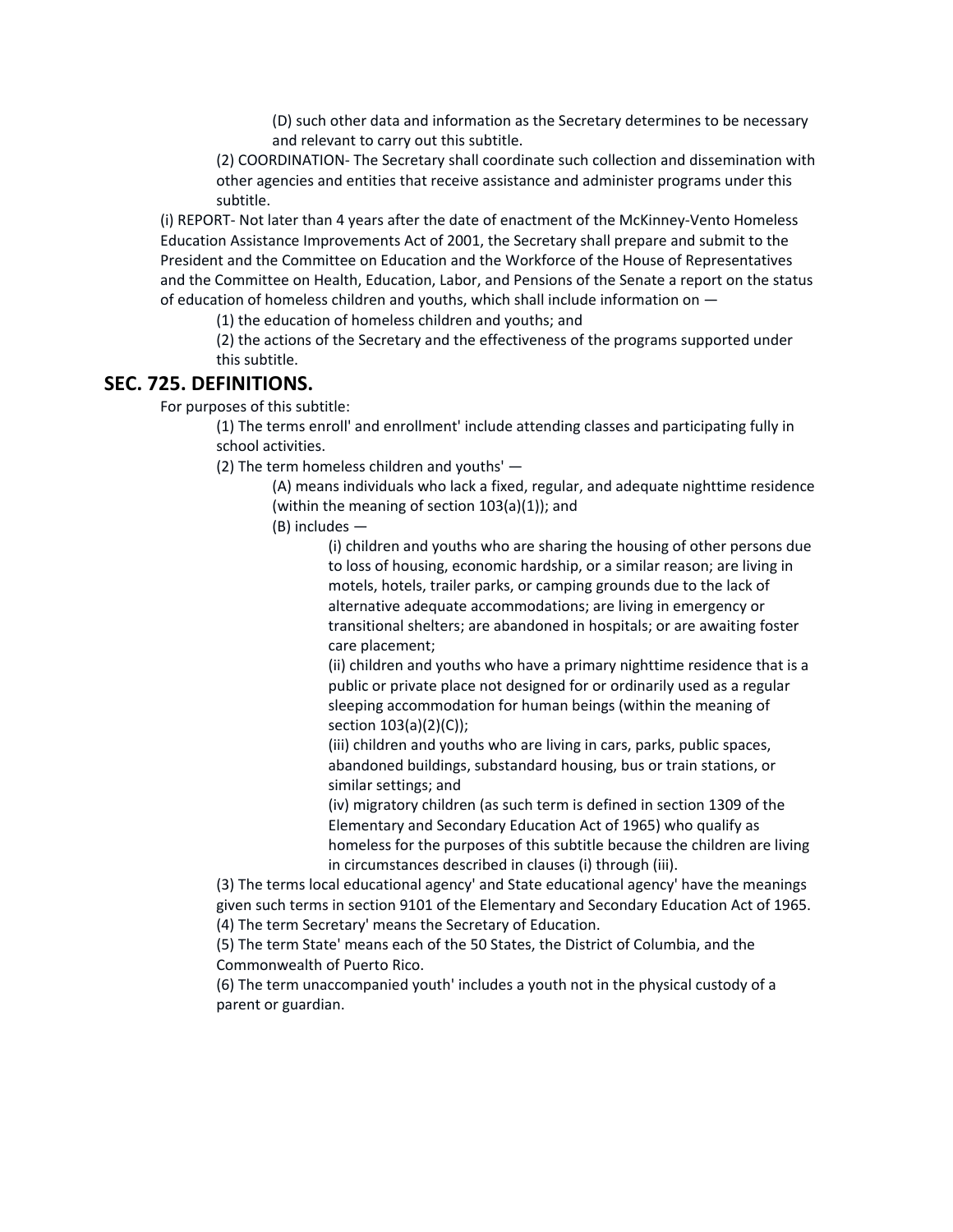(D) such other data and information as the Secretary determines to be necessary and relevant to carry out this subtitle.

(2) COORDINATION- The Secretary shall coordinate such collection and dissemination with other agencies and entities that receive assistance and administer programs under this subtitle.

(i) REPORT- Not later than 4 years after the date of enactment of the McKinney-Vento Homeless Education Assistance Improvements Act of 2001, the Secretary shall prepare and submit to the President and the Committee on Education and the Workforce of the House of Representatives and the Committee on Health, Education, Labor, and Pensions of the Senate a report on the status of education of homeless children and youths, which shall include information on —

(1) the education of homeless children and youths; and

(2) the actions of the Secretary and the effectiveness of the programs supported under this subtitle.

## SEC. 725. DEFINITIONS.

For purposes of this subtitle:

(1) The terms enroll' and enrollment' include attending classes and participating fully in school activities.

(2) The term homeless children and youths' —

(A) means individuals who lack a fixed, regular, and adequate nighttime residence (within the meaning of section 103(a)(1)); and

(B) includes —

(i) children and youths who are sharing the housing of other persons due to loss of housing, economic hardship, or a similar reason; are living in motels, hotels, trailer parks, or camping grounds due to the lack of alternative adequate accommodations; are living in emergency or transitional shelters; are abandoned in hospitals; or are awaiting foster care placement;

(ii) children and youths who have a primary nighttime residence that is a public or private place not designed for or ordinarily used as a regular sleeping accommodation for human beings (within the meaning of section 103(a)(2)(C));

(iii) children and youths who are living in cars, parks, public spaces, abandoned buildings, substandard housing, bus or train stations, or similar settings; and

(iv) migratory children (as such term is defined in section 1309 of the Elementary and Secondary Education Act of 1965) who qualify as homeless for the purposes of this subtitle because the children are living in circumstances described in clauses (i) through (iii).

(3) The terms local educational agency' and State educational agency' have the meanings given such terms in section 9101 of the Elementary and Secondary Education Act of 1965.

(4) The term Secretary' means the Secretary of Education.

(5) The term State' means each of the 50 States, the District of Columbia, and the Commonwealth of Puerto Rico.

(6) The term unaccompanied youth' includes a youth not in the physical custody of a parent or guardian.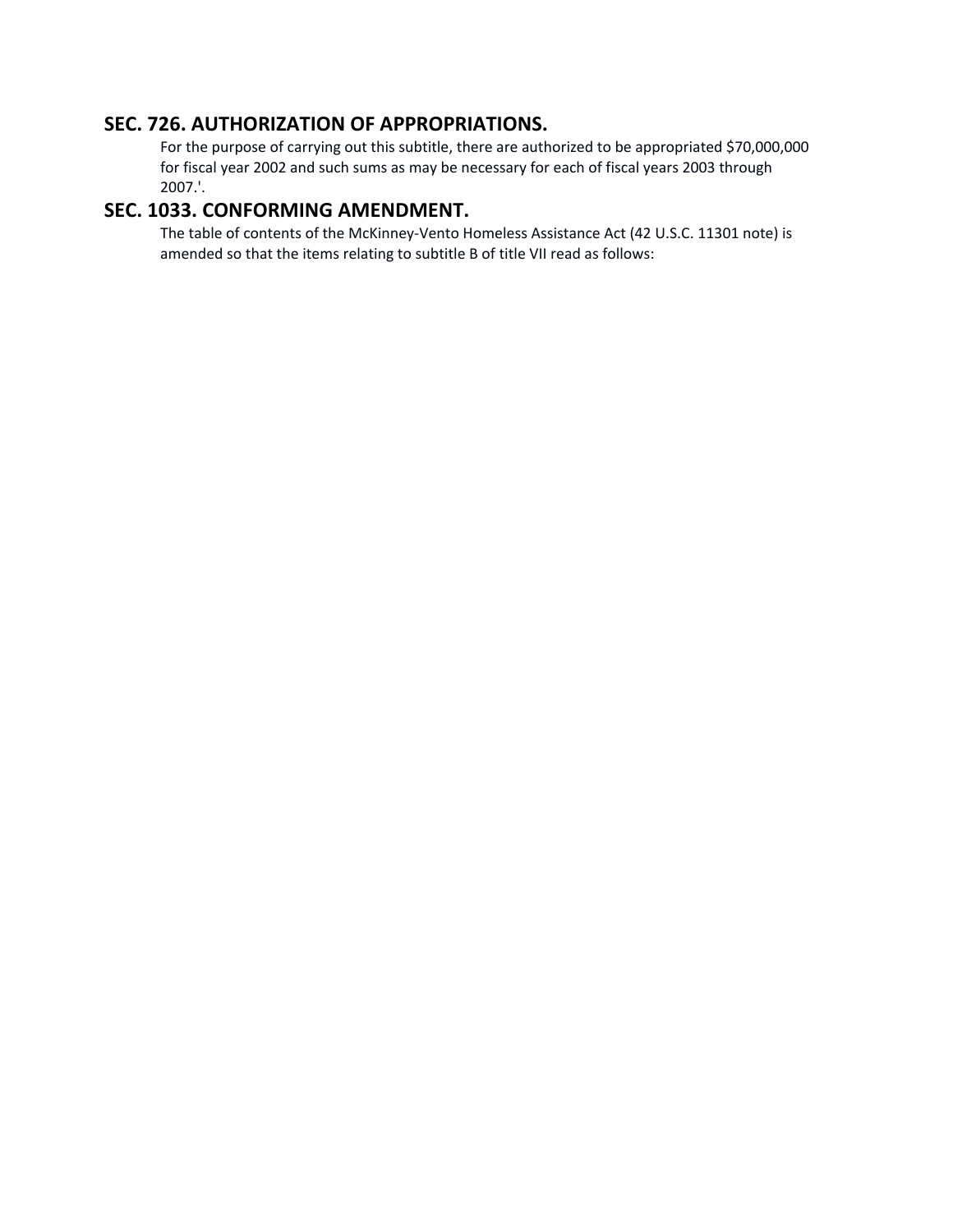## SEC. 726. AUTHORIZATION OF APPROPRIATIONS.

For the purpose of carrying out this subtitle, there are authorized to be appropriated $70,000,000 for fiscal year 2002 and such sums as may be necessary for each of fiscal years 2003 through 2007.'.

## SEC. 1033. CONFORMING AMENDMENT.

The table of contents of the McKinney-Vento Homeless Assistance Act (42 U.S.C. 11301 note) is amended so that the items relating to subtitle B of title VII read as follows: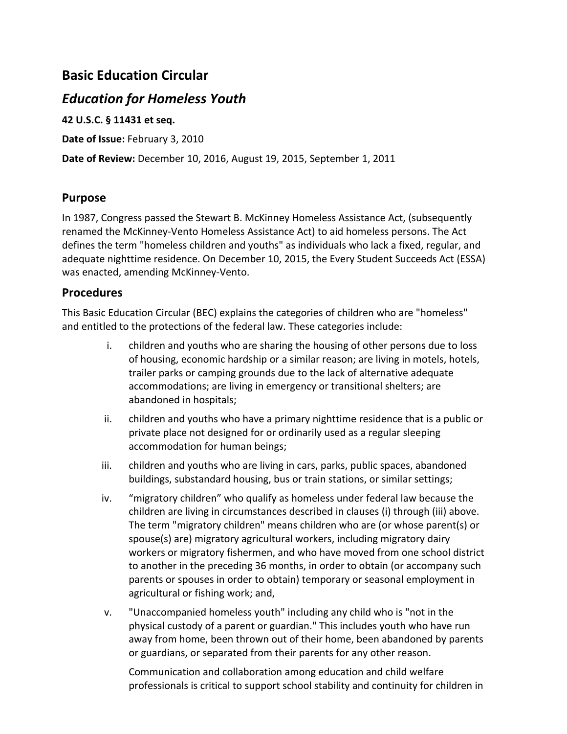## Basic Education Circular

## *Education for Homeless Youth*

**42 U.S.C. § 11431 et seq.**

**Date of Issue:** February 3, 2010

**Date of Review:** December 10, 2016, August 19, 2015, September 1, 2011

### Purpose

In 1987, Congress passed the Stewart B. McKinney Homeless Assistance Act, (subsequently renamed the McKinney-Vento Homeless Assistance Act) to aid homeless persons. The Act defines the term "homeless children and youths" as individuals who lack a fixed, regular, and adequate nighttime residence. On December 10, 2015, the Every Student Succeeds Act (ESSA) was enacted, amending McKinney-Vento.

### Procedures

This Basic Education Circular (BEC) explains the categories of children who are "homeless" and entitled to the protections of the federal law. These categories include:

i. children and youths who are sharing the housing of other persons due to loss of housing, economic hardship or a similar reason; are living in motels, hotels, trailer parks or camping grounds due to the lack of alternative adequate accommodations; are living in emergency or transitional shelters; are abandoned in hospitals;

ii. children and youths who have a primary nighttime residence that is a public or private place not designed for or ordinarily used as a regular sleeping accommodation for human beings;

iii. children and youths who are living in cars, parks, public spaces, abandoned buildings, substandard housing, bus or train stations, or similar settings;

iv. “migratory children” who qualify as homeless under federal law because the children are living in circumstances described in clauses (i) through (iii) above. The term "migratory children" means children who are (or whose parent(s) or spouse(s) are) migratory agricultural workers, including migratory dairy workers or migratory fishermen, and who have moved from one school district to another in the preceding 36 months, in order to obtain (or accompany such parents or spouses in order to obtain) temporary or seasonal employment in agricultural or fishing work; and,

v. "Unaccompanied homeless youth" including any child who is "not in the physical custody of a parent or guardian." This includes youth who have run away from home, been thrown out of their home, been abandoned by parents or guardians, or separated from their parents for any other reason.

   Communication and collaboration among education and child welfare professionals is critical to support school stability and continuity for children in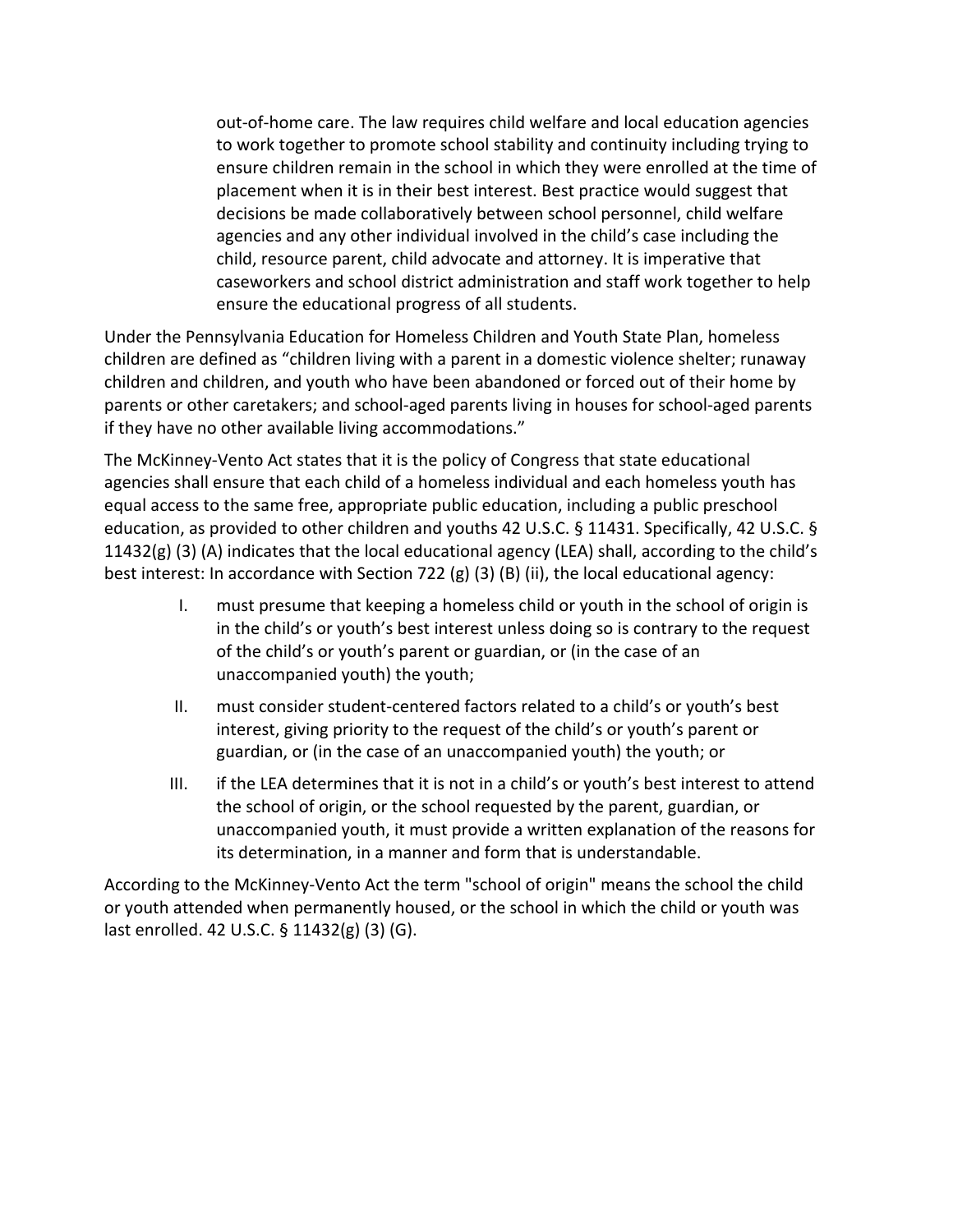> out-of-home care. The law requires child welfare and local education agencies to work together to promote school stability and continuity including trying to ensure children remain in the school in which they were enrolled at the time of placement when it is in their best interest. Best practice would suggest that decisions be made collaboratively between school personnel, child welfare agencies and any other individual involved in the child's case including the child, resource parent, child advocate and attorney. It is imperative that caseworkers and school district administration and staff work together to help ensure the educational progress of all students.

Under the Pennsylvania Education for Homeless Children and Youth State Plan, homeless children are defined as "children living with a parent in a domestic violence shelter; runaway children and children, and youth who have been abandoned or forced out of their home by parents or other caretakers; and school-aged parents living in houses for school-aged parents if they have no other available living accommodations."

The McKinney-Vento Act states that it is the policy of Congress that state educational agencies shall ensure that each child of a homeless individual and each homeless youth has equal access to the same free, appropriate public education, including a public preschool education, as provided to other children and youths 42 U.S.C. § 11431. Specifically, 42 U.S.C. § 11432(g) (3) (A) indicates that the local educational agency (LEA) shall, according to the child's best interest: In accordance with Section 722 (g) (3) (B) (ii), the local educational agency:

I. must presume that keeping a homeless child or youth in the school of origin is in the child's or youth's best interest unless doing so is contrary to the request of the child's or youth's parent or guardian, or (in the case of an unaccompanied youth) the youth;

II. must consider student-centered factors related to a child's or youth's best interest, giving priority to the request of the child's or youth's parent or guardian, or (in the case of an unaccompanied youth) the youth; or

III. if the LEA determines that it is not in a child's or youth's best interest to attend the school of origin, or the school requested by the parent, guardian, or unaccompanied youth, it must provide a written explanation of the reasons for its determination, in a manner and form that is understandable.

According to the McKinney-Vento Act the term "school of origin" means the school the child or youth attended when permanently housed, or the school in which the child or youth was last enrolled. 42 U.S.C. § 11432(g) (3) (G).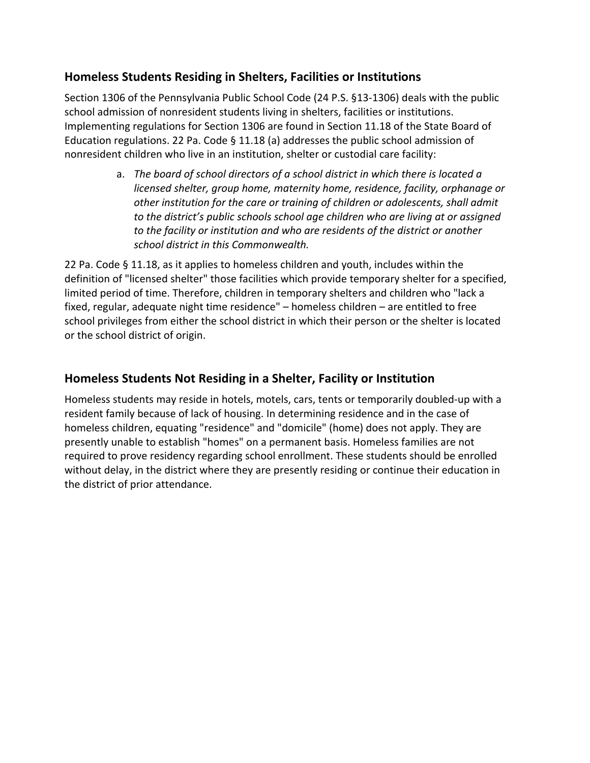## Homeless Students Residing in Shelters, Facilities or Institutions

Section 1306 of the Pennsylvania Public School Code (24 P.S. §13-1306) deals with the public school admission of nonresident students living in shelters, facilities or institutions. Implementing regulations for Section 1306 are found in Section 11.18 of the State Board of Education regulations. 22 Pa. Code § 11.18 (a) addresses the public school admission of nonresident children who live in an institution, shelter or custodial care facility:

> a. *The board of school directors of a school district in which there is located a licensed shelter, group home, maternity home, residence, facility, orphanage or other institution for the care or training of children or adolescents, shall admit to the district's public schools school age children who are living at or assigned to the facility or institution and who are residents of the district or another school district in this Commonwealth.*

22 Pa. Code § 11.18, as it applies to homeless children and youth, includes within the definition of "licensed shelter" those facilities which provide temporary shelter for a specified, limited period of time. Therefore, children in temporary shelters and children who "lack a fixed, regular, adequate night time residence" – homeless children – are entitled to free school privileges from either the school district in which their person or the shelter is located or the school district of origin.

## Homeless Students Not Residing in a Shelter, Facility or Institution

Homeless students may reside in hotels, motels, cars, tents or temporarily doubled-up with a resident family because of lack of housing. In determining residence and in the case of homeless children, equating "residence" and "domicile" (home) does not apply. They are presently unable to establish "homes" on a permanent basis. Homeless families are not required to prove residency regarding school enrollment. These students should be enrolled without delay, in the district where they are presently residing or continue their education in the district of prior attendance.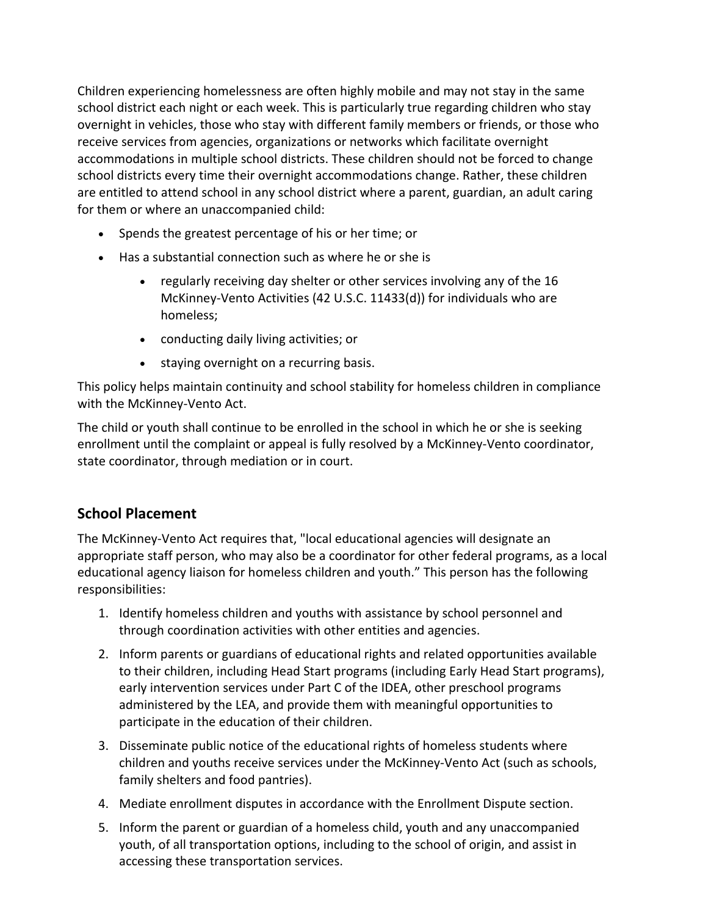Children experiencing homelessness are often highly mobile and may not stay in the same school district each night or each week. This is particularly true regarding children who stay overnight in vehicles, those who stay with different family members or friends, or those who receive services from agencies, organizations or networks which facilitate overnight accommodations in multiple school districts. These children should not be forced to change school districts every time their overnight accommodations change. Rather, these children are entitled to attend school in any school district where a parent, guardian, an adult caring for them or where an unaccompanied child:

- Spends the greatest percentage of his or her time; or
- Has a substantial connection such as where he or she is
    - regularly receiving day shelter or other services involving any of the 16 McKinney-Vento Activities (42 U.S.C. 11433(d)) for individuals who are homeless;
    - conducting daily living activities; or
    - staying overnight on a recurring basis.

This policy helps maintain continuity and school stability for homeless children in compliance with the McKinney-Vento Act.

The child or youth shall continue to be enrolled in the school in which he or she is seeking enrollment until the complaint or appeal is fully resolved by a McKinney-Vento coordinator, state coordinator, through mediation or in court.

## School Placement

The McKinney-Vento Act requires that, "local educational agencies will designate an appropriate staff person, who may also be a coordinator for other federal programs, as a local educational agency liaison for homeless children and youth." This person has the following responsibilities:

1. Identify homeless children and youths with assistance by school personnel and through coordination activities with other entities and agencies.
2. Inform parents or guardians of educational rights and related opportunities available to their children, including Head Start programs (including Early Head Start programs), early intervention services under Part C of the IDEA, other preschool programs administered by the LEA, and provide them with meaningful opportunities to participate in the education of their children.
3. Disseminate public notice of the educational rights of homeless students where children and youths receive services under the McKinney-Vento Act (such as schools, family shelters and food pantries).
4. Mediate enrollment disputes in accordance with the Enrollment Dispute section.
5. Inform the parent or guardian of a homeless child, youth and any unaccompanied youth, of all transportation options, including to the school of origin, and assist in accessing these transportation services.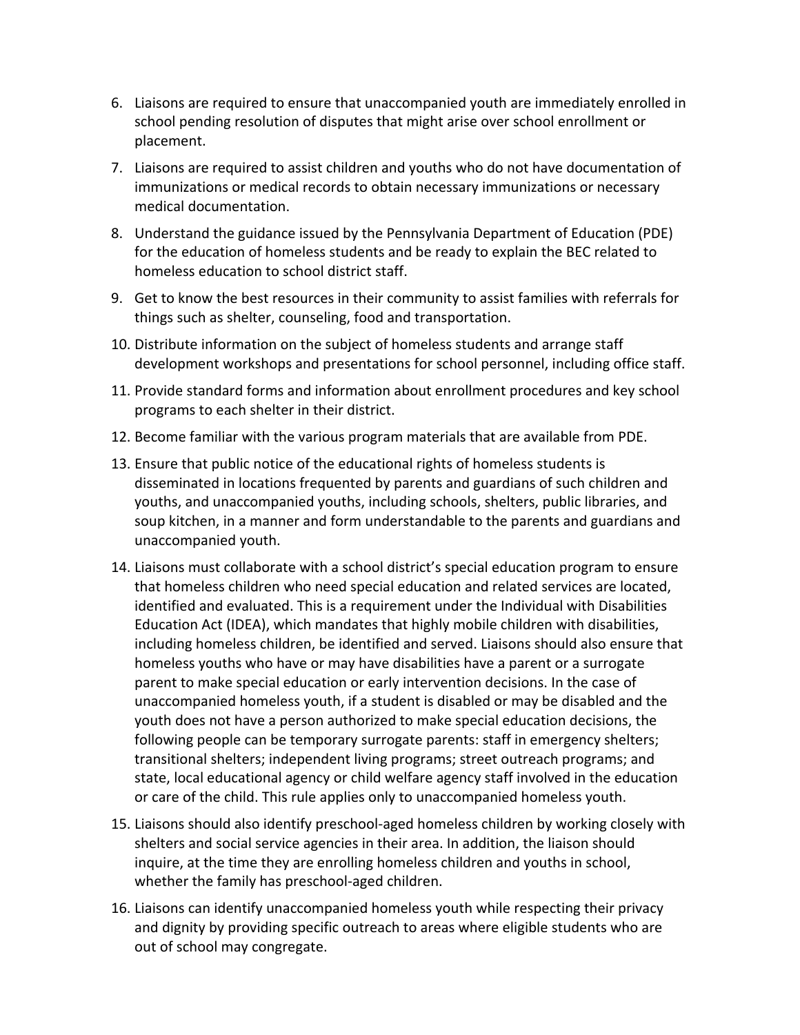6. Liaisons are required to ensure that unaccompanied youth are immediately enrolled in school pending resolution of disputes that might arise over school enrollment or placement.
7. Liaisons are required to assist children and youths who do not have documentation of immunizations or medical records to obtain necessary immunizations or necessary medical documentation.
8. Understand the guidance issued by the Pennsylvania Department of Education (PDE) for the education of homeless students and be ready to explain the BEC related to homeless education to school district staff.
9. Get to know the best resources in their community to assist families with referrals for things such as shelter, counseling, food and transportation.
10. Distribute information on the subject of homeless students and arrange staff development workshops and presentations for school personnel, including office staff.
11. Provide standard forms and information about enrollment procedures and key school programs to each shelter in their district.
12. Become familiar with the various program materials that are available from PDE.
13. Ensure that public notice of the educational rights of homeless students is disseminated in locations frequented by parents and guardians of such children and youths, and unaccompanied youths, including schools, shelters, public libraries, and soup kitchen, in a manner and form understandable to the parents and guardians and unaccompanied youth.
14. Liaisons must collaborate with a school district's special education program to ensure that homeless children who need special education and related services are located, identified and evaluated. This is a requirement under the Individual with Disabilities Education Act (IDEA), which mandates that highly mobile children with disabilities, including homeless children, be identified and served. Liaisons should also ensure that homeless youths who have or may have disabilities have a parent or a surrogate parent to make special education or early intervention decisions. In the case of unaccompanied homeless youth, if a student is disabled or may be disabled and the youth does not have a person authorized to make special education decisions, the following people can be temporary surrogate parents: staff in emergency shelters; transitional shelters; independent living programs; street outreach programs; and state, local educational agency or child welfare agency staff involved in the education or care of the child. This rule applies only to unaccompanied homeless youth.
15. Liaisons should also identify preschool-aged homeless children by working closely with shelters and social service agencies in their area. In addition, the liaison should inquire, at the time they are enrolling homeless children and youths in school, whether the family has preschool-aged children.
16. Liaisons can identify unaccompanied homeless youth while respecting their privacy and dignity by providing specific outreach to areas where eligible students who are out of school may congregate.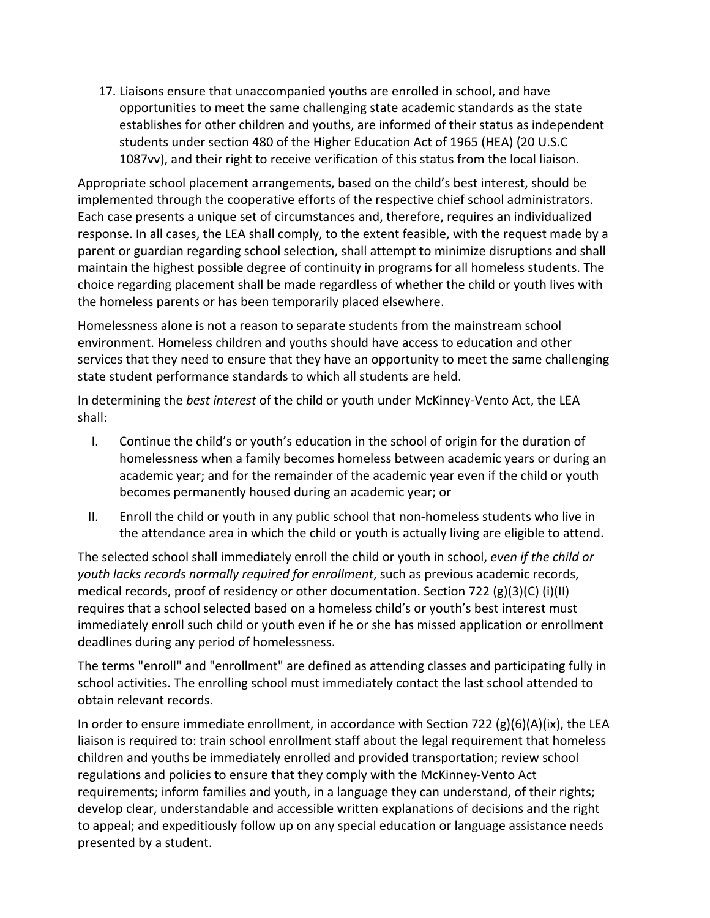17. Liaisons ensure that unaccompanied youths are enrolled in school, and have opportunities to meet the same challenging state academic standards as the state establishes for other children and youths, are informed of their status as independent students under section 480 of the Higher Education Act of 1965 (HEA) (20 U.S.C 1087vv), and their right to receive verification of this status from the local liaison.

Appropriate school placement arrangements, based on the child's best interest, should be implemented through the cooperative efforts of the respective chief school administrators. Each case presents a unique set of circumstances and, therefore, requires an individualized response. In all cases, the LEA shall comply, to the extent feasible, with the request made by a parent or guardian regarding school selection, shall attempt to minimize disruptions and shall maintain the highest possible degree of continuity in programs for all homeless students. The choice regarding placement shall be made regardless of whether the child or youth lives with the homeless parents or has been temporarily placed elsewhere.

Homelessness alone is not a reason to separate students from the mainstream school environment. Homeless children and youths should have access to education and other services that they need to ensure that they have an opportunity to meet the same challenging state student performance standards to which all students are held.

In determining the *best interest* of the child or youth under McKinney-Vento Act, the LEA shall:

I. Continue the child's or youth's education in the school of origin for the duration of homelessness when a family becomes homeless between academic years or during an academic year; and for the remainder of the academic year even if the child or youth becomes permanently housed during an academic year; or

II. Enroll the child or youth in any public school that non-homeless students who live in the attendance area in which the child or youth is actually living are eligible to attend.

The selected school shall immediately enroll the child or youth in school, *even if the child or youth lacks records normally required for enrollment*, such as previous academic records, medical records, proof of residency or other documentation. Section 722 (g)(3)(C) (i)(II) requires that a school selected based on a homeless child's or youth's best interest must immediately enroll such child or youth even if he or she has missed application or enrollment deadlines during any period of homelessness.

The terms "enroll" and "enrollment" are defined as attending classes and participating fully in school activities. The enrolling school must immediately contact the last school attended to obtain relevant records.

In order to ensure immediate enrollment, in accordance with Section 722 (g)(6)(A)(ix), the LEA liaison is required to: train school enrollment staff about the legal requirement that homeless children and youths be immediately enrolled and provided transportation; review school regulations and policies to ensure that they comply with the McKinney-Vento Act requirements; inform families and youth, in a language they can understand, of their rights; develop clear, understandable and accessible written explanations of decisions and the right to appeal; and expeditiously follow up on any special education or language assistance needs presented by a student.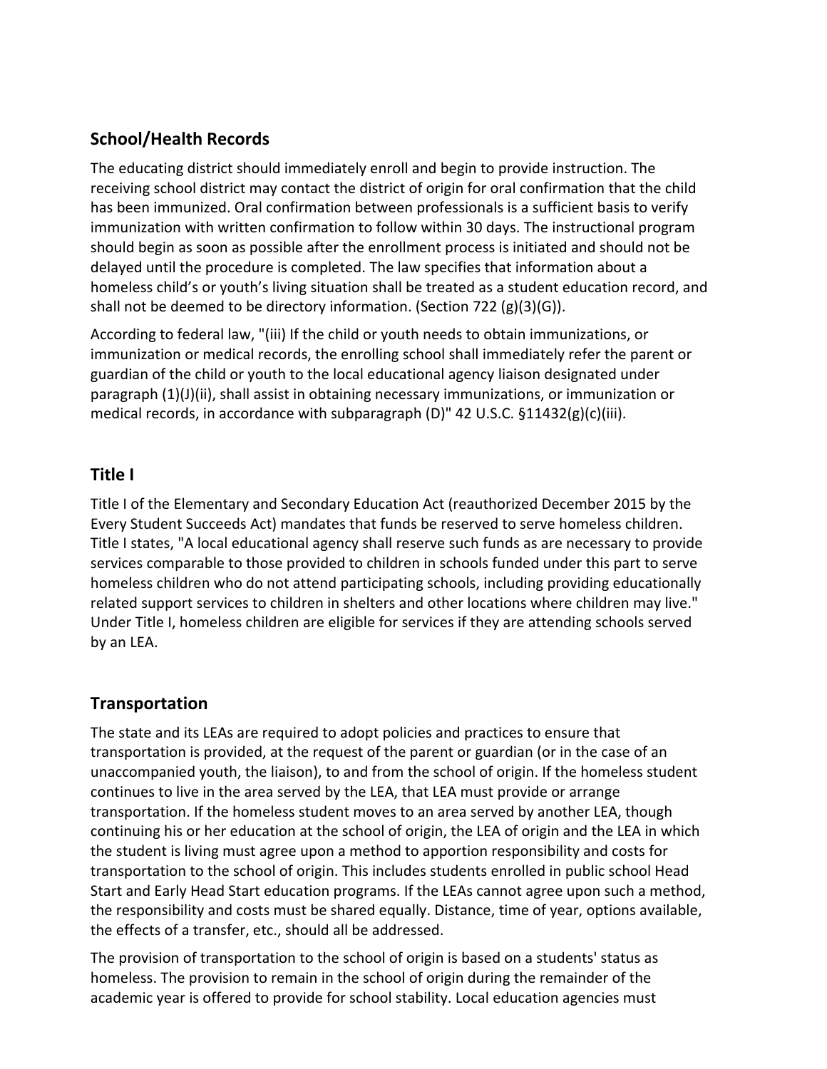## School/Health Records

The educating district should immediately enroll and begin to provide instruction. The receiving school district may contact the district of origin for oral confirmation that the child has been immunized. Oral confirmation between professionals is a sufficient basis to verify immunization with written confirmation to follow within 30 days. The instructional program should begin as soon as possible after the enrollment process is initiated and should not be delayed until the procedure is completed. The law specifies that information about a homeless child's or youth's living situation shall be treated as a student education record, and shall not be deemed to be directory information. (Section 722 (g)(3)(G)).

According to federal law, "(iii) If the child or youth needs to obtain immunizations, or immunization or medical records, the enrolling school shall immediately refer the parent or guardian of the child or youth to the local educational agency liaison designated under paragraph (1)(J)(ii), shall assist in obtaining necessary immunizations, or immunization or medical records, in accordance with subparagraph (D)" 42 U.S.C. §11432(g)(c)(iii).

## Title I

Title I of the Elementary and Secondary Education Act (reauthorized December 2015 by the Every Student Succeeds Act) mandates that funds be reserved to serve homeless children. Title I states, "A local educational agency shall reserve such funds as are necessary to provide services comparable to those provided to children in schools funded under this part to serve homeless children who do not attend participating schools, including providing educationally related support services to children in shelters and other locations where children may live." Under Title I, homeless children are eligible for services if they are attending schools served by an LEA.

## Transportation

The state and its LEAs are required to adopt policies and practices to ensure that transportation is provided, at the request of the parent or guardian (or in the case of an unaccompanied youth, the liaison), to and from the school of origin. If the homeless student continues to live in the area served by the LEA, that LEA must provide or arrange transportation. If the homeless student moves to an area served by another LEA, though continuing his or her education at the school of origin, the LEA of origin and the LEA in which the student is living must agree upon a method to apportion responsibility and costs for transportation to the school of origin. This includes students enrolled in public school Head Start and Early Head Start education programs. If the LEAs cannot agree upon such a method, the responsibility and costs must be shared equally. Distance, time of year, options available, the effects of a transfer, etc., should all be addressed.

The provision of transportation to the school of origin is based on a students' status as homeless. The provision to remain in the school of origin during the remainder of the academic year is offered to provide for school stability. Local education agencies must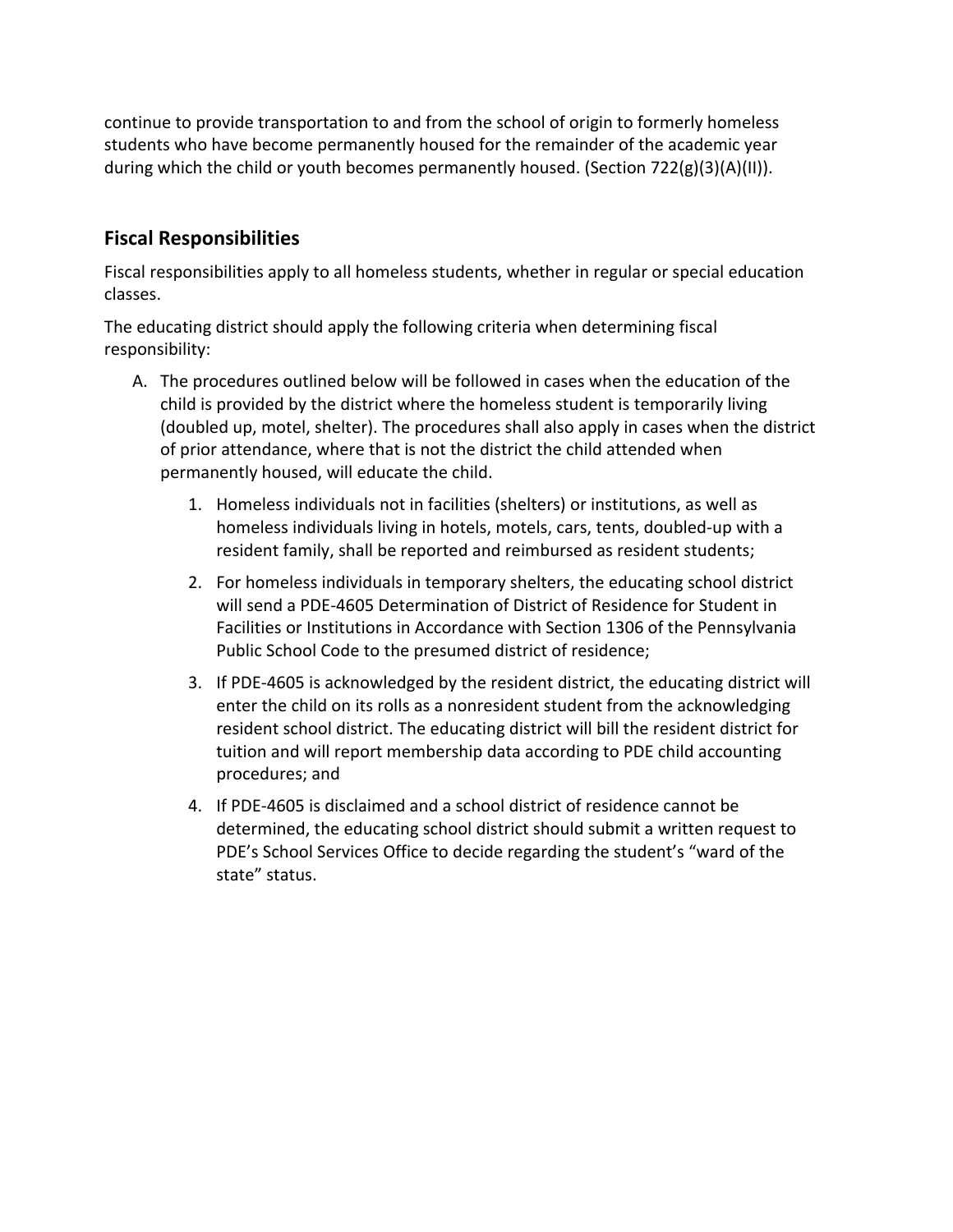continue to provide transportation to and from the school of origin to formerly homeless students who have become permanently housed for the remainder of the academic year during which the child or youth becomes permanently housed. (Section 722(g)(3)(A)(II)).

## Fiscal Responsibilities

Fiscal responsibilities apply to all homeless students, whether in regular or special education classes.

The educating district should apply the following criteria when determining fiscal responsibility:

A. The procedures outlined below will be followed in cases when the education of the child is provided by the district where the homeless student is temporarily living (doubled up, motel, shelter). The procedures shall also apply in cases when the district of prior attendance, where that is not the district the child attended when permanently housed, will educate the child.

   1. Homeless individuals not in facilities (shelters) or institutions, as well as homeless individuals living in hotels, motels, cars, tents, doubled-up with a resident family, shall be reported and reimbursed as resident students;

   2. For homeless individuals in temporary shelters, the educating school district will send a PDE-4605 Determination of District of Residence for Student in Facilities or Institutions in Accordance with Section 1306 of the Pennsylvania Public School Code to the presumed district of residence;

   3. If PDE-4605 is acknowledged by the resident district, the educating district will enter the child on its rolls as a nonresident student from the acknowledging resident school district. The educating district will bill the resident district for tuition and will report membership data according to PDE child accounting procedures; and

   4. If PDE-4605 is disclaimed and a school district of residence cannot be determined, the educating school district should submit a written request to PDE's School Services Office to decide regarding the student's "ward of the state" status.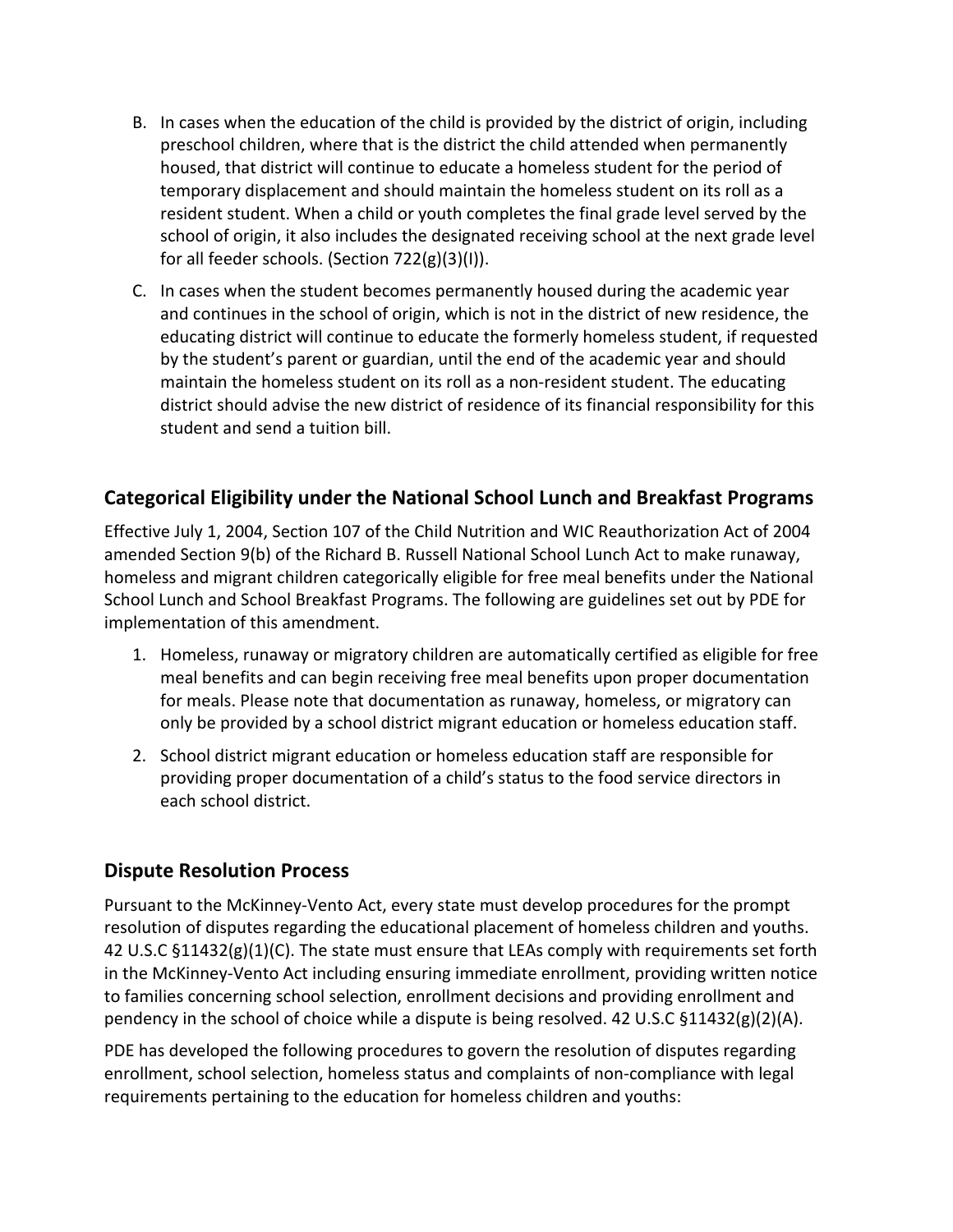B. In cases when the education of the child is provided by the district of origin, including preschool children, where that is the district the child attended when permanently housed, that district will continue to educate a homeless student for the period of temporary displacement and should maintain the homeless student on its roll as a resident student. When a child or youth completes the final grade level served by the school of origin, it also includes the designated receiving school at the next grade level for all feeder schools. (Section 722(g)(3)(I)).

C. In cases when the student becomes permanently housed during the academic year and continues in the school of origin, which is not in the district of new residence, the educating district will continue to educate the formerly homeless student, if requested by the student's parent or guardian, until the end of the academic year and should maintain the homeless student on its roll as a non-resident student. The educating district should advise the new district of residence of its financial responsibility for this student and send a tuition bill.

## Categorical Eligibility under the National School Lunch and Breakfast Programs

Effective July 1, 2004, Section 107 of the Child Nutrition and WIC Reauthorization Act of 2004 amended Section 9(b) of the Richard B. Russell National School Lunch Act to make runaway, homeless and migrant children categorically eligible for free meal benefits under the National School Lunch and School Breakfast Programs. The following are guidelines set out by PDE for implementation of this amendment.

1. Homeless, runaway or migratory children are automatically certified as eligible for free meal benefits and can begin receiving free meal benefits upon proper documentation for meals. Please note that documentation as runaway, homeless, or migratory can only be provided by a school district migrant education or homeless education staff.
2. School district migrant education or homeless education staff are responsible for providing proper documentation of a child's status to the food service directors in each school district.

## Dispute Resolution Process

Pursuant to the McKinney-Vento Act, every state must develop procedures for the prompt resolution of disputes regarding the educational placement of homeless children and youths. 42 U.S.C §11432(g)(1)(C). The state must ensure that LEAs comply with requirements set forth in the McKinney-Vento Act including ensuring immediate enrollment, providing written notice to families concerning school selection, enrollment decisions and providing enrollment and pendency in the school of choice while a dispute is being resolved. 42 U.S.C §11432(g)(2)(A).

PDE has developed the following procedures to govern the resolution of disputes regarding enrollment, school selection, homeless status and complaints of non-compliance with legal requirements pertaining to the education for homeless children and youths: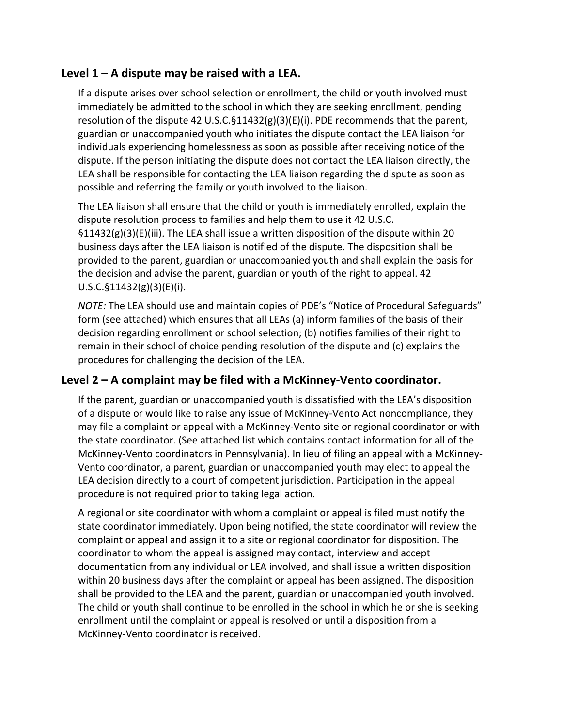### Level 1 – A dispute may be raised with a LEA.

If a dispute arises over school selection or enrollment, the child or youth involved must immediately be admitted to the school in which they are seeking enrollment, pending resolution of the dispute 42 U.S.C.§11432(g)(3)(E)(i). PDE recommends that the parent, guardian or unaccompanied youth who initiates the dispute contact the LEA liaison for individuals experiencing homelessness as soon as possible after receiving notice of the dispute. If the person initiating the dispute does not contact the LEA liaison directly, the LEA shall be responsible for contacting the LEA liaison regarding the dispute as soon as possible and referring the family or youth involved to the liaison.

The LEA liaison shall ensure that the child or youth is immediately enrolled, explain the dispute resolution process to families and help them to use it 42 U.S.C. §11432(g)(3)(E)(iii). The LEA shall issue a written disposition of the dispute within 20 business days after the LEA liaison is notified of the dispute. The disposition shall be provided to the parent, guardian or unaccompanied youth and shall explain the basis for the decision and advise the parent, guardian or youth of the right to appeal. 42 U.S.C.§11432(g)(3)(E)(i).

*NOTE:* The LEA should use and maintain copies of PDE's "Notice of Procedural Safeguards" form (see attached) which ensures that all LEAs (a) inform families of the basis of their decision regarding enrollment or school selection; (b) notifies families of their right to remain in their school of choice pending resolution of the dispute and (c) explains the procedures for challenging the decision of the LEA.

### Level 2 – A complaint may be filed with a McKinney-Vento coordinator.

If the parent, guardian or unaccompanied youth is dissatisfied with the LEA's disposition of a dispute or would like to raise any issue of McKinney-Vento Act noncompliance, they may file a complaint or appeal with a McKinney-Vento site or regional coordinator or with the state coordinator. (See attached list which contains contact information for all of the McKinney-Vento coordinators in Pennsylvania). In lieu of filing an appeal with a McKinney-Vento coordinator, a parent, guardian or unaccompanied youth may elect to appeal the LEA decision directly to a court of competent jurisdiction. Participation in the appeal procedure is not required prior to taking legal action.

A regional or site coordinator with whom a complaint or appeal is filed must notify the state coordinator immediately. Upon being notified, the state coordinator will review the complaint or appeal and assign it to a site or regional coordinator for disposition. The coordinator to whom the appeal is assigned may contact, interview and accept documentation from any individual or LEA involved, and shall issue a written disposition within 20 business days after the complaint or appeal has been assigned. The disposition shall be provided to the LEA and the parent, guardian or unaccompanied youth involved. The child or youth shall continue to be enrolled in the school in which he or she is seeking enrollment until the complaint or appeal is resolved or until a disposition from a McKinney-Vento coordinator is received.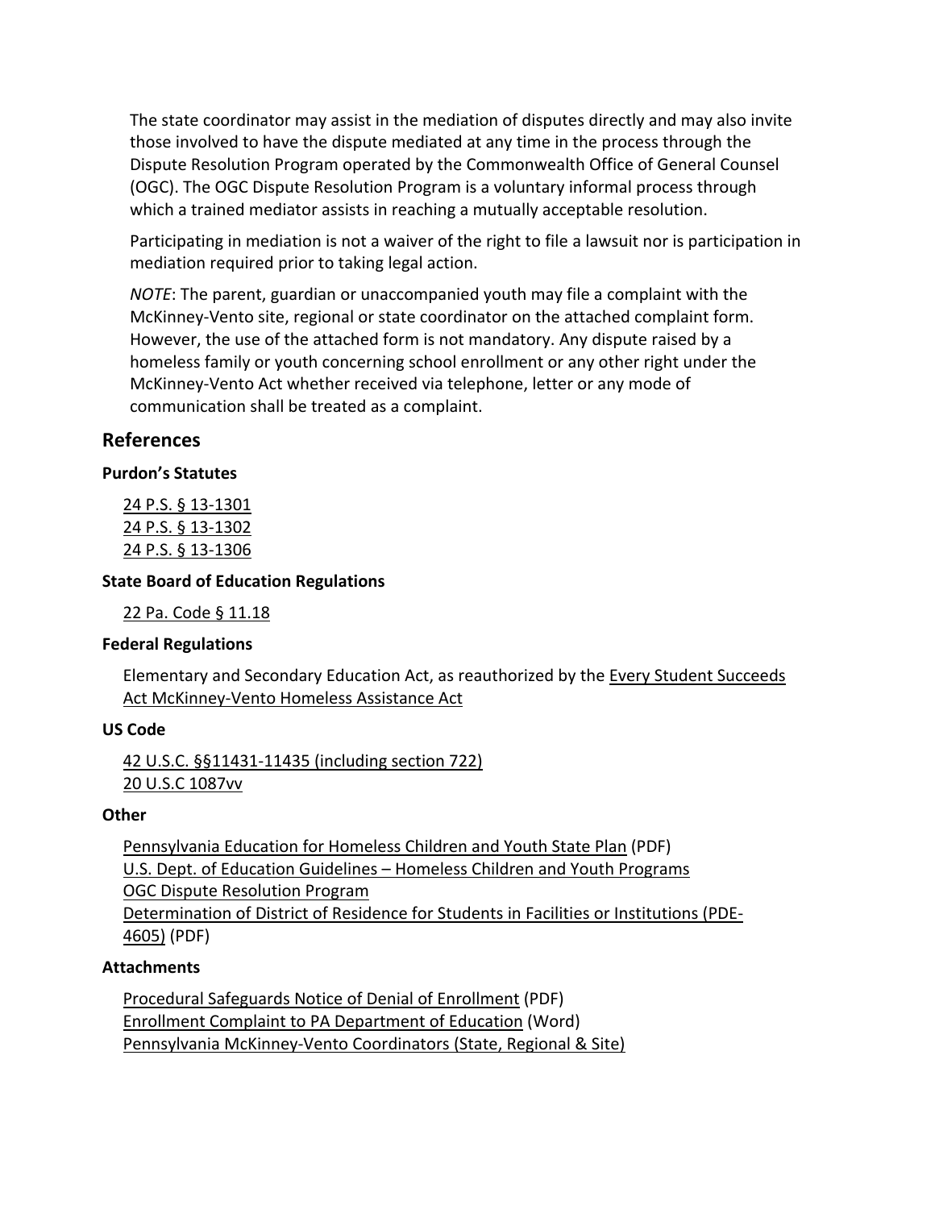The state coordinator may assist in the mediation of disputes directly and may also invite those involved to have the dispute mediated at any time in the process through the Dispute Resolution Program operated by the Commonwealth Office of General Counsel (OGC). The OGC Dispute Resolution Program is a voluntary informal process through which a trained mediator assists in reaching a mutually acceptable resolution.

Participating in mediation is not a waiver of the right to file a lawsuit nor is participation in mediation required prior to taking legal action.

*NOTE*: The parent, guardian or unaccompanied youth may file a complaint with the McKinney-Vento site, regional or state coordinator on the attached complaint form. However, the use of the attached form is not mandatory. Any dispute raised by a homeless family or youth concerning school enrollment or any other right under the McKinney-Vento Act whether received via telephone, letter or any mode of communication shall be treated as a complaint.

## References

### Purdon's Statutes

24 P.S. § 13-1301
24 P.S. § 13-1302
24 P.S. § 13-1306

### State Board of Education Regulations

22 Pa. Code § 11.18

### Federal Regulations

Elementary and Secondary Education Act, as reauthorized by the Every Student Succeeds Act McKinney-Vento Homeless Assistance Act

### US Code

42 U.S.C. §§11431-11435 (including section 722)
20 U.S.C 1087vv

### Other

Pennsylvania Education for Homeless Children and Youth State Plan (PDF)
U.S. Dept. of Education Guidelines – Homeless Children and Youth Programs
OGC Dispute Resolution Program
Determination of District of Residence for Students in Facilities or Institutions (PDE-4605) (PDF)

### Attachments

Procedural Safeguards Notice of Denial of Enrollment (PDF)
Enrollment Complaint to PA Department of Education (Word)
Pennsylvania McKinney-Vento Coordinators (State, Regional & Site)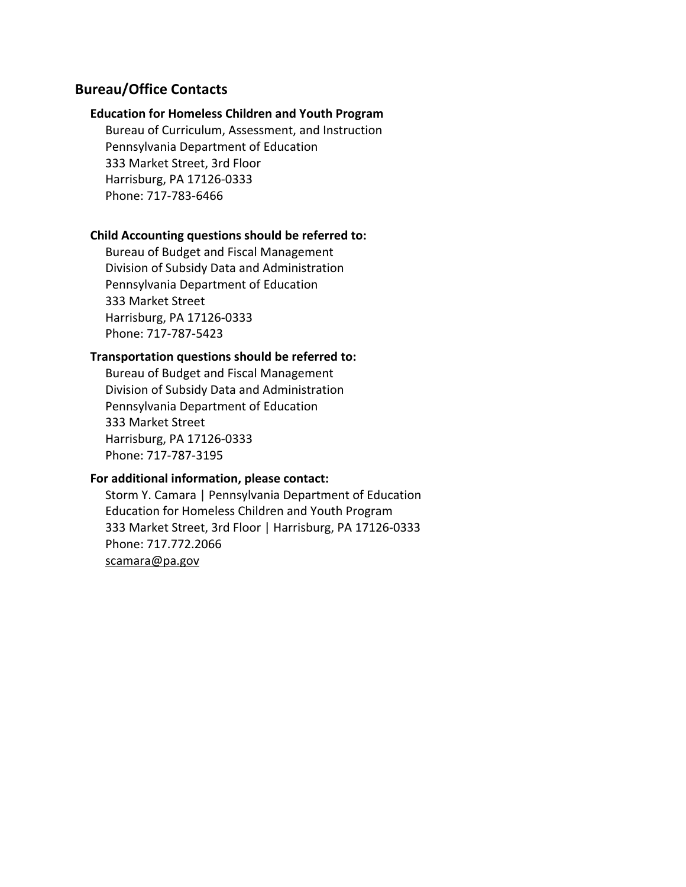## Bureau/Office Contacts

### Education for Homeless Children and Youth Program

Bureau of Curriculum, Assessment, and Instruction
Pennsylvania Department of Education
333 Market Street, 3rd Floor
Harrisburg, PA 17126-0333
Phone: 717-783-6466

### Child Accounting questions should be referred to:

Bureau of Budget and Fiscal Management
Division of Subsidy Data and Administration
Pennsylvania Department of Education
333 Market Street
Harrisburg, PA 17126-0333
Phone: 717-787-5423

### Transportation questions should be referred to:

Bureau of Budget and Fiscal Management
Division of Subsidy Data and Administration
Pennsylvania Department of Education
333 Market Street
Harrisburg, PA 17126-0333
Phone: 717-787-3195

### For additional information, please contact:

Storm Y. Camara | Pennsylvania Department of Education
Education for Homeless Children and Youth Program
333 Market Street, 3rd Floor | Harrisburg, PA 17126-0333
Phone: 717.772.2066
scamara@pa.gov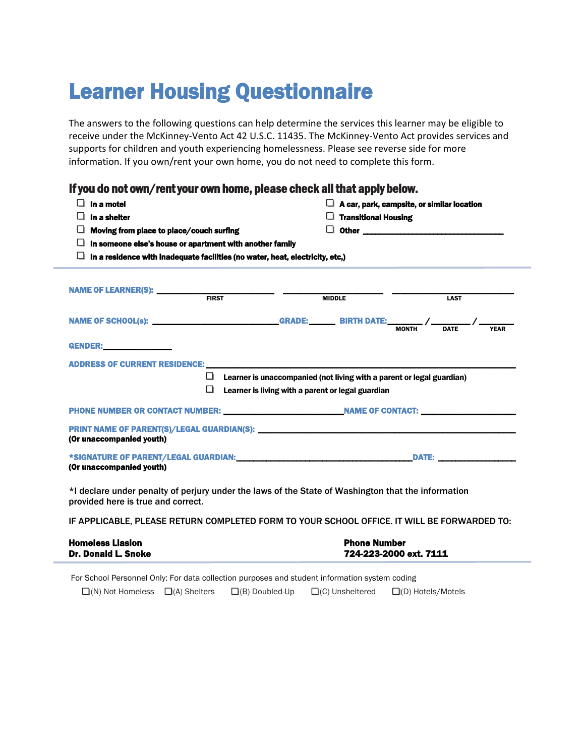# Learner Housing Questionnaire

The answers to the following questions can help determine the services this learner may be eligible to receive under the McKinney-Vento Act 42 U.S.C. 11435. The McKinney-Vento Act provides services and supports for children and youth experiencing homelessness. Please see reverse side for more information. If you own/rent your own home, you do not need to complete this form.

## If you do not own/rent your own home, please check all that apply below.

- ☐ **In a motel**
- ☐ **In a shelter**
- ☐ **Moving from place to place/couch surfing**
- ☐ **In someone else's house or apartment with another family**
- ☐ **In a residence with inadequate facilities (no water, heat, electricity, etc,)**
- ☐ **A car, park, campsite, or similar location**
- ☐ **Transitional Housing**
- ☐ **Other** ______________________________

---

**NAME OF LEARNER(S):** ______________________ ______________________ ______________________
FIRST MIDDLE LAST

**NAME OF SCHOOL(s):** ______________________ **GRADE:** ______ **BIRTH DATE:** ______ / ______ / ______
MONTH DATE YEAR

**GENDER:** ______________

**ADDRESS OF CURRENT RESIDENCE:** ____________________________________________

- ☐ **Learner is unaccompanied (not living with a parent or legal guardian)**
- ☐ **Learner is living with a parent or legal guardian**

**PHONE NUMBER OR CONTACT NUMBER:** ______________________ **NAME OF CONTACT:** ______________________

**PRINT NAME OF PARENT(S)/LEGAL GUARDIAN(S):** ____________________________________________
**(Or unaccompanied youth)**

***SIGNATURE OF PARENT/LEGAL GUARDIAN:** ______________________________ **DATE:** ______________
**(Or unaccompanied youth)**

*I declare under penalty of perjury under the laws of the State of Washington that the information provided here is true and correct.

IF APPLICABLE, PLEASE RETURN COMPLETED FORM TO YOUR SCHOOL OFFICE. IT WILL BE FORWARDED TO:

**Homeless Liaison**
**Dr. Donald L. Snoke**

**Phone Number**
**724-223-2000 ext. 7111**

---

For School Personnel Only: For data collection purposes and student information system coding

☐(N) Not Homeless ☐(A) Shelters ☐(B) Doubled-Up ☐(C) Unsheltered ☐(D) Hotels/Motels